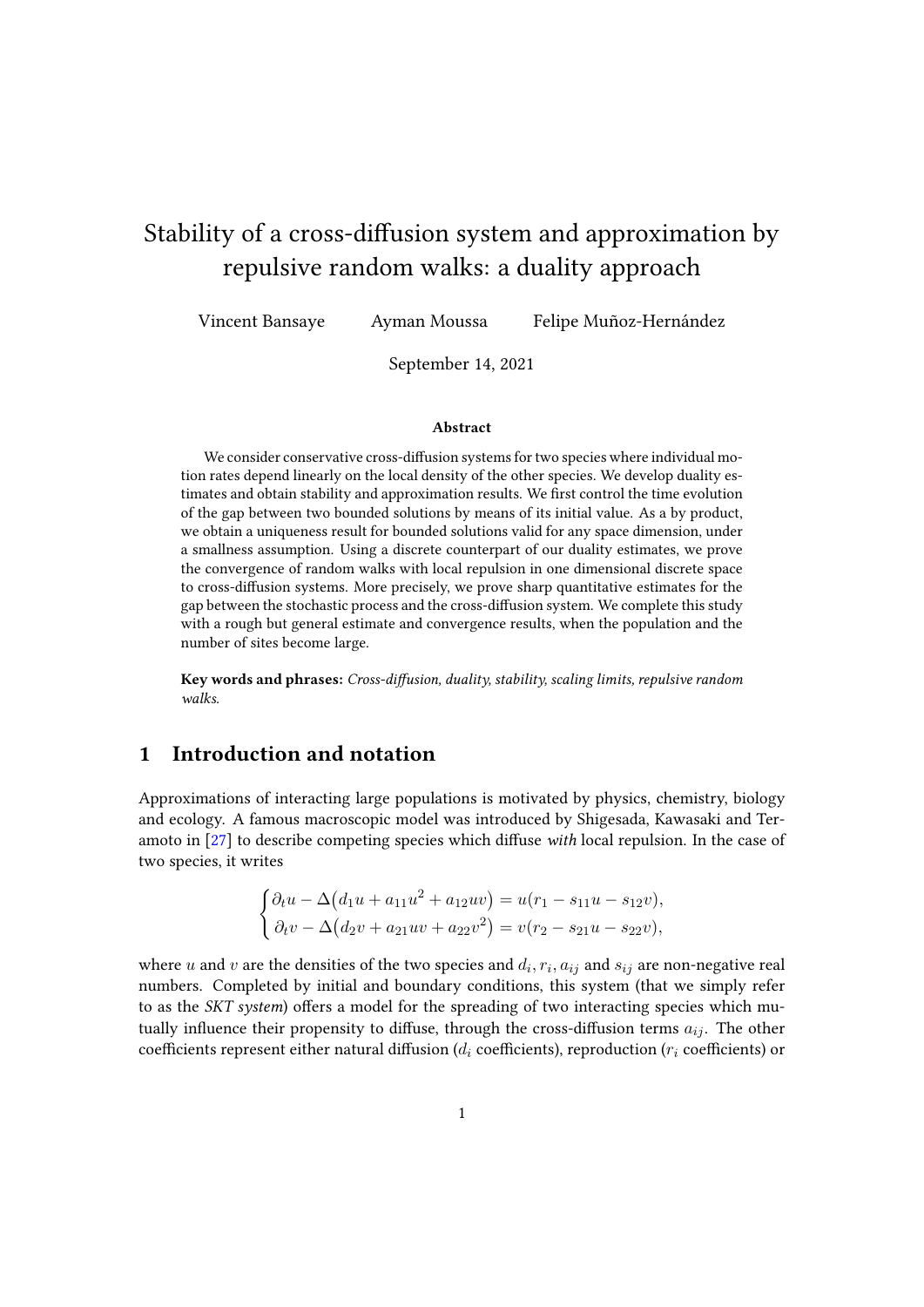# Stability of a cross-diffusion system and approximation by repulsive random walks: a duality approach

Vincent Bansaye   Ayman Moussa   Felipe Muñoz-Hernández

September 14, 2021

### Abstract

We consider conservative cross-diffusion systems for two species where individual motion rates depend linearly on the local density of the other species. We develop duality estimates and obtain stability and approximation results. We first control the time evolution of the gap between two bounded solutions by means of its initial value. As a by product, we obtain a uniqueness result for bounded solutions valid for any space dimension, under a smallness assumption. Using a discrete counterpart of our duality estimates, we prove the convergence of random walks with local repulsion in one dimensional discrete space to cross-diffusion systems. More precisely, we prove sharp quantitative estimates for the gap between the stochastic process and the cross-diffusion system. We complete this study with a rough but general estimate and convergence results, when the population and the number of sites become large.

**Key words and phrases:** *Cross-diffusion, duality, stability, scaling limits, repulsive random walks.*

## 1 Introduction and notation

Approximations of interacting large populations is motivated by physics, chemistry, biology and ecology. A famous macroscopic model was introduced by Shigesada, Kawasaki and Teramoto in [27] to describe competing species which diffuse *with* local repulsion. In the case of two species, it writes

$$
\begin{cases}
\partial_t u - \Delta\big(d_1 u + a_{11}u^2 + a_{12}uv\big) = u(r_1 - s_{11}u - s_{12}v), \\
\partial_t v - \Delta\big(d_2 v + a_{21}uv + a_{22}v^2\big) = v(r_2 - s_{21}u - s_{22}v),
\end{cases}
$$

where $u$ and $v$ are the densities of the two species and $d_i, r_i, a_{ij}$ and $s_{ij}$ are non-negative real numbers. Completed by initial and boundary conditions, this system (that we simply refer to as the *SKT system*) offers a model for the spreading of two interacting species which mutually influence their propensity to diffuse, through the cross-diffusion terms $a_{ij}$. The other coefficients represent either natural diffusion ($d_i$ coefficients), reproduction ($r_i$ coefficients) or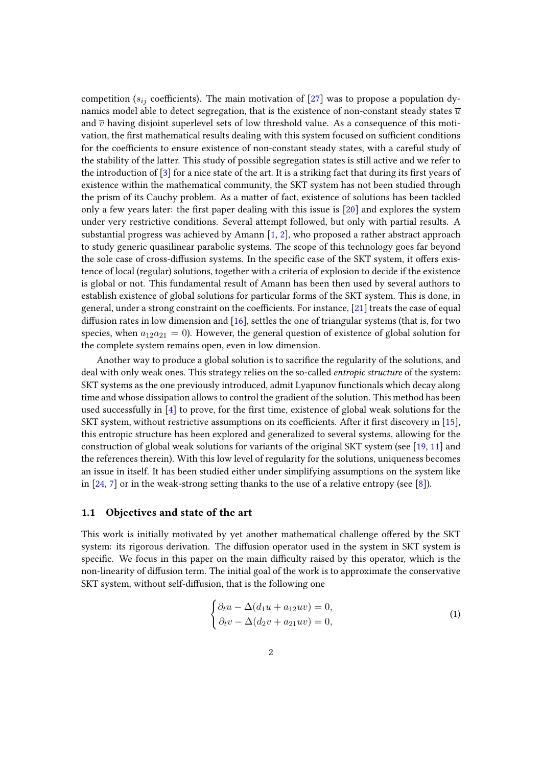competition ($s_{ij}$ coefficients). The main motivation of [27] was to propose a population dynamics model able to detect segregation, that is the existence of non-constant steady states $\overline{u}$ and $\overline{v}$ having disjoint superlevel sets of low threshold value. As a consequence of this motivation, the first mathematical results dealing with this system focused on sufficient conditions for the coefficients to ensure existence of non-constant steady states, with a careful study of the stability of the latter. This study of possible segregation states is still active and we refer to the introduction of [3] for a nice state of the art. It is a striking fact that during its first years of existence within the mathematical community, the SKT system has not been studied through the prism of its Cauchy problem. As a matter of fact, existence of solutions has been tackled only a few years later: the first paper dealing with this issue is [20] and explores the system under very restrictive conditions. Several attempt followed, but only with partial results. A substantial progress was achieved by Amann [1, 2], who proposed a rather abstract approach to study generic quasilinear parabolic systems. The scope of this technology goes far beyond the sole case of cross-diffusion systems. In the specific case of the SKT system, it offers existence of local (regular) solutions, together with a criteria of explosion to decide if the existence is global or not. This fundamental result of Amann has been then used by several authors to establish existence of global solutions for particular forms of the SKT system. This is done, in general, under a strong constraint on the coefficients. For instance, [21] treats the case of equal diffusion rates in low dimension and [16], settles the one of triangular systems (that is, for two species, when $a_{12}a_{21} = 0$). However, the general question of existence of global solution for the complete system remains open, even in low dimension.

Another way to produce a global solution is to sacrifice the regularity of the solutions, and deal with only weak ones. This strategy relies on the so-called *entropic structure* of the system: SKT systems as the one previously introduced, admit Lyapunov functionals which decay along time and whose dissipation allows to control the gradient of the solution. This method has been used successfully in [4] to prove, for the first time, existence of global weak solutions for the SKT system, without restrictive assumptions on its coefficients. After it first discovery in [15], this entropic structure has been explored and generalized to several systems, allowing for the construction of global weak solutions for variants of the original SKT system (see [19, 11] and the references therein). With this low level of regularity for the solutions, uniqueness becomes an issue in itself. It has been studied either under simplifying assumptions on the system like in [24, 7] or in the weak-strong setting thanks to the use of a relative entropy (see [8]).

### 1.1 Objectives and state of the art

This work is initially motivated by yet another mathematical challenge offered by the SKT system: its rigorous derivation. The diffusion operator used in the system in SKT system is specific. We focus in this paper on the main difficulty raised by this operator, which is the non-linearity of diffusion term. The initial goal of the work is to approximate the conservative SKT system, without self-diffusion, that is the following one

$$\begin{cases} \partial_t u - \Delta(d_1 u + a_{12} uv) = 0, \\ \partial_t v - \Delta(d_2 v + a_{21} uv) = 0, \end{cases} \tag{1}$$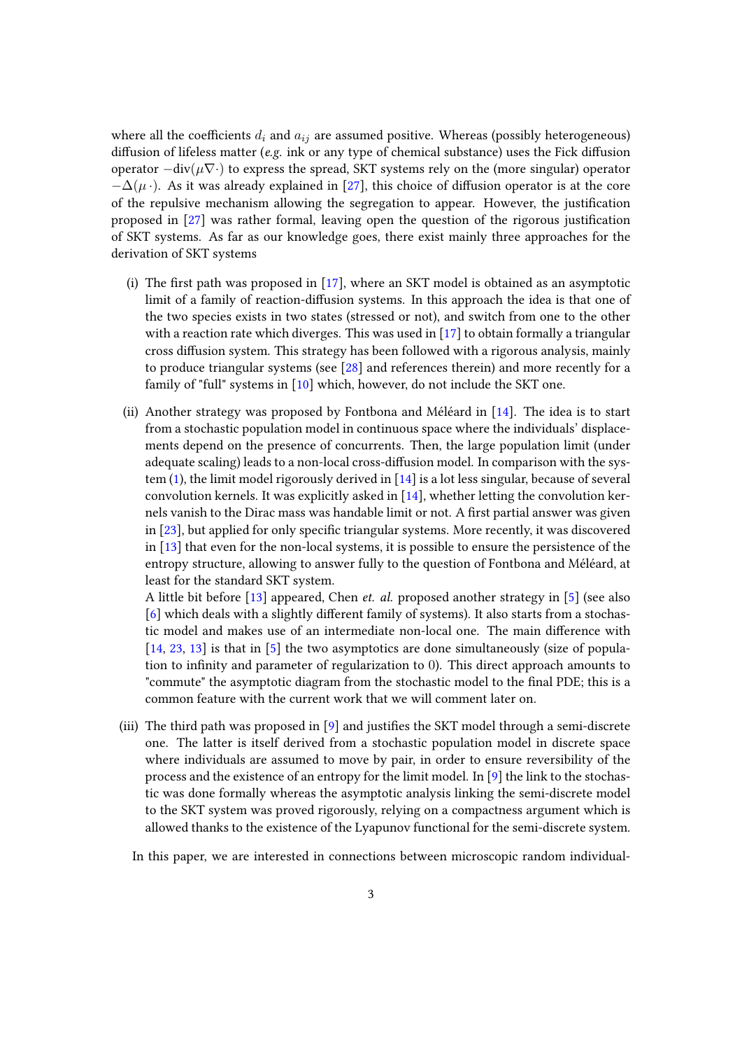where all the coefficients $d_i$ and $a_{ij}$ are assumed positive. Whereas (possibly heterogeneous) diffusion of lifeless matter (*e.g.* ink or any type of chemical substance) uses the Fick diffusion operator $-\mathrm{div}(\mu\nabla\cdot)$ to express the spread, SKT systems rely on the (more singular) operator $-\Delta(\mu\,\cdot)$. As it was already explained in [27], this choice of diffusion operator is at the core of the repulsive mechanism allowing the segregation to appear. However, the justification proposed in [27] was rather formal, leaving open the question of the rigorous justification of SKT systems. As far as our knowledge goes, there exist mainly three approaches for the derivation of SKT systems

(i) The first path was proposed in [17], where an SKT model is obtained as an asymptotic limit of a family of reaction-diffusion systems. In this approach the idea is that one of the two species exists in two states (stressed or not), and switch from one to the other with a reaction rate which diverges. This was used in [17] to obtain formally a triangular cross diffusion system. This strategy has been followed with a rigorous analysis, mainly to produce triangular systems (see [28] and references therein) and more recently for a family of "full" systems in [10] which, however, do not include the SKT one.

(ii) Another strategy was proposed by Fontbona and Méléard in [14]. The idea is to start from a stochastic population model in continuous space where the individuals' displacements depend on the presence of concurrents. Then, the large population limit (under adequate scaling) leads to a non-local cross-diffusion model. In comparison with the system (1), the limit model rigorously derived in [14] is a lot less singular, because of several convolution kernels. It was explicitly asked in [14], whether letting the convolution kernels vanish to the Dirac mass was handable limit or not. A first partial answer was given in [23], but applied for only specific triangular systems. More recently, it was discovered in [13] that even for the non-local systems, it is possible to ensure the persistence of the entropy structure, allowing to answer fully to the question of Fontbona and Méléard, at least for the standard SKT system.
A little bit before [13] appeared, Chen *et. al.* proposed another strategy in [5] (see also [6] which deals with a slightly different family of systems). It also starts from a stochastic model and makes use of an intermediate non-local one. The main difference with [14, 23, 13] is that in [5] the two asymptotics are done simultaneously (size of population to infinity and parameter of regularization to 0). This direct approach amounts to "commute" the asymptotic diagram from the stochastic model to the final PDE; this is a common feature with the current work that we will comment later on.

(iii) The third path was proposed in [9] and justifies the SKT model through a semi-discrete one. The latter is itself derived from a stochastic population model in discrete space where individuals are assumed to move by pair, in order to ensure reversibility of the process and the existence of an entropy for the limit model. In [9] the link to the stochastic was done formally whereas the asymptotic analysis linking the semi-discrete model to the SKT system was proved rigorously, relying on a compactness argument which is allowed thanks to the existence of the Lyapunov functional for the semi-discrete system.

In this paper, we are interested in connections between microscopic random individual-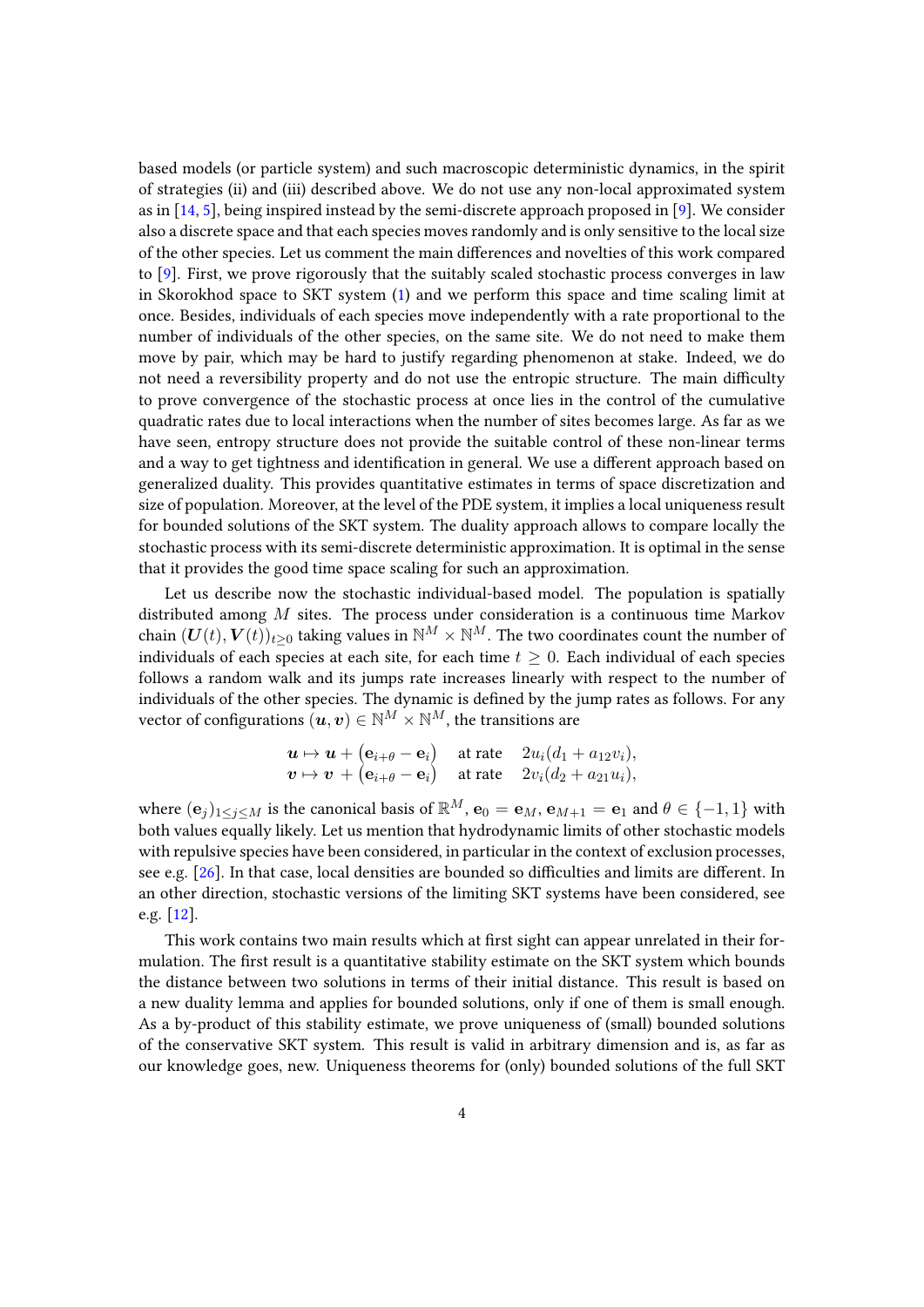based models (or particle system) and such macroscopic deterministic dynamics, in the spirit of strategies (ii) and (iii) described above. We do not use any non-local approximated system as in [14, 5], being inspired instead by the semi-discrete approach proposed in [9]. We consider also a discrete space and that each species moves randomly and is only sensitive to the local size of the other species. Let us comment the main differences and novelties of this work compared to [9]. First, we prove rigorously that the suitably scaled stochastic process converges in law in Skorokhod space to SKT system (1) and we perform this space and time scaling limit at once. Besides, individuals of each species move independently with a rate proportional to the number of individuals of the other species, on the same site. We do not need to make them move by pair, which may be hard to justify regarding phenomenon at stake. Indeed, we do not need a reversibility property and do not use the entropic structure. The main difficulty to prove convergence of the stochastic process at once lies in the control of the cumulative quadratic rates due to local interactions when the number of sites becomes large. As far as we have seen, entropy structure does not provide the suitable control of these non-linear terms and a way to get tightness and identification in general. We use a different approach based on generalized duality. This provides quantitative estimates in terms of space discretization and size of population. Moreover, at the level of the PDE system, it implies a local uniqueness result for bounded solutions of the SKT system. The duality approach allows to compare locally the stochastic process with its semi-discrete deterministic approximation. It is optimal in the sense that it provides the good time space scaling for such an approximation.

Let us describe now the stochastic individual-based model. The population is spatially distributed among $M$ sites. The process under consideration is a continuous time Markov chain $(\boldsymbol{U}(t), \boldsymbol{V}(t))_{t\geq 0}$ taking values in $\mathbb{N}^M \times \mathbb{N}^M$. The two coordinates count the number of individuals of each species at each site, for each time $t \geq 0$. Each individual of each species follows a random walk and its jumps rate increases linearly with respect to the number of individuals of the other species. The dynamic is defined by the jump rates as follows. For any vector of configurations $(\boldsymbol{u}, \boldsymbol{v}) \in \mathbb{N}^M \times \mathbb{N}^M$, the transitions are

$$
\begin{aligned}
\boldsymbol{u} &\mapsto \boldsymbol{u} + \big(\mathbf{e}_{i+\theta} - \mathbf{e}_i\big) \quad \text{at rate} \quad 2u_i(d_1 + a_{12}v_i),\\
\boldsymbol{v} &\mapsto \boldsymbol{v} + \big(\mathbf{e}_{i+\theta} - \mathbf{e}_i\big) \quad \text{at rate} \quad 2v_i(d_2 + a_{21}u_i),
\end{aligned}
$$

where $(\mathbf{e}_j)_{1\leq j\leq M}$ is the canonical basis of $\mathbb{R}^M$, $\mathbf{e}_0 = \mathbf{e}_M$, $\mathbf{e}_{M+1} = \mathbf{e}_1$ and $\theta \in \{-1, 1\}$ with both values equally likely. Let us mention that hydrodynamic limits of other stochastic models with repulsive species have been considered, in particular in the context of exclusion processes, see e.g. [26]. In that case, local densities are bounded so difficulties and limits are different. In an other direction, stochastic versions of the limiting SKT systems have been considered, see e.g. [12].

This work contains two main results which at first sight can appear unrelated in their formulation. The first result is a quantitative stability estimate on the SKT system which bounds the distance between two solutions in terms of their initial distance. This result is based on a new duality lemma and applies for bounded solutions, only if one of them is small enough. As a by-product of this stability estimate, we prove uniqueness of (small) bounded solutions of the conservative SKT system. This result is valid in arbitrary dimension and is, as far as our knowledge goes, new. Uniqueness theorems for (only) bounded solutions of the full SKT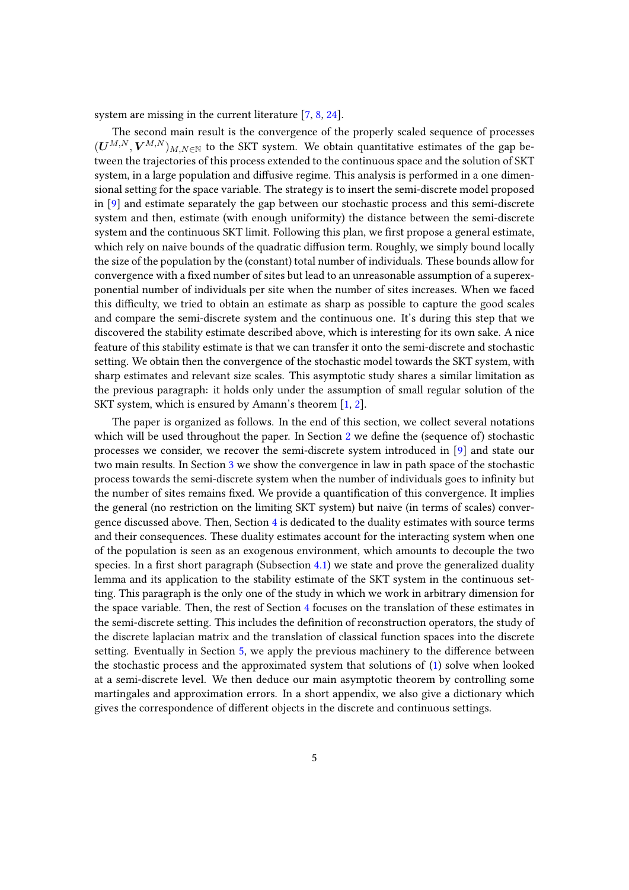system are missing in the current literature [7, 8, 24].

The second main result is the convergence of the properly scaled sequence of processes $(\boldsymbol{U}^{M,N}, \boldsymbol{V}^{M,N})_{M,N\in\mathbb{N}}$ to the SKT system. We obtain quantitative estimates of the gap between the trajectories of this process extended to the continuous space and the solution of SKT system, in a large population and diffusive regime. This analysis is performed in a one dimensional setting for the space variable. The strategy is to insert the semi-discrete model proposed in [9] and estimate separately the gap between our stochastic process and this semi-discrete system and then, estimate (with enough uniformity) the distance between the semi-discrete system and the continuous SKT limit. Following this plan, we first propose a general estimate, which rely on naive bounds of the quadratic diffusion term. Roughly, we simply bound locally the size of the population by the (constant) total number of individuals. These bounds allow for convergence with a fixed number of sites but lead to an unreasonable assumption of a superexponential number of individuals per site when the number of sites increases. When we faced this difficulty, we tried to obtain an estimate as sharp as possible to capture the good scales and compare the semi-discrete system and the continuous one. It's during this step that we discovered the stability estimate described above, which is interesting for its own sake. A nice feature of this stability estimate is that we can transfer it onto the semi-discrete and stochastic setting. We obtain then the convergence of the stochastic model towards the SKT system, with sharp estimates and relevant size scales. This asymptotic study shares a similar limitation as the previous paragraph: it holds only under the assumption of small regular solution of the SKT system, which is ensured by Amann's theorem [1, 2].

The paper is organized as follows. In the end of this section, we collect several notations which will be used throughout the paper. In Section 2 we define the (sequence of) stochastic processes we consider, we recover the semi-discrete system introduced in [9] and state our two main results. In Section 3 we show the convergence in law in path space of the stochastic process towards the semi-discrete system when the number of individuals goes to infinity but the number of sites remains fixed. We provide a quantification of this convergence. It implies the general (no restriction on the limiting SKT system) but naive (in terms of scales) convergence discussed above. Then, Section 4 is dedicated to the duality estimates with source terms and their consequences. These duality estimates account for the interacting system when one of the population is seen as an exogenous environment, which amounts to decouple the two species. In a first short paragraph (Subsection 4.1) we state and prove the generalized duality lemma and its application to the stability estimate of the SKT system in the continuous setting. This paragraph is the only one of the study in which we work in arbitrary dimension for the space variable. Then, the rest of Section 4 focuses on the translation of these estimates in the semi-discrete setting. This includes the definition of reconstruction operators, the study of the discrete laplacian matrix and the translation of classical function spaces into the discrete setting. Eventually in Section 5, we apply the previous machinery to the difference between the stochastic process and the approximated system that solutions of (1) solve when looked at a semi-discrete level. We then deduce our main asymptotic theorem by controlling some martingales and approximation errors. In a short appendix, we also give a dictionary which gives the correspondence of different objects in the discrete and continuous settings.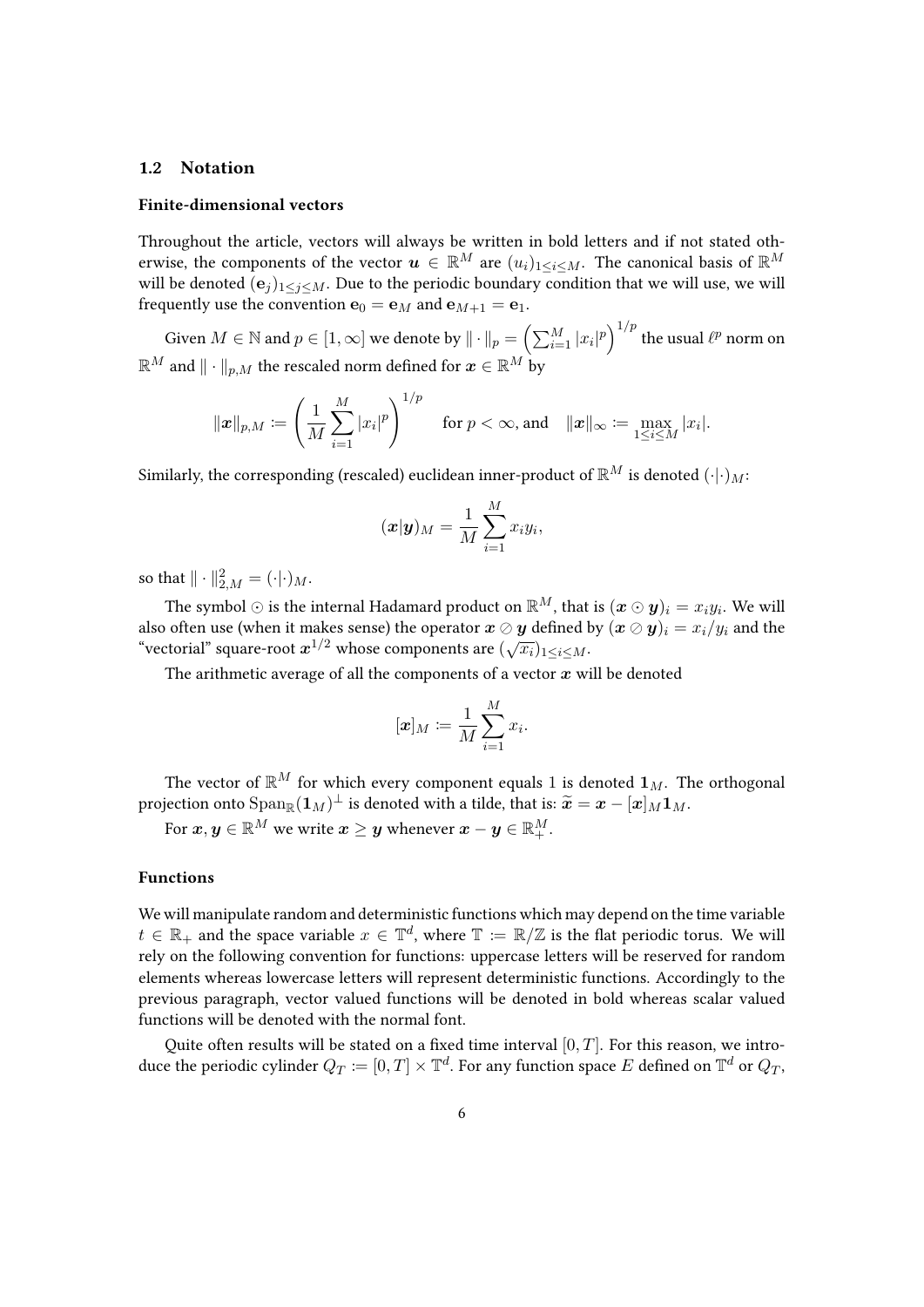### 1.2 Notation

#### Finite-dimensional vectors

Throughout the article, vectors will always be written in bold letters and if not stated otherwise, the components of the vector $\boldsymbol{u} \in \mathbb{R}^M$ are $(u_i)_{1\le i\le M}$. The canonical basis of $\mathbb{R}^M$ will be denoted $(\mathbf{e}_j)_{1\le j\le M}$. Due to the periodic boundary condition that we will use, we will frequently use the convention $\mathbf{e}_0 = \mathbf{e}_M$ and $\mathbf{e}_{M+1} = \mathbf{e}_1$.

Given $M \in \mathbb{N}$ and $p \in [1,\infty]$ we denote by $\|\cdot\|_p = \left(\sum_{i=1}^M |x_i|^p\right)^{1/p}$ the usual $\ell^p$ norm on $\mathbb{R}^M$ and $\|\cdot\|_{p,M}$ the rescaled norm defined for $\boldsymbol{x} \in \mathbb{R}^M$ by

$$\|\boldsymbol{x}\|_{p,M} := \left(\frac{1}{M}\sum_{i=1}^M |x_i|^p\right)^{1/p} \qquad \text{for } p<\infty, \text{and} \quad \|\boldsymbol{x}\|_\infty := \max_{1\le i\le M}|x_i|.$$

Similarly, the corresponding (rescaled) euclidean inner-product of $\mathbb{R}^M$ is denoted $(\cdot|\cdot)_M$:

$$(\boldsymbol{x}|\boldsymbol{y})_M = \frac{1}{M}\sum_{i=1}^M x_i y_i,$$

so that $\|\cdot\|_{2,M}^2 = (\cdot|\cdot)_M$.

The symbol $\odot$ is the internal Hadamard product on $\mathbb{R}^M$, that is $(\boldsymbol{x}\odot\boldsymbol{y})_i = x_i y_i$. We will also often use (when it makes sense) the operator $\boldsymbol{x}\oslash\boldsymbol{y}$ defined by $(\boldsymbol{x}\oslash\boldsymbol{y})_i = x_i/y_i$ and the "vectorial" square-root $\boldsymbol{x}^{1/2}$ whose components are $(\sqrt{x_i})_{1\le i\le M}$.

The arithmetic average of all the components of a vector $\boldsymbol{x}$ will be denoted

$$[\boldsymbol{x}]_M := \frac{1}{M}\sum_{i=1}^M x_i.$$

The vector of $\mathbb{R}^M$ for which every component equals 1 is denoted $\mathbf{1}_M$. The orthogonal projection onto $\mathrm{Span}_{\mathbb{R}}(\mathbf{1}_M)^\perp$ is denoted with a tilde, that is: $\widetilde{\boldsymbol{x}} = \boldsymbol{x} - [\boldsymbol{x}]_M\mathbf{1}_M$.

For $\boldsymbol{x},\boldsymbol{y} \in \mathbb{R}^M$ we write $\boldsymbol{x} \ge \boldsymbol{y}$ whenever $\boldsymbol{x}-\boldsymbol{y} \in \mathbb{R}_+^M$.

#### Functions

We will manipulate random and deterministic functions which may depend on the time variable $t \in \mathbb{R}_+$ and the space variable $x \in \mathbb{T}^d$, where $\mathbb{T} := \mathbb{R}/\mathbb{Z}$ is the flat periodic torus. We will rely on the following convention for functions: uppercase letters will be reserved for random elements whereas lowercase letters will represent deterministic functions. Accordingly to the previous paragraph, vector valued functions will be denoted in bold whereas scalar valued functions will be denoted with the normal font.

Quite often results will be stated on a fixed time interval $[0,T]$. For this reason, we introduce the periodic cylinder $Q_T := [0,T]\times\mathbb{T}^d$. For any function space $E$ defined on $\mathbb{T}^d$ or $Q_T$,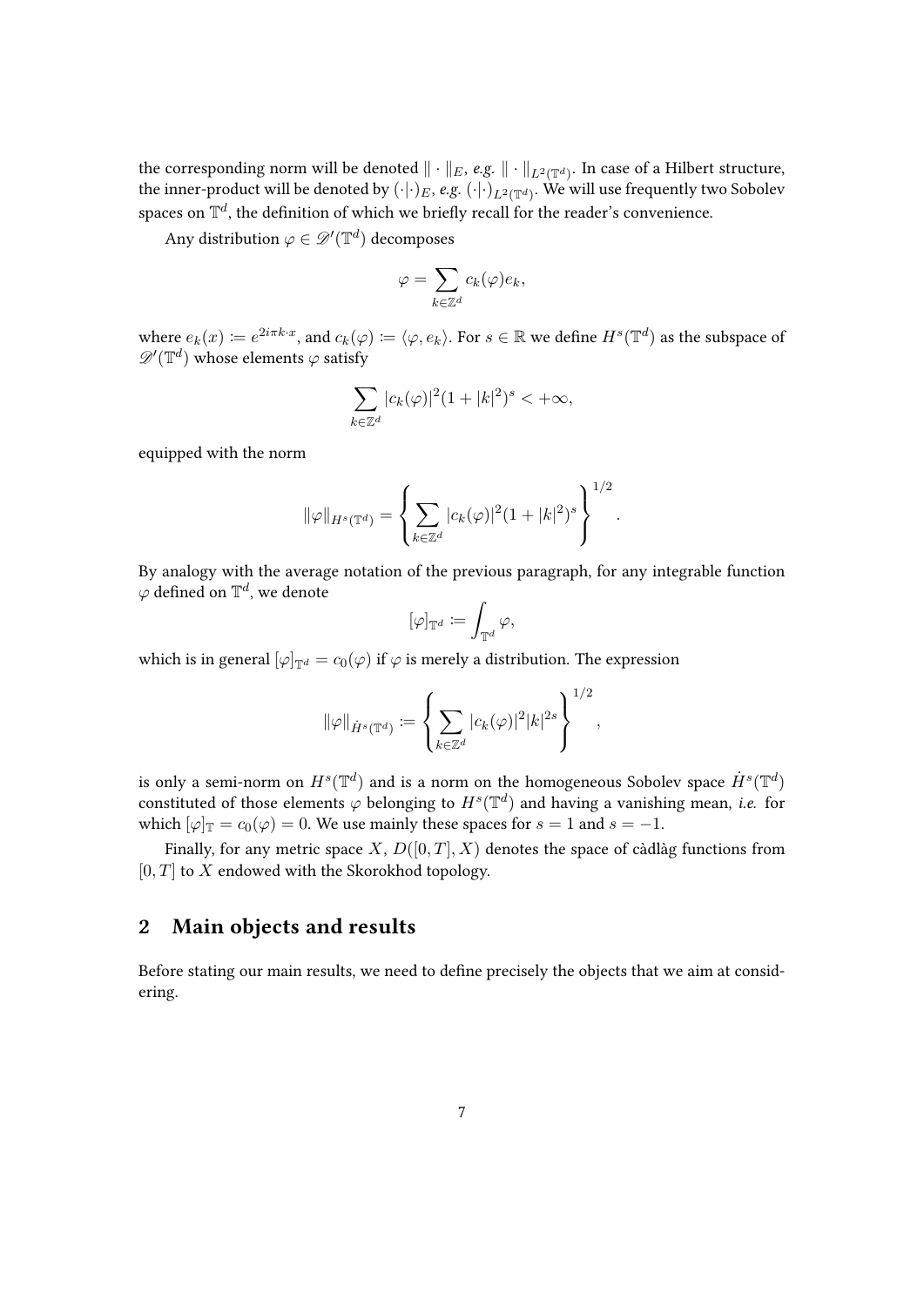the corresponding norm will be denoted $\|\cdot\|_E$, *e.g.* $\|\cdot\|_{L^2(\mathbb{T}^d)}$. In case of a Hilbert structure, the inner-product will be denoted by $(\cdot|\cdot)_E$, *e.g.* $(\cdot|\cdot)_{L^2(\mathbb{T}^d)}$. We will use frequently two Sobolev spaces on $\mathbb{T}^d$, the definition of which we briefly recall for the reader's convenience.

Any distribution $\varphi \in \mathscr{D}'(\mathbb{T}^d)$ decomposes

$$\varphi = \sum_{k\in\mathbb{Z}^d} c_k(\varphi) e_k,$$

where $e_k(x) := e^{2i\pi k\cdot x}$, and $c_k(\varphi) := \langle \varphi, e_k\rangle$. For $s \in \mathbb{R}$ we define $H^s(\mathbb{T}^d)$ as the subspace of $\mathscr{D}'(\mathbb{T}^d)$ whose elements $\varphi$ satisfy

$$\sum_{k\in\mathbb{Z}^d} |c_k(\varphi)|^2 (1+|k|^2)^s < +\infty,$$

equipped with the norm

$$\|\varphi\|_{H^s(\mathbb{T}^d)} = \left\{ \sum_{k\in\mathbb{Z}^d} |c_k(\varphi)|^2 (1+|k|^2)^s \right\}^{1/2}.$$

By analogy with the average notation of the previous paragraph, for any integrable function $\varphi$ defined on $\mathbb{T}^d$, we denote

$$[\varphi]_{\mathbb{T}^d} := \int_{\mathbb{T}^d} \varphi,$$

which is in general $[\varphi]_{\mathbb{T}^d} = c_0(\varphi)$ if $\varphi$ is merely a distribution. The expression

$$\|\varphi\|_{\dot{H}^s(\mathbb{T}^d)} := \left\{ \sum_{k\in\mathbb{Z}^d} |c_k(\varphi)|^2 |k|^{2s} \right\}^{1/2},$$

is only a semi-norm on $H^s(\mathbb{T}^d)$ and is a norm on the homogeneous Sobolev space $\dot{H}^s(\mathbb{T}^d)$ constituted of those elements $\varphi$ belonging to $H^s(\mathbb{T}^d)$ and having a vanishing mean, *i.e.* for which $[\varphi]_{\mathbb{T}} = c_0(\varphi) = 0$. We use mainly these spaces for $s = 1$ and $s = -1$.

Finally, for any metric space $X$, $D([0,T], X)$ denotes the space of càdlàg functions from $[0,T]$ to $X$ endowed with the Skorokhod topology.

## 2 Main objects and results

Before stating our main results, we need to define precisely the objects that we aim at considering.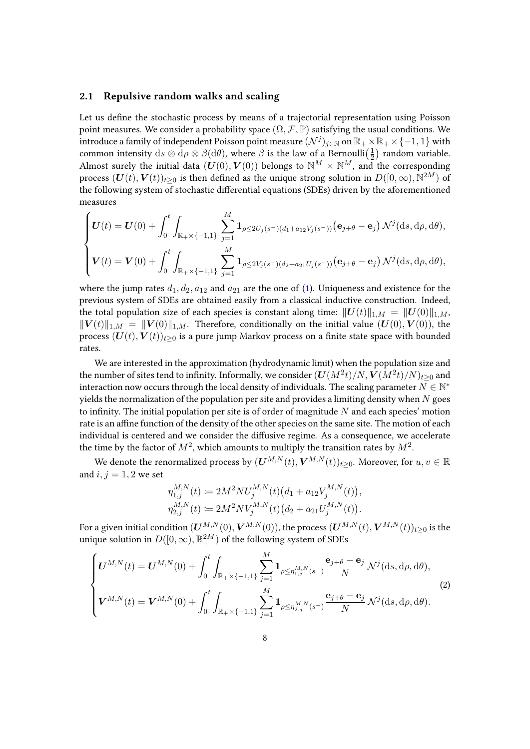### 2.1 Repulsive random walks and scaling

Let us define the stochastic process by means of a trajectorial representation using Poisson point measures. We consider a probability space $(\Omega, \mathcal{F}, \mathbb{P})$ satisfying the usual conditions. We introduce a family of independent Poisson point measure $(\mathcal{N}^j)_{j\in\mathbb{N}}$ on $\mathbb{R}_+ \times \mathbb{R}_+ \times \{-1, 1\}$ with common intensity $\mathrm{d}s \otimes \mathrm{d}\rho \otimes \beta(\mathrm{d}\theta)$, where $\beta$ is the law of a Bernoulli$\left(\frac{1}{2}\right)$ random variable. Almost surely the initial data $(\boldsymbol{U}(0), \boldsymbol{V}(0))$ belongs to $\mathbb{N}^M \times \mathbb{N}^M$, and the corresponding process $(\boldsymbol{U}(t), \boldsymbol{V}(t))_{t\geq 0}$ is then defined as the unique strong solution in $D([0,\infty), \mathbb{N}^{2M})$ of the following system of stochastic differential equations (SDEs) driven by the aforementioned measures

$$
\begin{cases}
\boldsymbol{U}(t) = \boldsymbol{U}(0) + \displaystyle\int_0^t \int_{\mathbb{R}_+\times\{-1,1\}} \sum_{j=1}^M \mathbf{1}_{\rho \leq 2U_j(s^-)(d_1 + a_{12}V_j(s^-))} \big(\mathbf{e}_{j+\theta} - \mathbf{e}_j\big)\, \mathcal{N}^j(\mathrm{d}s, \mathrm{d}\rho, \mathrm{d}\theta), \\
\boldsymbol{V}(t) = \boldsymbol{V}(0) + \displaystyle\int_0^t \int_{\mathbb{R}_+\times\{-1,1\}} \sum_{j=1}^M \mathbf{1}_{\rho \leq 2V_j(s^-)(d_2 + a_{21}U_j(s^-))} \big(\mathbf{e}_{j+\theta} - \mathbf{e}_j\big)\, \mathcal{N}^j(\mathrm{d}s, \mathrm{d}\rho, \mathrm{d}\theta),
\end{cases}
$$

where the jump rates $d_1, d_2, a_{12}$ and $a_{21}$ are the one of (1). Uniqueness and existence for the previous system of SDEs are obtained easily from a classical inductive construction. Indeed, the total population size of each species is constant along time: $\|\boldsymbol{U}(t)\|_{1,M} = \|\boldsymbol{U}(0)\|_{1,M}$, $\|\boldsymbol{V}(t)\|_{1,M} = \|\boldsymbol{V}(0)\|_{1,M}$. Therefore, conditionally on the initial value $(\boldsymbol{U}(0), \boldsymbol{V}(0))$, the process $(\boldsymbol{U}(t), \boldsymbol{V}(t))_{t\geq 0}$ is a pure jump Markov process on a finite state space with bounded rates.

We are interested in the approximation (hydrodynamic limit) when the population size and the number of sites tend to infinity. Informally, we consider $(\boldsymbol{U}(M^2t)/N, \boldsymbol{V}(M^2t)/N)_{t\geq 0}$ and interaction now occurs through the local density of individuals. The scaling parameter $N \in \mathbb{N}^*$ yields the normalization of the population per site and provides a limiting density when $N$ goes to infinity. The initial population per site is of order of magnitude $N$ and each species' motion rate is an affine function of the density of the other species on the same site. The motion of each individual is centered and we consider the diffusive regime. As a consequence, we accelerate the time by the factor of $M^2$, which amounts to multiply the transition rates by $M^2$.

We denote the renormalized process by $(\boldsymbol{U}^{M,N}(t), \boldsymbol{V}^{M,N}(t))_{t\geq 0}$. Moreover, for $u, v \in \mathbb{R}$ and $i, j = 1, 2$ we set

$$
\eta_{1,j}^{M,N}(t) := 2M^2 N U_j^{M,N}(t)\big(d_1 + a_{12}V_j^{M,N}(t)\big),
$$
$$
\eta_{2,j}^{M,N}(t) := 2M^2 N V_j^{M,N}(t)\big(d_2 + a_{21}U_j^{M,N}(t)\big).
$$

For a given initial condition $(\boldsymbol{U}^{M,N}(0), \boldsymbol{V}^{M,N}(0))$, the process $(\boldsymbol{U}^{M,N}(t), \boldsymbol{V}^{M,N}(t))_{t\geq 0}$ is the unique solution in $D([0,\infty), \mathbb{R}_+^{2M})$ of the following system of SDEs

$$
\begin{cases}
\boldsymbol{U}^{M,N}(t) = \boldsymbol{U}^{M,N}(0) + \displaystyle\int_0^t \int_{\mathbb{R}_+\times\{-1,1\}} \sum_{j=1}^M \mathbf{1}_{\rho \leq \eta_{1,j}^{M,N}(s^-)} \frac{\mathbf{e}_{j+\theta} - \mathbf{e}_j}{N}\, \mathcal{N}^j(\mathrm{d}s, \mathrm{d}\rho, \mathrm{d}\theta), \\
\boldsymbol{V}^{M,N}(t) = \boldsymbol{V}^{M,N}(0) + \displaystyle\int_0^t \int_{\mathbb{R}_+\times\{-1,1\}} \sum_{j=1}^M \mathbf{1}_{\rho \leq \eta_{2,j}^{M,N}(s^-)} \frac{\mathbf{e}_{j+\theta} - \mathbf{e}_j}{N}\, \mathcal{N}^j(\mathrm{d}s, \mathrm{d}\rho, \mathrm{d}\theta).
\end{cases} \tag{2}
$$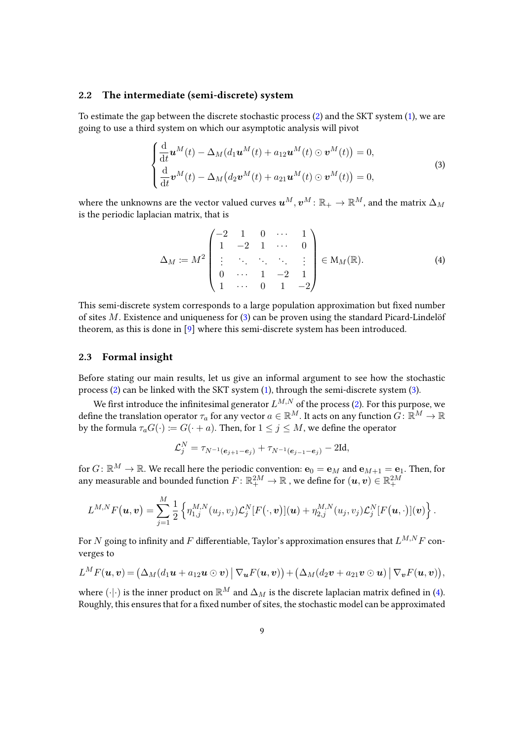### 2.2 The intermediate (semi-discrete) system

To estimate the gap between the discrete stochastic process (2) and the SKT system (1), we are going to use a third system on which our asymptotic analysis will pivot

$$
\begin{cases}
\dfrac{\mathrm{d}}{\mathrm{d}t}\boldsymbol{u}^M(t) - \Delta_M\big(d_1\boldsymbol{u}^M(t) + a_{12}\boldsymbol{u}^M(t)\odot\boldsymbol{v}^M(t)\big) = 0, \\
\dfrac{\mathrm{d}}{\mathrm{d}t}\boldsymbol{v}^M(t) - \Delta_M\big(d_2\boldsymbol{v}^M(t) + a_{21}\boldsymbol{u}^M(t)\odot\boldsymbol{v}^M(t)\big) = 0,
\end{cases}
\tag{3}
$$

where the unknowns are the vector valued curves $\boldsymbol{u}^M, \boldsymbol{v}^M : \mathbb{R}_+ \to \mathbb{R}^M$, and the matrix $\Delta_M$ is the periodic laplacian matrix, that is

$$
\Delta_M := M^2 \begin{pmatrix}
-2 & 1 & 0 & \cdots & 1 \\
1 & -2 & 1 & \cdots & 0 \\
\vdots & \ddots & \ddots & \ddots & \vdots \\
0 & \cdots & 1 & -2 & 1 \\
1 & \cdots & 0 & 1 & -2
\end{pmatrix} \in \mathrm{M}_M(\mathbb{R}).
\tag{4}
$$

This semi-discrete system corresponds to a large population approximation but fixed number of sites $M$. Existence and uniqueness for (3) can be proven using the standard Picard-Lindelöf theorem, as this is done in [9] where this semi-discrete system has been introduced.

### 2.3 Formal insight

Before stating our main results, let us give an informal argument to see how the stochastic process (2) can be linked with the SKT system (1), through the semi-discrete system (3).

We first introduce the infinitesimal generator $L^{M,N}$ of the process (2). For this purpose, we define the translation operator $\tau_a$ for any vector $a \in \mathbb{R}^M$. It acts on any function $G : \mathbb{R}^M \to \mathbb{R}$ by the formula $\tau_a G(\cdot) := G(\cdot + a)$. Then, for $1 \le j \le M$, we define the operator

$$
\mathcal{L}_j^N = \tau_{N^{-1}(\boldsymbol{e}_{j+1}-\boldsymbol{e}_j)} + \tau_{N^{-1}(\boldsymbol{e}_{j-1}-\boldsymbol{e}_j)} - 2\mathrm{Id},
$$

for $G : \mathbb{R}^M \to \mathbb{R}$. We recall here the periodic convention: $\mathbf{e}_0 = \mathbf{e}_M$ and $\mathbf{e}_{M+1} = \mathbf{e}_1$. Then, for any measurable and bounded function $F : \mathbb{R}_+^{2M} \to \mathbb{R}$ , we define for $(\boldsymbol{u},\boldsymbol{v}) \in \mathbb{R}_+^{2M}$

$$
L^{M,N}F(\boldsymbol{u},\boldsymbol{v}) = \sum_{j=1}^{M} \frac{1}{2}\left\{\eta_{1,j}^{M,N}(u_j,v_j)\mathcal{L}_j^N[F(\cdot,\boldsymbol{v})](\boldsymbol{u}) + \eta_{2,j}^{M,N}(u_j,v_j)\mathcal{L}_j^N[F(\boldsymbol{u},\cdot)](\boldsymbol{v})\right\}.
$$

For $N$ going to infinity and $F$ differentiable, Taylor's approximation ensures that $L^{M,N}F$ converges to

$$
L^M F(\boldsymbol{u},\boldsymbol{v}) = \big(\Delta_M(d_1\boldsymbol{u} + a_{12}\boldsymbol{u}\odot\boldsymbol{v}) \,\big|\, \nabla_{\boldsymbol{u}}F(\boldsymbol{u},\boldsymbol{v})\big) + \big(\Delta_M(d_2\boldsymbol{v} + a_{21}\boldsymbol{v}\odot\boldsymbol{u}) \,\big|\, \nabla_{\boldsymbol{v}}F(\boldsymbol{u},\boldsymbol{v})\big),
$$

where $(\cdot|\cdot)$ is the inner product on $\mathbb{R}^M$ and $\Delta_M$ is the discrete laplacian matrix defined in (4). Roughly, this ensures that for a fixed number of sites, the stochastic model can be approximated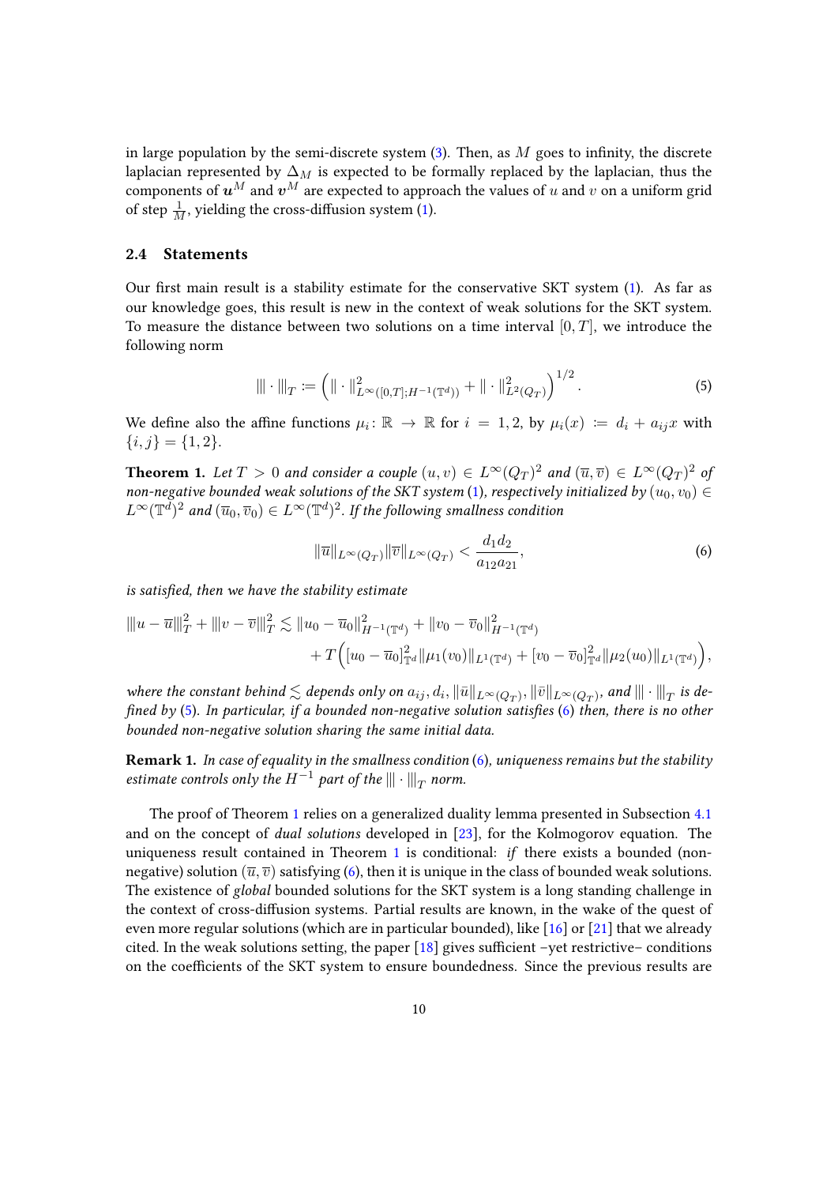in large population by the semi-discrete system (3). Then, as $M$ goes to infinity, the discrete laplacian represented by $\Delta_M$ is expected to be formally replaced by the laplacian, thus the components of $\boldsymbol{u}^M$ and $\boldsymbol{v}^M$ are expected to approach the values of $u$ and $v$ on a uniform grid of step $\frac{1}{M}$, yielding the cross-diffusion system (1).

### 2.4 Statements

Our first main result is a stability estimate for the conservative SKT system (1). As far as our knowledge goes, this result is new in the context of weak solutions for the SKT system. To measure the distance between two solutions on a time interval $[0,T]$, we introduce the following norm

$$|||\cdot|||_T := \Big( \|\cdot\|^2_{L^\infty([0,T];H^{-1}(\mathbb{T}^d))} + \|\cdot\|^2_{L^2(Q_T)} \Big)^{1/2}. \tag{5}$$

We define also the affine functions $\mu_i\colon \mathbb{R} \to \mathbb{R}$ for $i = 1,2$, by $\mu_i(x) := d_i + a_{ij}x$ with $\{i,j\} = \{1,2\}$.

**Theorem 1.** *Let $T > 0$ and consider a couple $(u,v) \in L^\infty(Q_T)^2$ and $(\overline{u},\overline{v}) \in L^\infty(Q_T)^2$ of non-negative bounded weak solutions of the SKT system (1), respectively initialized by $(u_0,v_0) \in L^\infty(\mathbb{T}^d)^2$ and $(\overline{u}_0,\overline{v}_0) \in L^\infty(\mathbb{T}^d)^2$. If the following smallness condition*

$$\|\overline{u}\|_{L^\infty(Q_T)}\|\overline{v}\|_{L^\infty(Q_T)} < \frac{d_1 d_2}{a_{12}a_{21}}, \tag{6}$$

*is satisfied, then we have the stability estimate*

$$\begin{aligned} |||u-\overline{u}|||_T^2 + |||v-\overline{v}|||_T^2 \lesssim \|u_0-\overline{u}_0\|^2_{H^{-1}(\mathbb{T}^d)} + \|v_0-\overline{v}_0\|^2_{H^{-1}(\mathbb{T}^d)} \\ + T\Big([u_0-\overline{u}_0]^2_{\mathbb{T}^d}\|\mu_1(v_0)\|_{L^1(\mathbb{T}^d)} + [v_0-\overline{v}_0]^2_{\mathbb{T}^d}\|\mu_2(u_0)\|_{L^1(\mathbb{T}^d)}\Big), \end{aligned}$$

*where the constant behind $\lesssim$ depends only on $a_{ij}, d_i, \|\bar{u}\|_{L^\infty(Q_T)}, \|\bar{v}\|_{L^\infty(Q_T)}$, and $|||\cdot|||_T$ is defined by (5). In particular, if a bounded non-negative solution satisfies (6) then, there is no other bounded non-negative solution sharing the same initial data.*

**Remark 1.** *In case of equality in the smallness condition (6), uniqueness remains but the stability estimate controls only the $H^{-1}$ part of the $|||\cdot|||_T$ norm.*

The proof of Theorem 1 relies on a generalized duality lemma presented in Subsection 4.1 and on the concept of *dual solutions* developed in [23], for the Kolmogorov equation. The uniqueness result contained in Theorem 1 is conditional: *if* there exists a bounded (non-negative) solution $(\overline{u},\overline{v})$ satisfying (6), then it is unique in the class of bounded weak solutions. The existence of *global* bounded solutions for the SKT system is a long standing challenge in the context of cross-diffusion systems. Partial results are known, in the wake of the quest of even more regular solutions (which are in particular bounded), like [16] or [21] that we already cited. In the weak solutions setting, the paper [18] gives sufficient –yet restrictive– conditions on the coefficients of the SKT system to ensure boundedness. Since the previous results are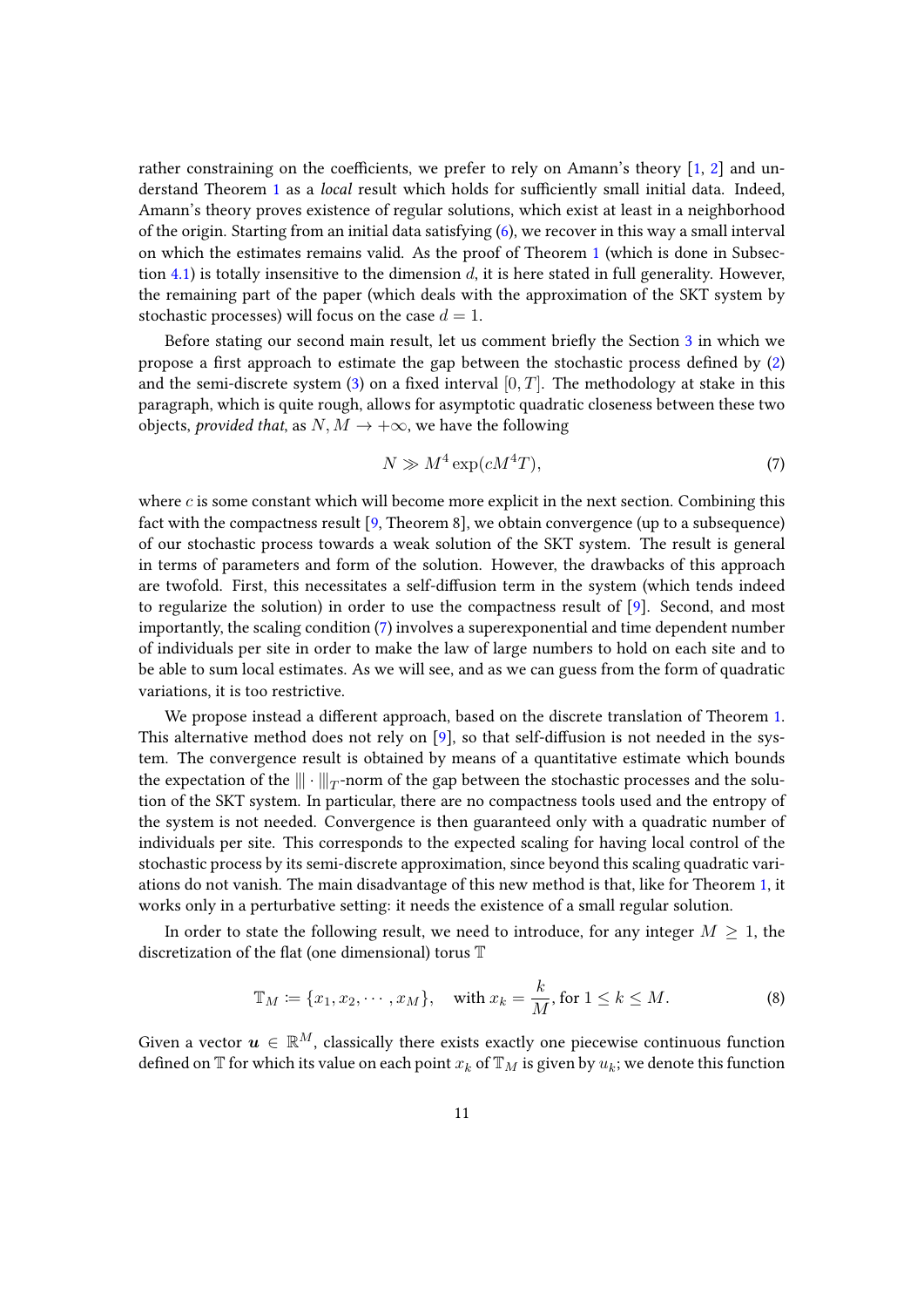rather constraining on the coefficients, we prefer to rely on Amann's theory [1, 2] and understand Theorem 1 as a *local* result which holds for sufficiently small initial data. Indeed, Amann's theory proves existence of regular solutions, which exist at least in a neighborhood of the origin. Starting from an initial data satisfying (6), we recover in this way a small interval on which the estimates remains valid. As the proof of Theorem 1 (which is done in Subsection 4.1) is totally insensitive to the dimension $d$, it is here stated in full generality. However, the remaining part of the paper (which deals with the approximation of the SKT system by stochastic processes) will focus on the case $d = 1$.

Before stating our second main result, let us comment briefly the Section 3 in which we propose a first approach to estimate the gap between the stochastic process defined by (2) and the semi-discrete system (3) on a fixed interval $[0, T]$. The methodology at stake in this paragraph, which is quite rough, allows for asymptotic quadratic closeness between these two objects, *provided that*, as $N, M \to +\infty$, we have the following

$$N \gg M^4 \exp(cM^4 T), \tag{7}$$

where $c$ is some constant which will become more explicit in the next section. Combining this fact with the compactness result [9, Theorem 8], we obtain convergence (up to a subsequence) of our stochastic process towards a weak solution of the SKT system. The result is general in terms of parameters and form of the solution. However, the drawbacks of this approach are twofold. First, this necessitates a self-diffusion term in the system (which tends indeed to regularize the solution) in order to use the compactness result of [9]. Second, and most importantly, the scaling condition (7) involves a superexponential and time dependent number of individuals per site in order to make the law of large numbers to hold on each site and to be able to sum local estimates. As we will see, and as we can guess from the form of quadratic variations, it is too restrictive.

We propose instead a different approach, based on the discrete translation of Theorem 1. This alternative method does not rely on [9], so that self-diffusion is not needed in the system. The convergence result is obtained by means of a quantitative estimate which bounds the expectation of the $|||\cdot|||_T$-norm of the gap between the stochastic processes and the solution of the SKT system. In particular, there are no compactness tools used and the entropy of the system is not needed. Convergence is then guaranteed only with a quadratic number of individuals per site. This corresponds to the expected scaling for having local control of the stochastic process by its semi-discrete approximation, since beyond this scaling quadratic variations do not vanish. The main disadvantage of this new method is that, like for Theorem 1, it works only in a perturbative setting: it needs the existence of a small regular solution.

In order to state the following result, we need to introduce, for any integer $M \geq 1$, the discretization of the flat (one dimensional) torus $\mathbb{T}$

$$\mathbb{T}_M \coloneqq \{x_1, x_2, \cdots, x_M\}, \quad \text{with } x_k = \frac{k}{M}, \text{ for } 1 \leq k \leq M. \tag{8}$$

Given a vector $\boldsymbol{u} \in \mathbb{R}^M$, classically there exists exactly one piecewise continuous function defined on $\mathbb{T}$ for which its value on each point $x_k$ of $\mathbb{T}_M$ is given by $u_k$; we denote this function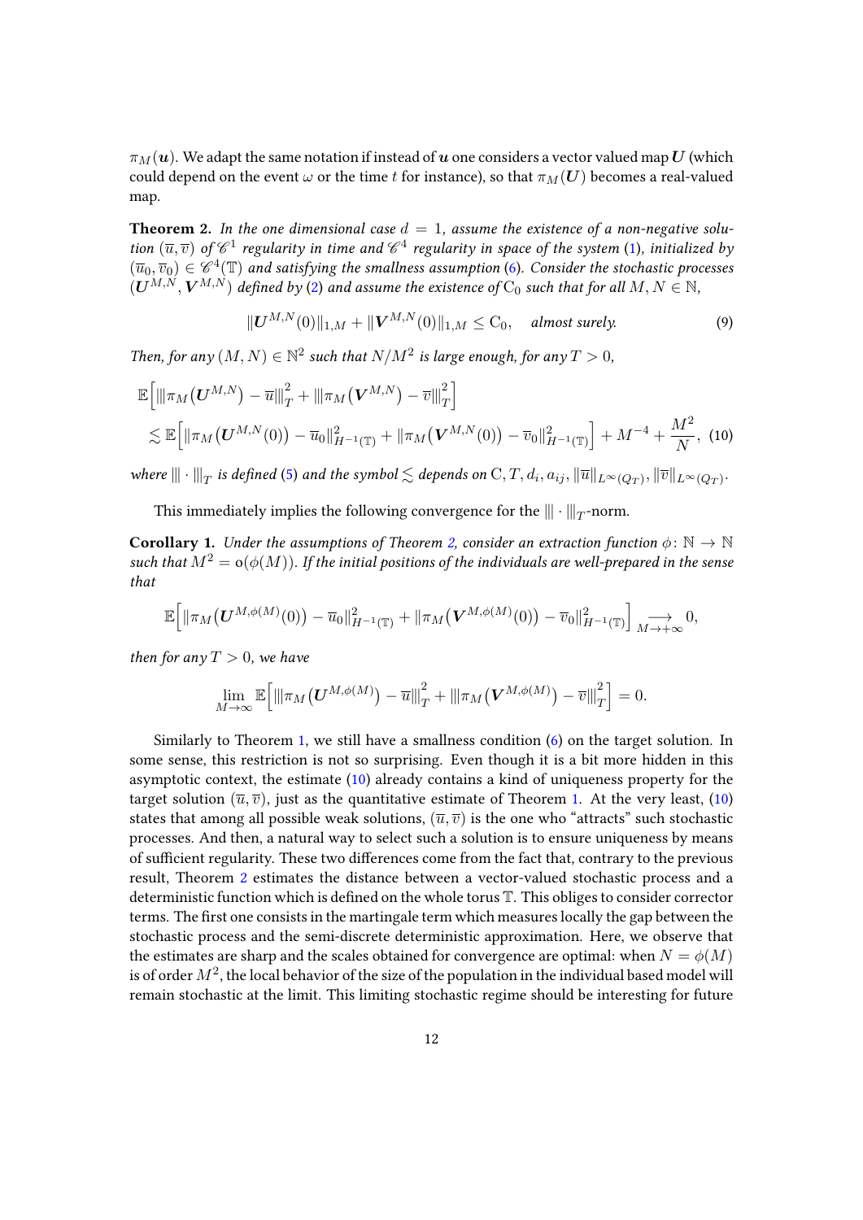$\pi_M(\boldsymbol{u})$. We adapt the same notation if instead of $\boldsymbol{u}$ one considers a vector valued map $\boldsymbol{U}$ (which could depend on the event $\omega$ or the time $t$ for instance), so that $\pi_M(\boldsymbol{U})$ becomes a real-valued map.

**Theorem 2.** *In the one dimensional case $d = 1$, assume the existence of a non-negative solution $(\overline{u}, \overline{v})$ of $\mathscr{C}^1$ regularity in time and $\mathscr{C}^4$ regularity in space of the system (1), initialized by $(\overline{u}_0, \overline{v}_0) \in \mathscr{C}^4(\mathbb{T})$ and satisfying the smallness assumption (6). Consider the stochastic processes $(\boldsymbol{U}^{M,N}, \boldsymbol{V}^{M,N})$ defined by (2) and assume the existence of $\mathrm{C}_0$ such that for all $M, N \in \mathbb{N}$,*

$$\|\boldsymbol{U}^{M,N}(0)\|_{1,M} + \|\boldsymbol{V}^{M,N}(0)\|_{1,M} \leq \mathrm{C}_0, \quad \textit{almost surely.} \tag{9}$$

*Then, for any $(M, N) \in \mathbb{N}^2$ such that $N/M^2$ is large enough, for any $T > 0$,*

$$\begin{aligned}
&\mathbb{E}\Big[ |||\pi_M(\boldsymbol{U}^{M,N}) - \overline{u}|||_T^2 + |||\pi_M(\boldsymbol{V}^{M,N}) - \overline{v}|||_T^2 \Big] \\
&\lesssim \mathbb{E}\Big[ \|\pi_M(\boldsymbol{U}^{M,N}(0)) - \overline{u}_0\|_{H^{-1}(\mathbb{T})}^2 + \|\pi_M(\boldsymbol{V}^{M,N}(0)) - \overline{v}_0\|_{H^{-1}(\mathbb{T})}^2 \Big] + M^{-4} + \frac{M^2}{N},
\end{aligned} \tag{10}$$

*where $|||\cdot|||_T$ is defined (5) and the symbol $\lesssim$ depends on $\mathrm{C}, T, d_i, a_{ij}, \|\overline{u}\|_{L^\infty(Q_T)}, \|\overline{v}\|_{L^\infty(Q_T)}$.*

This immediately implies the following convergence for the $|||\cdot|||_T$-norm.

**Corollary 1.** *Under the assumptions of Theorem 2, consider an extraction function $\phi \colon \mathbb{N} \to \mathbb{N}$ such that $M^2 = \mathrm{o}(\phi(M))$. If the initial positions of the individuals are well-prepared in the sense that*

$$\mathbb{E}\Big[ \|\pi_M(\boldsymbol{U}^{M,\phi(M)}(0)) - \overline{u}_0\|_{H^{-1}(\mathbb{T})}^2 + \|\pi_M(\boldsymbol{V}^{M,\phi(M)}(0)) - \overline{v}_0\|_{H^{-1}(\mathbb{T})}^2 \Big] \underset{M \to +\infty}{\longrightarrow} 0,$$

*then for any $T > 0$, we have*

$$\lim_{M \to \infty} \mathbb{E}\Big[ |||\pi_M(\boldsymbol{U}^{M,\phi(M)}) - \overline{u}|||_T^2 + |||\pi_M(\boldsymbol{V}^{M,\phi(M)}) - \overline{v}|||_T^2 \Big] = 0.$$

Similarly to Theorem 1, we still have a smallness condition (6) on the target solution. In some sense, this restriction is not so surprising. Even though it is a bit more hidden in this asymptotic context, the estimate (10) already contains a kind of uniqueness property for the target solution $(\overline{u}, \overline{v})$, just as the quantitative estimate of Theorem 1. At the very least, (10) states that among all possible weak solutions, $(\overline{u}, \overline{v})$ is the one who "attracts" such stochastic processes. And then, a natural way to select such a solution is to ensure uniqueness by means of sufficient regularity. These two differences come from the fact that, contrary to the previous result, Theorem 2 estimates the distance between a vector-valued stochastic process and a deterministic function which is defined on the whole torus $\mathbb{T}$. This obliges to consider corrector terms. The first one consists in the martingale term which measures locally the gap between the stochastic process and the semi-discrete deterministic approximation. Here, we observe that the estimates are sharp and the scales obtained for convergence are optimal: when $N = \phi(M)$ is of order $M^2$, the local behavior of the size of the population in the individual based model will remain stochastic at the limit. This limiting stochastic regime should be interesting for future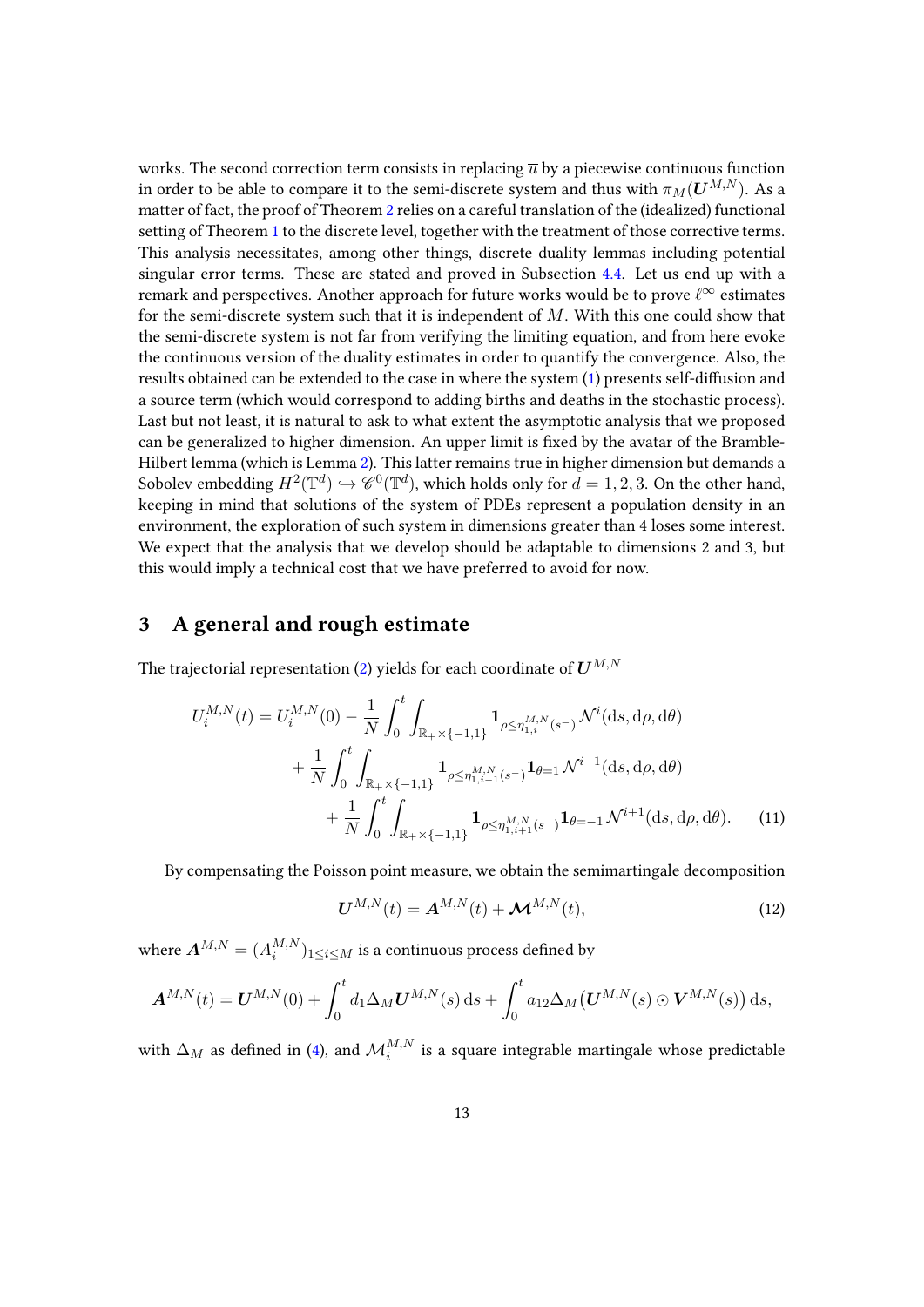works. The second correction term consists in replacing $\overline{u}$ by a piecewise continuous function in order to be able to compare it to the semi-discrete system and thus with $\pi_M(\boldsymbol{U}^{M,N})$. As a matter of fact, the proof of Theorem 2 relies on a careful translation of the (idealized) functional setting of Theorem 1 to the discrete level, together with the treatment of those corrective terms. This analysis necessitates, among other things, discrete duality lemmas including potential singular error terms. These are stated and proved in Subsection 4.4. Let us end up with a remark and perspectives. Another approach for future works would be to prove $\ell^\infty$ estimates for the semi-discrete system such that it is independent of $M$. With this one could show that the semi-discrete system is not far from verifying the limiting equation, and from here evoke the continuous version of the duality estimates in order to quantify the convergence. Also, the results obtained can be extended to the case in where the system (1) presents self-diffusion and a source term (which would correspond to adding births and deaths in the stochastic process). Last but not least, it is natural to ask to what extent the asymptotic analysis that we proposed can be generalized to higher dimension. An upper limit is fixed by the avatar of the Bramble-Hilbert lemma (which is Lemma 2). This latter remains true in higher dimension but demands a Sobolev embedding $H^2(\mathbb{T}^d) \hookrightarrow \mathscr{C}^0(\mathbb{T}^d)$, which holds only for $d = 1, 2, 3$. On the other hand, keeping in mind that solutions of the system of PDEs represent a population density in an environment, the exploration of such system in dimensions greater than 4 loses some interest. We expect that the analysis that we develop should be adaptable to dimensions 2 and 3, but this would imply a technical cost that we have preferred to avoid for now.

## 3 A general and rough estimate

The trajectorial representation (2) yields for each coordinate of $\boldsymbol{U}^{M,N}$

$$
\begin{aligned}
U_i^{M,N}(t) = U_i^{M,N}(0) &- \frac{1}{N}\int_0^t \int_{\mathbb{R}_+\times\{-1,1\}} \mathbf{1}_{\rho \le \eta_{1,i}^{M,N}(s^-)} \mathcal{N}^i(\mathrm{d}s,\mathrm{d}\rho,\mathrm{d}\theta) \\
&+ \frac{1}{N}\int_0^t \int_{\mathbb{R}_+\times\{-1,1\}} \mathbf{1}_{\rho \le \eta_{1,i-1}^{M,N}(s^-)} \mathbf{1}_{\theta=1} \mathcal{N}^{i-1}(\mathrm{d}s,\mathrm{d}\rho,\mathrm{d}\theta) \\
&+ \frac{1}{N}\int_0^t \int_{\mathbb{R}_+\times\{-1,1\}} \mathbf{1}_{\rho \le \eta_{1,i+1}^{M,N}(s^-)} \mathbf{1}_{\theta=-1} \mathcal{N}^{i+1}(\mathrm{d}s,\mathrm{d}\rho,\mathrm{d}\theta). \qquad (11)
\end{aligned}
$$

By compensating the Poisson point measure, we obtain the semimartingale decomposition

$$
\boldsymbol{U}^{M,N}(t) = \boldsymbol{A}^{M,N}(t) + \boldsymbol{\mathcal{M}}^{M,N}(t), \qquad (12)
$$

where $\boldsymbol{A}^{M,N} = (A_i^{M,N})_{1\le i\le M}$ is a continuous process defined by

$$
\boldsymbol{A}^{M,N}(t) = \boldsymbol{U}^{M,N}(0) + \int_0^t d_1 \Delta_M \boldsymbol{U}^{M,N}(s)\,\mathrm{d}s + \int_0^t a_{12}\Delta_M\big(\boldsymbol{U}^{M,N}(s) \odot \boldsymbol{V}^{M,N}(s)\big)\,\mathrm{d}s,
$$

with $\Delta_M$ as defined in (4), and $\mathcal{M}_i^{M,N}$ is a square integrable martingale whose predictable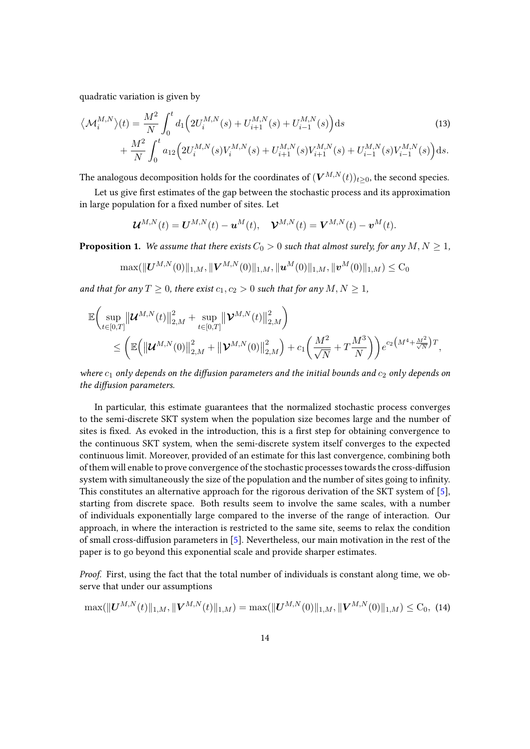quadratic variation is given by

$$
\begin{aligned}
\langle \mathcal{M}_i^{M,N} \rangle(t) &= \frac{M^2}{N} \int_0^t d_1 \Big( 2U_i^{M,N}(s) + U_{i+1}^{M,N}(s) + U_{i-1}^{M,N}(s) \Big) \mathrm{d}s \\
&\quad + \frac{M^2}{N} \int_0^t a_{12} \Big( 2U_i^{M,N}(s) V_i^{M,N}(s) + U_{i+1}^{M,N}(s) V_{i+1}^{M,N}(s) + U_{i-1}^{M,N}(s) V_{i-1}^{M,N}(s) \Big) \mathrm{d}s.
\end{aligned} \tag{13}
$$

The analogous decomposition holds for the coordinates of $(\boldsymbol{V}^{M,N}(t))_{t\geq 0}$, the second species.

Let us give first estimates of the gap between the stochastic process and its approximation in large population for a fixed number of sites. Let

$$
\boldsymbol{\mathcal{U}}^{M,N}(t) = \boldsymbol{U}^{M,N}(t) - \boldsymbol{u}^M(t), \quad \boldsymbol{\mathcal{V}}^{M,N}(t) = \boldsymbol{V}^{M,N}(t) - \boldsymbol{v}^M(t).
$$

**Proposition 1.** *We assume that there exists $C_0 > 0$ such that almost surely, for any $M, N \geq 1$,*

$$
\max(\|\boldsymbol{U}^{M,N}(0)\|_{1,M}, \|\boldsymbol{V}^{M,N}(0)\|_{1,M}, \|\boldsymbol{u}^M(0)\|_{1,M}, \|\boldsymbol{v}^M(0)\|_{1,M}) \leq \mathrm{C}_0
$$

*and that for any $T \geq 0$, there exist $c_1, c_2 > 0$ such that for any $M, N \geq 1$,*

$$
\begin{aligned}
&\mathbb{E}\bigg( \sup_{t\in[0,T]} \big\|\boldsymbol{\mathcal{U}}^{M,N}(t)\big\|_{2,M}^2 + \sup_{t\in[0,T]} \big\|\boldsymbol{\mathcal{V}}^{M,N}(t)\big\|_{2,M}^2 \bigg) \\
&\qquad \leq \bigg( \mathbb{E}\Big( \big\|\boldsymbol{\mathcal{U}}^{M,N}(0)\big\|_{2,M}^2 + \big\|\boldsymbol{\mathcal{V}}^{M,N}(0)\big\|_{2,M}^2 \Big) + c_1 \bigg( \frac{M^2}{\sqrt{N}} + T\frac{M^3}{N} \bigg) \bigg) e^{c_2 \left( M^4 + \frac{M^2}{\sqrt{N}} \right) T},
\end{aligned}
$$

*where $c_1$ only depends on the diffusion parameters and the initial bounds and $c_2$ only depends on the diffusion parameters.*

In particular, this estimate guarantees that the normalized stochastic process converges to the semi-discrete SKT system when the population size becomes large and the number of sites is fixed. As evoked in the introduction, this is a first step for obtaining convergence to the continuous SKT system, when the semi-discrete system itself converges to the expected continuous limit. Moreover, provided of an estimate for this last convergence, combining both of them will enable to prove convergence of the stochastic processes towards the cross-diffusion system with simultaneously the size of the population and the number of sites going to infinity. This constitutes an alternative approach for the rigorous derivation of the SKT system of [5], starting from discrete space. Both results seem to involve the same scales, with a number of individuals exponentially large compared to the inverse of the range of interaction. Our approach, in where the interaction is restricted to the same site, seems to relax the condition of small cross-diffusion parameters in [5]. Nevertheless, our main motivation in the rest of the paper is to go beyond this exponential scale and provide sharper estimates.

*Proof.* First, using the fact that the total number of individuals is constant along time, we observe that under our assumptions

$$
\max(\|\boldsymbol{U}^{M,N}(t)\|_{1,M}, \|\boldsymbol{V}^{M,N}(t)\|_{1,M}) = \max(\|\boldsymbol{U}^{M,N}(0)\|_{1,M}, \|\boldsymbol{V}^{M,N}(0)\|_{1,M}) \leq \mathrm{C}_0, \tag{14}
$$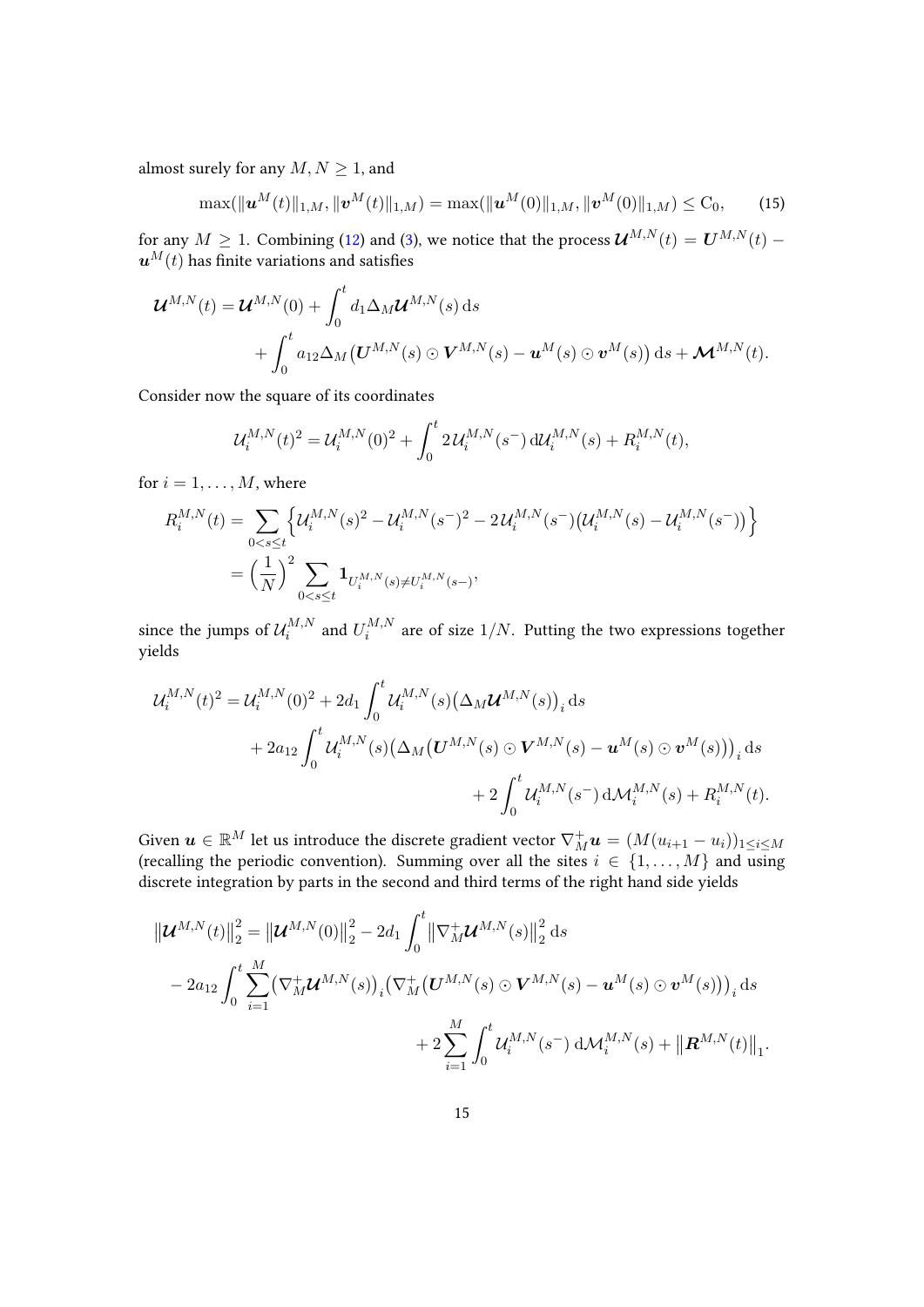almost surely for any $M, N \geq 1$, and

$$\max(\|\boldsymbol{u}^M(t)\|_{1,M}, \|\boldsymbol{v}^M(t)\|_{1,M}) = \max(\|\boldsymbol{u}^M(0)\|_{1,M}, \|\boldsymbol{v}^M(0)\|_{1,M}) \leq \mathrm{C}_0, \tag{15}$$

for any $M \geq 1$. Combining (12) and (3), we notice that the process $\boldsymbol{\mathcal{U}}^{M,N}(t) = \boldsymbol{U}^{M,N}(t) - \boldsymbol{u}^M(t)$ has finite variations and satisfies

$$\begin{aligned}
\boldsymbol{\mathcal{U}}^{M,N}(t) = \boldsymbol{\mathcal{U}}^{M,N}(0) &+ \int_0^t d_1 \Delta_M \boldsymbol{\mathcal{U}}^{M,N}(s)\,\mathrm{d}s \\
&+ \int_0^t a_{12} \Delta_M \big(\boldsymbol{U}^{M,N}(s) \odot \boldsymbol{V}^{M,N}(s) - \boldsymbol{u}^M(s) \odot \boldsymbol{v}^M(s)\big)\,\mathrm{d}s + \boldsymbol{\mathcal{M}}^{M,N}(t).
\end{aligned}$$

Consider now the square of its coordinates

$$\mathcal{U}_i^{M,N}(t)^2 = \mathcal{U}_i^{M,N}(0)^2 + \int_0^t 2\,\mathcal{U}_i^{M,N}(s^-)\,\mathrm{d}\mathcal{U}_i^{M,N}(s) + R_i^{M,N}(t),$$

for $i = 1, \ldots, M$, where

$$\begin{aligned}
R_i^{M,N}(t) &= \sum_{0<s\leq t} \Big\{ \mathcal{U}_i^{M,N}(s)^2 - \mathcal{U}_i^{M,N}(s^-)^2 - 2\,\mathcal{U}_i^{M,N}(s^-)\big(\mathcal{U}_i^{M,N}(s) - \mathcal{U}_i^{M,N}(s^-)\big) \Big\} \\
&= \Big(\frac{1}{N}\Big)^2 \sum_{0<s\leq t} \mathbf{1}_{U_i^{M,N}(s) \neq U_i^{M,N}(s-)},
\end{aligned}$$

since the jumps of $\mathcal{U}_i^{M,N}$ and $U_i^{M,N}$ are of size $1/N$. Putting the two expressions together yields

$$\begin{aligned}
\mathcal{U}_i^{M,N}(t)^2 = \mathcal{U}_i^{M,N}(0)^2 &+ 2d_1 \int_0^t \mathcal{U}_i^{M,N}(s) \big(\Delta_M \boldsymbol{\mathcal{U}}^{M,N}(s)\big)_i\,\mathrm{d}s \\
&+ 2a_{12} \int_0^t \mathcal{U}_i^{M,N}(s) \big(\Delta_M \big(\boldsymbol{U}^{M,N}(s) \odot \boldsymbol{V}^{M,N}(s) - \boldsymbol{u}^M(s) \odot \boldsymbol{v}^M(s)\big)\big)_i\,\mathrm{d}s \\
&+ 2\int_0^t \mathcal{U}_i^{M,N}(s^-)\,\mathrm{d}\mathcal{M}_i^{M,N}(s) + R_i^{M,N}(t).
\end{aligned}$$

Given $\boldsymbol{u} \in \mathbb{R}^M$ let us introduce the discrete gradient vector $\nabla_M^+ \boldsymbol{u} = (M(u_{i+1} - u_i))_{1\leq i\leq M}$ (recalling the periodic convention). Summing over all the sites $i \in \{1, \ldots, M\}$ and using discrete integration by parts in the second and third terms of the right hand side yields

$$\begin{aligned}
\big\|\boldsymbol{\mathcal{U}}^{M,N}(t)\big\|_2^2 &= \big\|\boldsymbol{\mathcal{U}}^{M,N}(0)\big\|_2^2 - 2d_1 \int_0^t \big\|\nabla_M^+ \boldsymbol{\mathcal{U}}^{M,N}(s)\big\|_2^2\,\mathrm{d}s \\
&- 2a_{12} \int_0^t \sum_{i=1}^M \big(\nabla_M^+ \boldsymbol{\mathcal{U}}^{M,N}(s)\big)_i \big(\nabla_M^+ \big(\boldsymbol{U}^{M,N}(s) \odot \boldsymbol{V}^{M,N}(s) - \boldsymbol{u}^M(s) \odot \boldsymbol{v}^M(s)\big)\big)_i\,\mathrm{d}s \\
&+ 2\sum_{i=1}^M \int_0^t \mathcal{U}_i^{M,N}(s^-)\,\mathrm{d}\mathcal{M}_i^{M,N}(s) + \big\|\boldsymbol{R}^{M,N}(t)\big\|_1.
\end{aligned}$$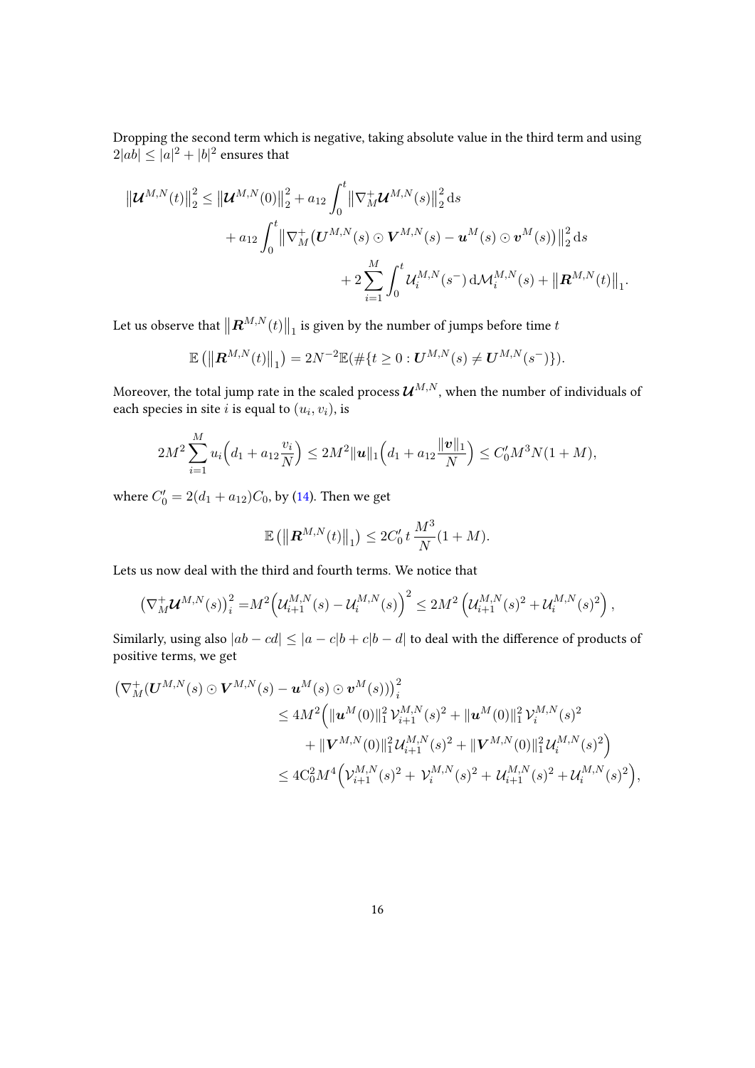Dropping the second term which is negative, taking absolute value in the third term and using $2|ab| \leq |a|^2 + |b|^2$ ensures that

$$
\begin{aligned}
\left\|\boldsymbol{\mathcal{U}}^{M,N}(t)\right\|_2^2 \leq \left\|\boldsymbol{\mathcal{U}}^{M,N}(0)\right\|_2^2 &+ a_{12}\int_0^t \left\|\nabla_M^+ \boldsymbol{\mathcal{U}}^{M,N}(s)\right\|_2^2 \mathrm{d}s \\
&+ a_{12}\int_0^t \left\|\nabla_M^+\big(\boldsymbol{U}^{M,N}(s)\odot \boldsymbol{V}^{M,N}(s) - \boldsymbol{u}^M(s)\odot \boldsymbol{v}^M(s)\big)\right\|_2^2 \mathrm{d}s \\
&\qquad + 2\sum_{i=1}^M \int_0^t \mathcal{U}_i^{M,N}(s^-)\,\mathrm{d}\mathcal{M}_i^{M,N}(s) + \left\|\boldsymbol{R}^{M,N}(t)\right\|_1.
\end{aligned}
$$

Let us observe that $\left\|\boldsymbol{R}^{M,N}(t)\right\|_1$ is given by the number of jumps before time $t$

$$
\mathbb{E}\left(\left\|\boldsymbol{R}^{M,N}(t)\right\|_1\right) = 2N^{-2}\mathbb{E}(\#\{t \geq 0 : \boldsymbol{U}^{M,N}(s) \neq \boldsymbol{U}^{M,N}(s^-)\}).
$$

Moreover, the total jump rate in the scaled process $\boldsymbol{\mathcal{U}}^{M,N}$, when the number of individuals of each species in site $i$ is equal to $(u_i, v_i)$, is

$$
2M^2\sum_{i=1}^M u_i\Big(d_1 + a_{12}\frac{v_i}{N}\Big) \leq 2M^2\|\boldsymbol{u}\|_1\Big(d_1 + a_{12}\frac{\|\boldsymbol{v}\|_1}{N}\Big) \leq C_0' M^3 N(1+M),
$$

where $C_0' = 2(d_1 + a_{12})C_0$, by (14). Then we get

$$
\mathbb{E}\left(\left\|\boldsymbol{R}^{M,N}(t)\right\|_1\right) \leq 2C_0'\, t\,\frac{M^3}{N}(1+M).
$$

Lets us now deal with the third and fourth terms. We notice that

$$
\left(\nabla_M^+\boldsymbol{\mathcal{U}}^{M,N}(s)\right)_i^2 = M^2\Big(\mathcal{U}_{i+1}^{M,N}(s) - \mathcal{U}_i^{M,N}(s)\Big)^2 \leq 2M^2\left(\mathcal{U}_{i+1}^{M,N}(s)^2 + \mathcal{U}_i^{M,N}(s)^2\right),
$$

Similarly, using also $|ab - cd| \leq |a-c|b + c|b-d|$ to deal with the difference of products of positive terms, we get

$$
\begin{aligned}
\big(\nabla_M^+(\boldsymbol{U}^{M,N}(s)\odot \boldsymbol{V}^{M,N}(s) &- \boldsymbol{u}^M(s)\odot \boldsymbol{v}^M(s))\big)_i^2 \\
&\leq 4M^2\Big(\|\boldsymbol{u}^M(0)\|_1^2\,\mathcal{V}_{i+1}^{M,N}(s)^2 + \|\boldsymbol{u}^M(0)\|_1^2\,\mathcal{V}_i^{M,N}(s)^2 \\
&\qquad + \|\boldsymbol{V}^{M,N}(0)\|_1^2\,\mathcal{U}_{i+1}^{M,N}(s)^2 + \|\boldsymbol{V}^{M,N}(0)\|_1^2\,\mathcal{U}_i^{M,N}(s)^2\Big) \\
&\leq 4C_0^2 M^4\Big(\mathcal{V}_{i+1}^{M,N}(s)^2 + \mathcal{V}_i^{M,N}(s)^2 + \mathcal{U}_{i+1}^{M,N}(s)^2 + \mathcal{U}_i^{M,N}(s)^2\Big),
\end{aligned}
$$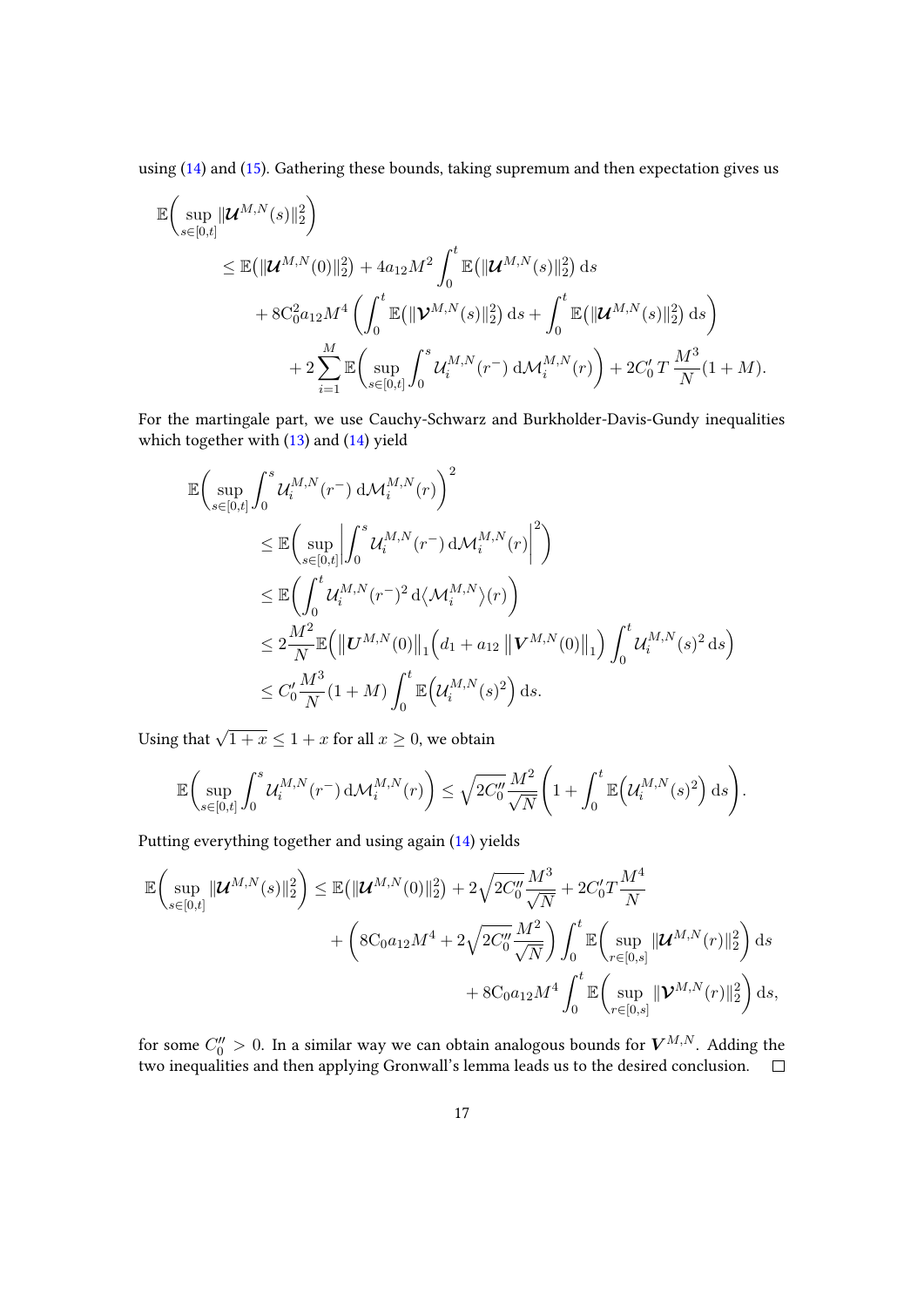using (14) and (15). Gathering these bounds, taking supremum and then expectation gives us

$$
\begin{aligned}
\mathbb{E}\bigg(\sup_{s\in[0,t]}\|\boldsymbol{\mathcal{U}}^{M,N}(s)\|_2^2\bigg)
&\leq \mathbb{E}\big(\|\boldsymbol{\mathcal{U}}^{M,N}(0)\|_2^2\big) + 4a_{12}M^2\int_0^t \mathbb{E}\big(\|\boldsymbol{\mathcal{U}}^{M,N}(s)\|_2^2\big)\,\mathrm{d}s \\
&\quad + 8\mathrm{C}_0^2 a_{12}M^4\left(\int_0^t \mathbb{E}\big(\|\boldsymbol{\mathcal{V}}^{M,N}(s)\|_2^2\big)\,\mathrm{d}s + \int_0^t \mathbb{E}\big(\|\boldsymbol{\mathcal{U}}^{M,N}(s)\|_2^2\big)\,\mathrm{d}s\right) \\
&\qquad + 2\sum_{i=1}^M \mathbb{E}\bigg(\sup_{s\in[0,t]}\int_0^s \mathcal{U}_i^{M,N}(r^-)\,\mathrm{d}\mathcal{M}_i^{M,N}(r)\bigg) + 2C_0'\,T\,\frac{M^3}{N}(1+M).
\end{aligned}
$$

For the martingale part, we use Cauchy-Schwarz and Burkholder-Davis-Gundy inequalities which together with (13) and (14) yield

$$
\begin{aligned}
\mathbb{E}\bigg(\sup_{s\in[0,t]}\int_0^s \mathcal{U}_i^{M,N}(r^-)\,\mathrm{d}\mathcal{M}_i^{M,N}(r)\bigg)^2
&\leq \mathbb{E}\bigg(\sup_{s\in[0,t]}\bigg|\int_0^s \mathcal{U}_i^{M,N}(r^-)\,\mathrm{d}\mathcal{M}_i^{M,N}(r)\bigg|^2\bigg) \\
&\leq \mathbb{E}\bigg(\int_0^t \mathcal{U}_i^{M,N}(r^-)^2\,\mathrm{d}\langle\mathcal{M}_i^{M,N}\rangle(r)\bigg) \\
&\leq 2\frac{M^2}{N}\mathbb{E}\Big(\big\|\boldsymbol{U}^{M,N}(0)\big\|_1\Big(d_1 + a_{12}\,\big\|\boldsymbol{V}^{M,N}(0)\big\|_1\Big)\int_0^t \mathcal{U}_i^{M,N}(s)^2\,\mathrm{d}s\Big) \\
&\leq C_0'\frac{M^3}{N}(1+M)\int_0^t \mathbb{E}\Big(\mathcal{U}_i^{M,N}(s)^2\Big)\,\mathrm{d}s.
\end{aligned}
$$

Using that $\sqrt{1+x}\leq 1+x$ for all $x\geq 0$, we obtain

$$
\mathbb{E}\bigg(\sup_{s\in[0,t]}\int_0^s \mathcal{U}_i^{M,N}(r^-)\,\mathrm{d}\mathcal{M}_i^{M,N}(r)\bigg) \leq \sqrt{2C_0''}\frac{M^2}{\sqrt{N}}\bigg(1+\int_0^t \mathbb{E}\Big(\mathcal{U}_i^{M,N}(s)^2\Big)\,\mathrm{d}s\bigg).
$$

Putting everything together and using again (14) yields

$$
\begin{aligned}
\mathbb{E}\bigg(\sup_{s\in[0,t]}\|\boldsymbol{\mathcal{U}}^{M,N}(s)\|_2^2\bigg) &\leq \mathbb{E}\big(\|\boldsymbol{\mathcal{U}}^{M,N}(0)\|_2^2\big) + 2\sqrt{2C_0''}\frac{M^3}{\sqrt{N}} + 2C_0'T\frac{M^4}{N} \\
&\quad + \bigg(8\mathrm{C}_0 a_{12}M^4 + 2\sqrt{2C_0''}\frac{M^2}{\sqrt{N}}\bigg)\int_0^t \mathbb{E}\bigg(\sup_{r\in[0,s]}\|\boldsymbol{\mathcal{U}}^{M,N}(r)\|_2^2\bigg)\,\mathrm{d}s \\
&\qquad + 8\mathrm{C}_0 a_{12}M^4\int_0^t \mathbb{E}\bigg(\sup_{r\in[0,s]}\|\boldsymbol{\mathcal{V}}^{M,N}(r)\|_2^2\bigg)\,\mathrm{d}s,
\end{aligned}
$$

for some $C_0''>0$. In a similar way we can obtain analogous bounds for $\boldsymbol{V}^{M,N}$. Adding the two inequalities and then applying Gronwall's lemma leads us to the desired conclusion. □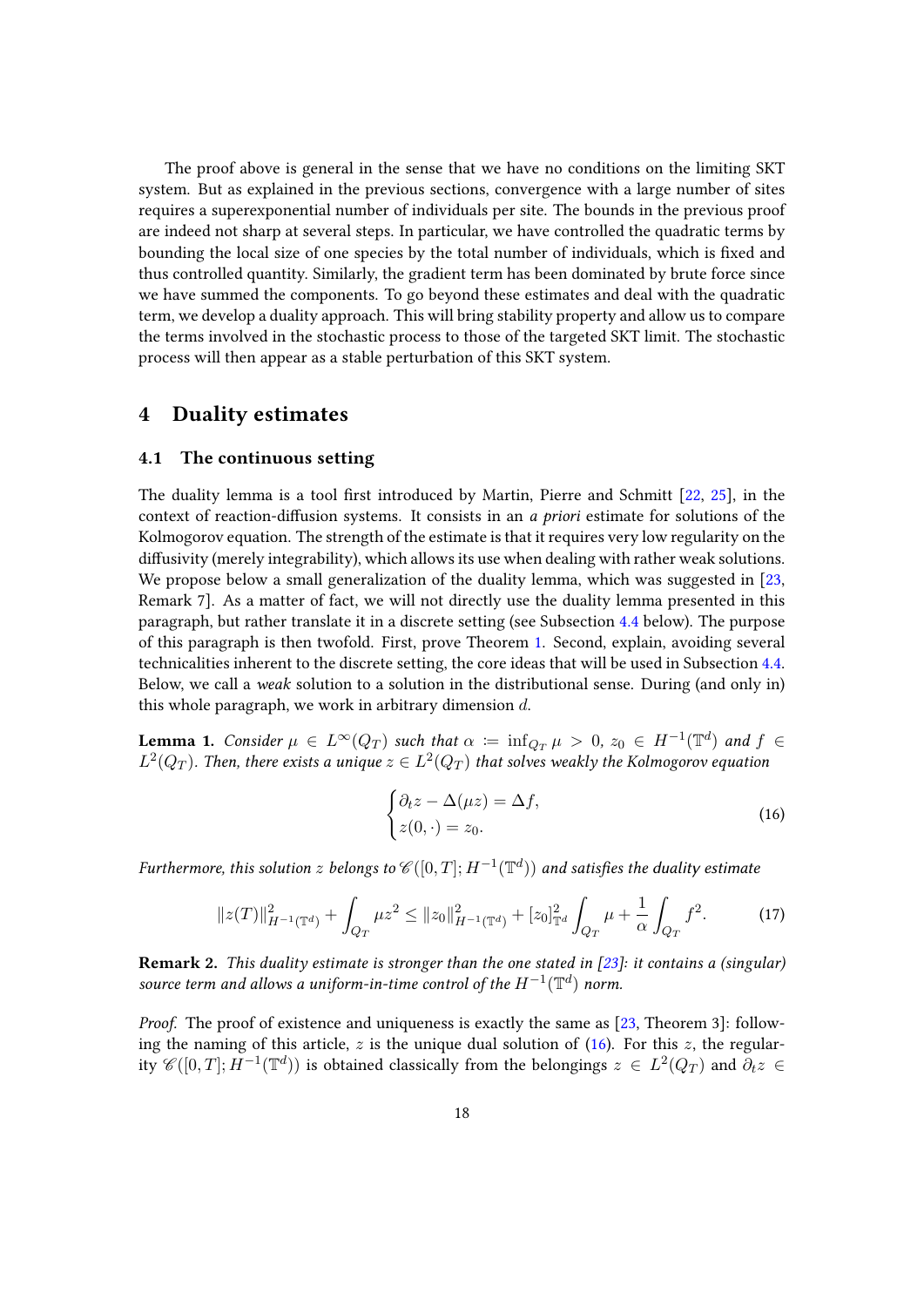The proof above is general in the sense that we have no conditions on the limiting SKT system. But as explained in the previous sections, convergence with a large number of sites requires a superexponential number of individuals per site. The bounds in the previous proof are indeed not sharp at several steps. In particular, we have controlled the quadratic terms by bounding the local size of one species by the total number of individuals, which is fixed and thus controlled quantity. Similarly, the gradient term has been dominated by brute force since we have summed the components. To go beyond these estimates and deal with the quadratic term, we develop a duality approach. This will bring stability property and allow us to compare the terms involved in the stochastic process to those of the targeted SKT limit. The stochastic process will then appear as a stable perturbation of this SKT system.

# 4 Duality estimates

## 4.1 The continuous setting

The duality lemma is a tool first introduced by Martin, Pierre and Schmitt [22, 25], in the context of reaction-diffusion systems. It consists in an *a priori* estimate for solutions of the Kolmogorov equation. The strength of the estimate is that it requires very low regularity on the diffusivity (merely integrability), which allows its use when dealing with rather weak solutions. We propose below a small generalization of the duality lemma, which was suggested in [23, Remark 7]. As a matter of fact, we will not directly use the duality lemma presented in this paragraph, but rather translate it in a discrete setting (see Subsection 4.4 below). The purpose of this paragraph is then twofold. First, prove Theorem 1. Second, explain, avoiding several technicalities inherent to the discrete setting, the core ideas that will be used in Subsection 4.4. Below, we call a *weak* solution to a solution in the distributional sense. During (and only in) this whole paragraph, we work in arbitrary dimension $d$.

**Lemma 1.** *Consider $\mu \in L^\infty(Q_T)$ such that $\alpha \coloneqq \inf_{Q_T} \mu > 0$, $z_0 \in H^{-1}(\mathbb{T}^d)$ and $f \in L^2(Q_T)$. Then, there exists a unique $z \in L^2(Q_T)$ that solves weakly the Kolmogorov equation*

$$
\begin{cases}
\partial_t z - \Delta(\mu z) = \Delta f, \\
z(0,\cdot) = z_0.
\end{cases}
\tag{16}
$$

*Furthermore, this solution $z$ belongs to $\mathscr{C}([0,T]; H^{-1}(\mathbb{T}^d))$ and satisfies the duality estimate*

$$
\|z(T)\|^2_{H^{-1}(\mathbb{T}^d)} + \int_{Q_T} \mu z^2 \le \|z_0\|^2_{H^{-1}(\mathbb{T}^d)} + [z_0]^2_{\mathbb{T}^d} \int_{Q_T} \mu + \frac{1}{\alpha} \int_{Q_T} f^2.
\tag{17}
$$

**Remark 2.** *This duality estimate is stronger than the one stated in [23]: it contains a (singular) source term and allows a uniform-in-time control of the $H^{-1}(\mathbb{T}^d)$ norm.*

*Proof.* The proof of existence and uniqueness is exactly the same as [23, Theorem 3]: following the naming of this article, $z$ is the unique dual solution of (16). For this $z$, the regularity $\mathscr{C}([0,T]; H^{-1}(\mathbb{T}^d))$ is obtained classically from the belongings $z \in L^2(Q_T)$ and $\partial_t z \in$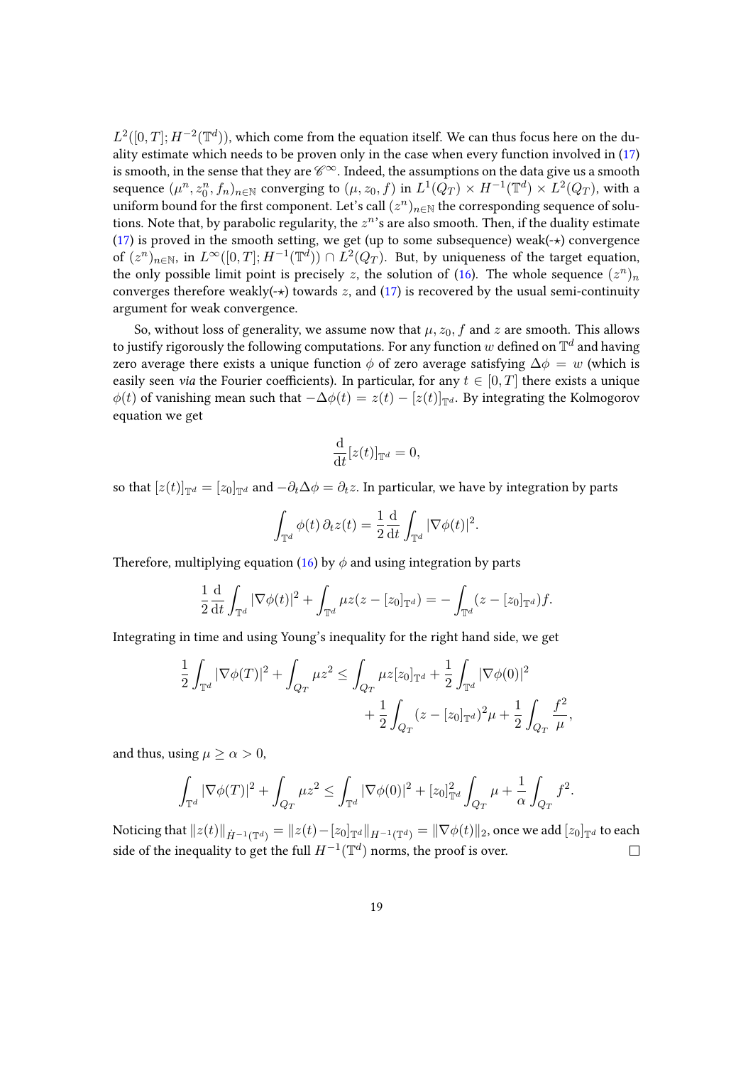$L^2([0,T];H^{-2}(\mathbb{T}^d))$, which come from the equation itself. We can thus focus here on the duality estimate which needs to be proven only in the case when every function involved in (17) is smooth, in the sense that they are $\mathscr{C}^\infty$. Indeed, the assumptions on the data give us a smooth sequence $(\mu^n, z_0^n, f_n)_{n\in\mathbb{N}}$ converging to $(\mu, z_0, f)$ in $L^1(Q_T)\times H^{-1}(\mathbb{T}^d)\times L^2(Q_T)$, with a uniform bound for the first component. Let's call $(z^n)_{n\in\mathbb{N}}$ the corresponding sequence of solutions. Note that, by parabolic regularity, the $z^n$'s are also smooth. Then, if the duality estimate (17) is proved in the smooth setting, we get (up to some subsequence) weak(-$\star$) convergence of $(z^n)_{n\in\mathbb{N}}$, in $L^\infty([0,T];H^{-1}(\mathbb{T}^d))\cap L^2(Q_T)$. But, by uniqueness of the target equation, the only possible limit point is precisely $z$, the solution of (16). The whole sequence $(z^n)_n$ converges therefore weakly(-$\star$) towards $z$, and (17) is recovered by the usual semi-continuity argument for weak convergence.

So, without loss of generality, we assume now that $\mu, z_0, f$ and $z$ are smooth. This allows to justify rigorously the following computations. For any function $w$ defined on $\mathbb{T}^d$ and having zero average there exists a unique function $\phi$ of zero average satisfying $\Delta\phi = w$ (which is easily seen *via* the Fourier coefficients). In particular, for any $t\in[0,T]$ there exists a unique $\phi(t)$ of vanishing mean such that $-\Delta\phi(t) = z(t) - [z(t)]_{\mathbb{T}^d}$. By integrating the Kolmogorov equation we get

$$\frac{\mathrm{d}}{\mathrm{d}t}[z(t)]_{\mathbb{T}^d} = 0,$$

so that $[z(t)]_{\mathbb{T}^d} = [z_0]_{\mathbb{T}^d}$ and $-\partial_t\Delta\phi = \partial_t z$. In particular, we have by integration by parts

$$\int_{\mathbb{T}^d}\phi(t)\,\partial_t z(t) = \frac{1}{2}\frac{\mathrm{d}}{\mathrm{d}t}\int_{\mathbb{T}^d}|\nabla\phi(t)|^2.$$

Therefore, multiplying equation (16) by $\phi$ and using integration by parts

$$\frac{1}{2}\frac{\mathrm{d}}{\mathrm{d}t}\int_{\mathbb{T}^d}|\nabla\phi(t)|^2 + \int_{\mathbb{T}^d}\mu z(z-[z_0]_{\mathbb{T}^d}) = -\int_{\mathbb{T}^d}(z-[z_0]_{\mathbb{T}^d})f.$$

Integrating in time and using Young's inequality for the right hand side, we get

$$\frac{1}{2}\int_{\mathbb{T}^d}|\nabla\phi(T)|^2 + \int_{Q_T}\mu z^2 \le \int_{Q_T}\mu z[z_0]_{\mathbb{T}^d} + \frac{1}{2}\int_{\mathbb{T}^d}|\nabla\phi(0)|^2 + \frac{1}{2}\int_{Q_T}(z-[z_0]_{\mathbb{T}^d})^2\mu + \frac{1}{2}\int_{Q_T}\frac{f^2}{\mu},$$

and thus, using $\mu\ge\alpha>0$,

$$\int_{\mathbb{T}^d}|\nabla\phi(T)|^2 + \int_{Q_T}\mu z^2 \le \int_{\mathbb{T}^d}|\nabla\phi(0)|^2 + [z_0]_{\mathbb{T}^d}^2\int_{Q_T}\mu + \frac{1}{\alpha}\int_{Q_T}f^2.$$

Noticing that $\|z(t)\|_{\dot{H}^{-1}(\mathbb{T}^d)} = \|z(t)-[z_0]_{\mathbb{T}^d}\|_{H^{-1}(\mathbb{T}^d)} = \|\nabla\phi(t)\|_2$, once we add $[z_0]_{\mathbb{T}^d}$ to each side of the inequality to get the full $H^{-1}(\mathbb{T}^d)$ norms, the proof is over. $\square$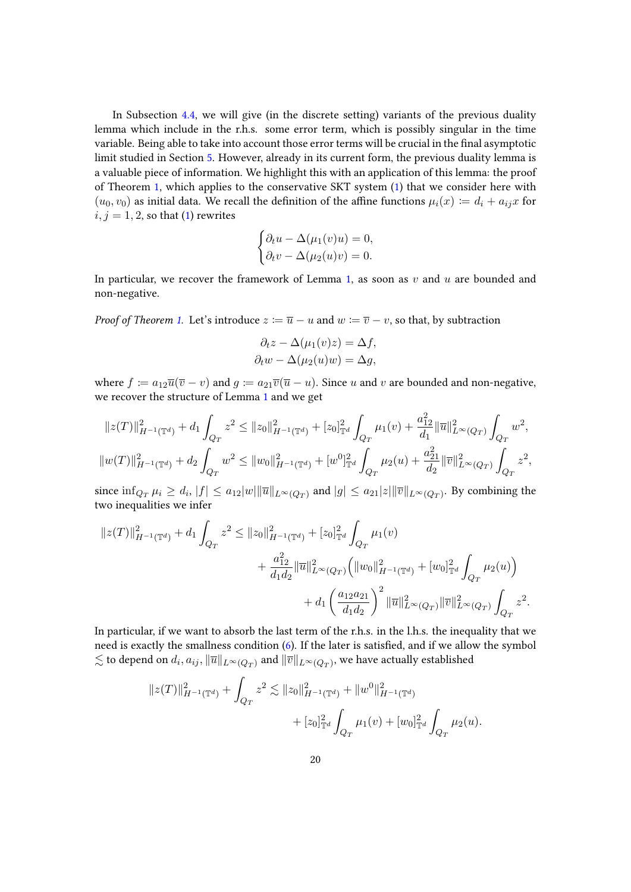In Subsection 4.4, we will give (in the discrete setting) variants of the previous duality lemma which include in the r.h.s. some error term, which is possibly singular in the time variable. Being able to take into account those error terms will be crucial in the final asymptotic limit studied in Section 5. However, already in its current form, the previous duality lemma is a valuable piece of information. We highlight this with an application of this lemma: the proof of Theorem 1, which applies to the conservative SKT system (1) that we consider here with $(u_0, v_0)$ as initial data. We recall the definition of the affine functions $\mu_i(x) := d_i + a_{ij}x$ for $i, j = 1, 2$, so that (1) rewrites

$$
\begin{cases}
\partial_t u - \Delta(\mu_1(v)u) = 0, \\
\partial_t v - \Delta(\mu_2(u)v) = 0.
\end{cases}
$$

In particular, we recover the framework of Lemma 1, as soon as $v$ and $u$ are bounded and non-negative.

*Proof of Theorem 1.* Let's introduce $z := \overline{u} - u$ and $w := \overline{v} - v$, so that, by subtraction

$$
\partial_t z - \Delta(\mu_1(v)z) = \Delta f,
$$
$$
\partial_t w - \Delta(\mu_2(u)w) = \Delta g,
$$

where $f := a_{12}\overline{u}(\overline{v} - v)$ and $g := a_{21}\overline{v}(\overline{u} - u)$. Since $u$ and $v$ are bounded and non-negative, we recover the structure of Lemma 1 and we get

$$
\|z(T)\|^2_{H^{-1}(\mathbb{T}^d)} + d_1 \int_{Q_T} z^2 \leq \|z_0\|^2_{H^{-1}(\mathbb{T}^d)} + [z_0]^2_{\mathbb{T}^d} \int_{Q_T} \mu_1(v) + \frac{a_{12}^2}{d_1}\|\overline{u}\|^2_{L^\infty(Q_T)} \int_{Q_T} w^2,
$$
$$
\|w(T)\|^2_{H^{-1}(\mathbb{T}^d)} + d_2 \int_{Q_T} w^2 \leq \|w_0\|^2_{H^{-1}(\mathbb{T}^d)} + [w^0]^2_{\mathbb{T}^d} \int_{Q_T} \mu_2(u) + \frac{a_{21}^2}{d_2}\|\overline{v}\|^2_{L^\infty(Q_T)} \int_{Q_T} z^2,
$$

since $\inf_{Q_T} \mu_i \geq d_i$, $|f| \leq a_{12}|w|\|\overline{u}\|_{L^\infty(Q_T)}$ and $|g| \leq a_{21}|z|\|\overline{v}\|_{L^\infty(Q_T)}$. By combining the two inequalities we infer

$$
\begin{aligned}
\|z(T)\|^2_{H^{-1}(\mathbb{T}^d)} + d_1 \int_{Q_T} z^2 \leq \|z_0\|^2_{H^{-1}(\mathbb{T}^d)} &+ [z_0]^2_{\mathbb{T}^d} \int_{Q_T} \mu_1(v) \\
&+ \frac{a_{12}^2}{d_1 d_2}\|\overline{u}\|^2_{L^\infty(Q_T)} \Big( \|w_0\|^2_{H^{-1}(\mathbb{T}^d)} + [w_0]^2_{\mathbb{T}^d} \int_{Q_T} \mu_2(u) \Big) \\
&+ d_1 \left( \frac{a_{12}a_{21}}{d_1 d_2} \right)^2 \|\overline{u}\|^2_{L^\infty(Q_T)} \|\overline{v}\|^2_{L^\infty(Q_T)} \int_{Q_T} z^2.
\end{aligned}
$$

In particular, if we want to absorb the last term of the r.h.s. in the l.h.s. the inequality that we need is exactly the smallness condition (6). If the later is satisfied, and if we allow the symbol $\lesssim$ to depend on $d_i$, $a_{ij}$, $\|\overline{u}\|_{L^\infty(Q_T)}$ and $\|\overline{v}\|_{L^\infty(Q_T)}$, we have actually established

$$
\begin{aligned}
\|z(T)\|^2_{H^{-1}(\mathbb{T}^d)} + \int_{Q_T} z^2 \lesssim \|z_0\|^2_{H^{-1}(\mathbb{T}^d)} &+ \|w^0\|^2_{H^{-1}(\mathbb{T}^d)} \\
&+ [z_0]^2_{\mathbb{T}^d} \int_{Q_T} \mu_1(v) + [w_0]^2_{\mathbb{T}^d} \int_{Q_T} \mu_2(u).
\end{aligned}
$$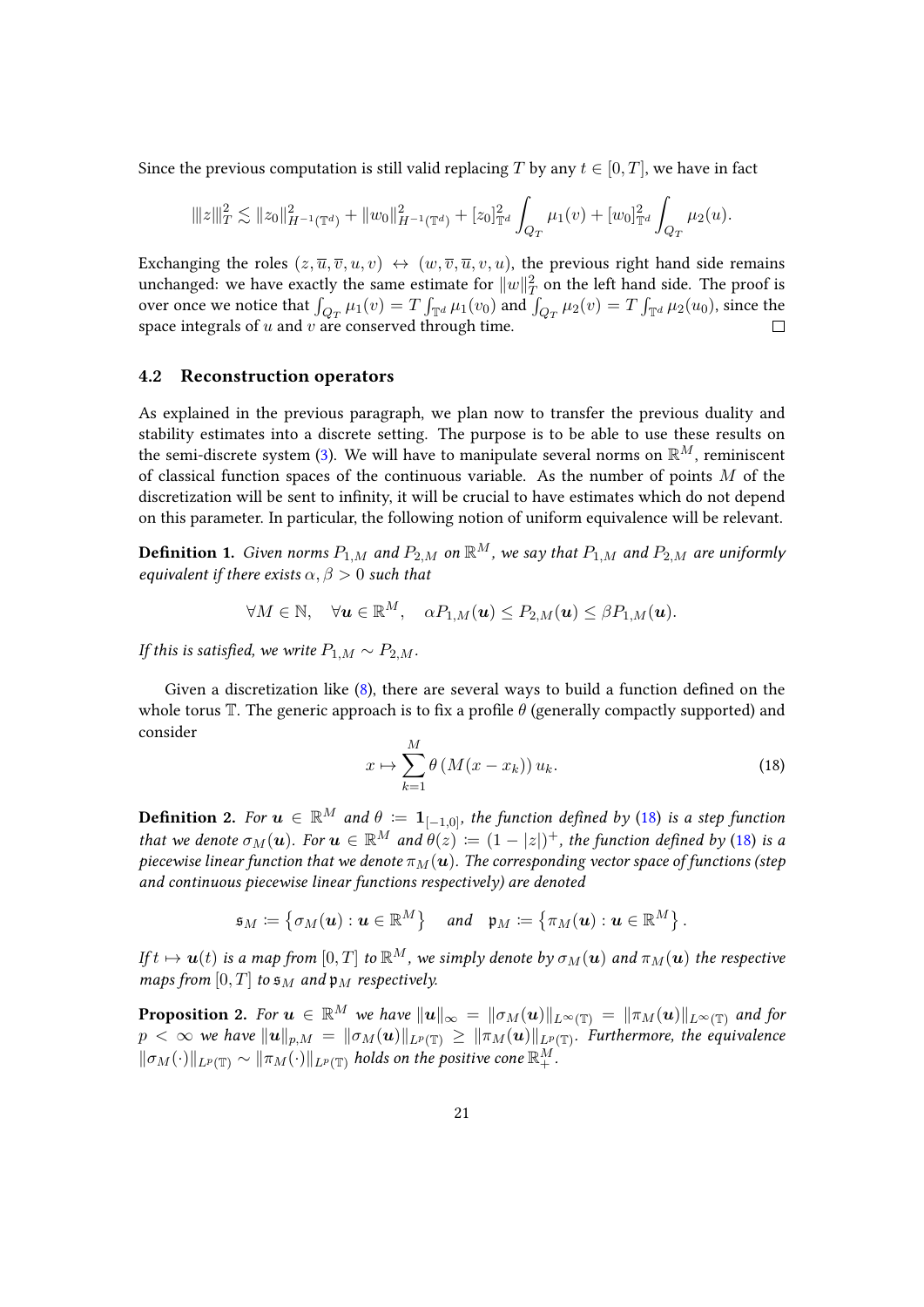Since the previous computation is still valid replacing $T$ by any $t \in [0,T]$, we have in fact

$$\|\!|z|\!\|_T^2 \lesssim \|z_0\|_{H^{-1}(\mathbb{T}^d)}^2 + \|w_0\|_{H^{-1}(\mathbb{T}^d)}^2 + [z_0]_{\mathbb{T}^d}^2 \int_{Q_T} \mu_1(v) + [w_0]_{\mathbb{T}^d}^2 \int_{Q_T} \mu_2(u).$$

Exchanging the roles $(z, \overline{u}, \overline{v}, u, v) \leftrightarrow (w, \overline{v}, \overline{u}, v, u)$, the previous right hand side remains unchanged: we have exactly the same estimate for $\|\!|w|\!\|_T^2$ on the left hand side. The proof is over once we notice that $\int_{Q_T} \mu_1(v) = T\int_{\mathbb{T}^d} \mu_1(v_0)$ and $\int_{Q_T} \mu_2(v) = T\int_{\mathbb{T}^d} \mu_2(u_0)$, since the space integrals of $u$ and $v$ are conserved through time. □

### 4.2 Reconstruction operators

As explained in the previous paragraph, we plan now to transfer the previous duality and stability estimates into a discrete setting. The purpose is to be able to use these results on the semi-discrete system (3). We will have to manipulate several norms on $\mathbb{R}^M$, reminiscent of classical function spaces of the continuous variable. As the number of points $M$ of the discretization will be sent to infinity, it will be crucial to have estimates which do not depend on this parameter. In particular, the following notion of uniform equivalence will be relevant.

**Definition 1.** *Given norms $P_{1,M}$ and $P_{2,M}$ on $\mathbb{R}^M$, we say that $P_{1,M}$ and $P_{2,M}$ are uniformly equivalent if there exists $\alpha, \beta > 0$ such that*

$$\forall M \in \mathbb{N}, \quad \forall \boldsymbol{u} \in \mathbb{R}^M, \quad \alpha P_{1,M}(\boldsymbol{u}) \le P_{2,M}(\boldsymbol{u}) \le \beta P_{1,M}(\boldsymbol{u}).$$

*If this is satisfied, we write $P_{1,M} \sim P_{2,M}$.*

Given a discretization like (8), there are several ways to build a function defined on the whole torus $\mathbb{T}$. The generic approach is to fix a profile $\theta$ (generally compactly supported) and consider

$$x \mapsto \sum_{k=1}^{M} \theta\left(M(x - x_k)\right) u_k. \tag{18}$$

**Definition 2.** *For $\boldsymbol{u} \in \mathbb{R}^M$ and $\theta := \mathbf{1}_{[-1,0]}$, the function defined by (18) is a step function that we denote $\sigma_M(\boldsymbol{u})$. For $\boldsymbol{u} \in \mathbb{R}^M$ and $\theta(z) := (1-|z|)^+$, the function defined by (18) is a piecewise linear function that we denote $\pi_M(\boldsymbol{u})$. The corresponding vector space of functions (step and continuous piecewise linear functions respectively) are denoted*

$$\mathfrak{s}_M := \left\{\sigma_M(\boldsymbol{u}) : \boldsymbol{u} \in \mathbb{R}^M\right\} \quad \text{and} \quad \mathfrak{p}_M := \left\{\pi_M(\boldsymbol{u}) : \boldsymbol{u} \in \mathbb{R}^M\right\}.$$

*If $t \mapsto \boldsymbol{u}(t)$ is a map from $[0,T]$ to $\mathbb{R}^M$, we simply denote by $\sigma_M(\boldsymbol{u})$ and $\pi_M(\boldsymbol{u})$ the respective maps from $[0,T]$ to $\mathfrak{s}_M$ and $\mathfrak{p}_M$ respectively.*

**Proposition 2.** *For $\boldsymbol{u} \in \mathbb{R}^M$ we have $\|\boldsymbol{u}\|_\infty = \|\sigma_M(\boldsymbol{u})\|_{L^\infty(\mathbb{T})} = \|\pi_M(\boldsymbol{u})\|_{L^\infty(\mathbb{T})}$ and for $p < \infty$ we have $\|\boldsymbol{u}\|_{p,M} = \|\sigma_M(\boldsymbol{u})\|_{L^p(\mathbb{T})} \ge \|\pi_M(\boldsymbol{u})\|_{L^p(\mathbb{T})}$. Furthermore, the equivalence $\|\sigma_M(\cdot)\|_{L^p(\mathbb{T})} \sim \|\pi_M(\cdot)\|_{L^p(\mathbb{T})}$ holds on the positive cone $\mathbb{R}_+^M$.*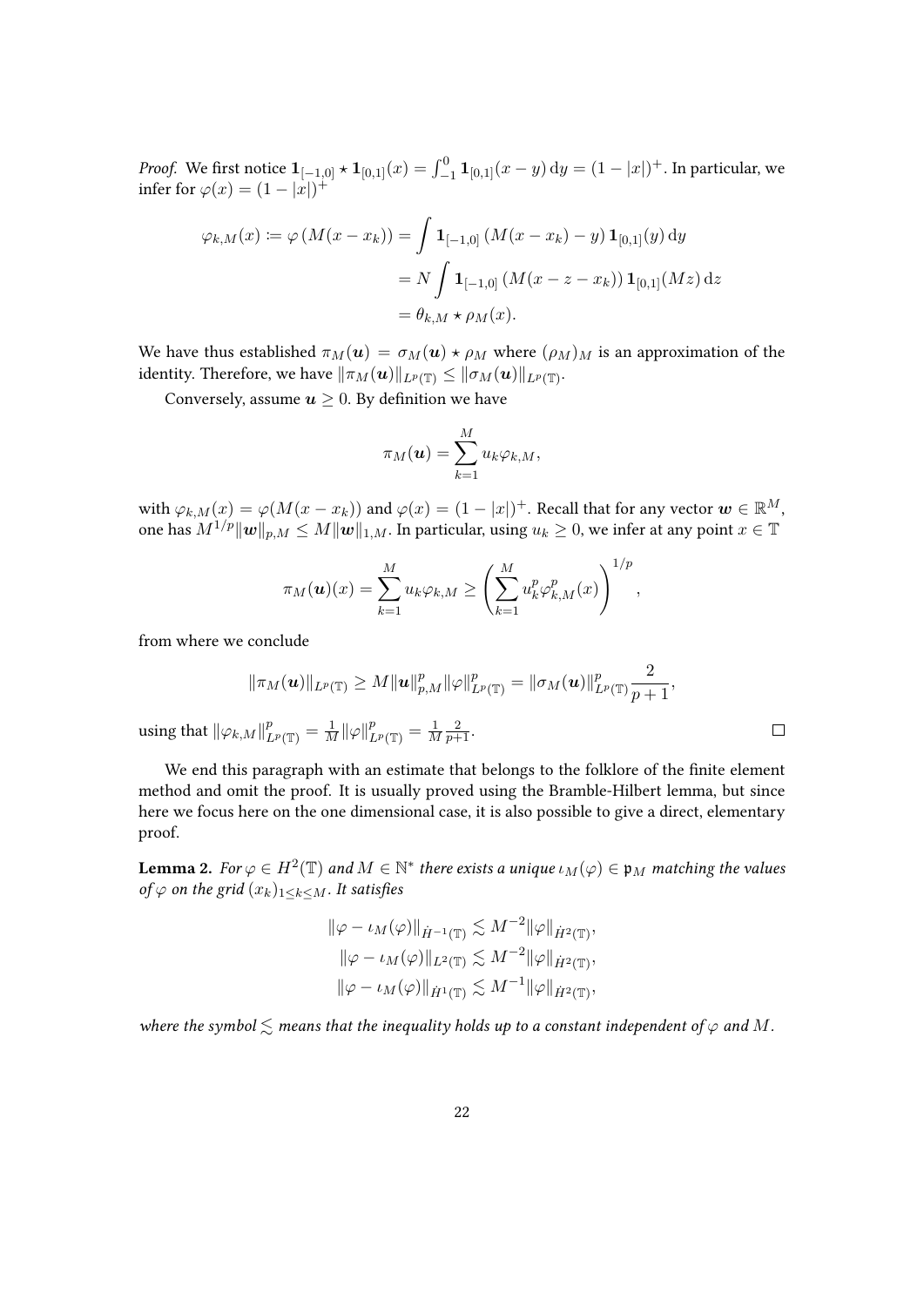*Proof.* We first notice $\mathbf{1}_{[-1,0]} \star \mathbf{1}_{[0,1]}(x) = \int_{-1}^{0} \mathbf{1}_{[0,1]}(x-y)\,\mathrm{d}y = (1-|x|)^+$. In particular, we infer for $\varphi(x) = (1-|x|)^+$

$$
\begin{aligned}
\varphi_{k,M}(x) \coloneqq \varphi\left(M(x-x_k)\right) &= \int \mathbf{1}_{[-1,0]}\left(M(x-x_k) - y\right) \mathbf{1}_{[0,1]}(y)\,\mathrm{d}y \\
&= N \int \mathbf{1}_{[-1,0]}\left(M(x-z-x_k)\right) \mathbf{1}_{[0,1]}(Mz)\,\mathrm{d}z \\
&= \theta_{k,M} \star \rho_M(x).
\end{aligned}
$$

We have thus established $\pi_M(\boldsymbol{u}) = \sigma_M(\boldsymbol{u}) \star \rho_M$ where $(\rho_M)_M$ is an approximation of the identity. Therefore, we have $\|\pi_M(\boldsymbol{u})\|_{L^p(\mathbb{T})} \leq \|\sigma_M(\boldsymbol{u})\|_{L^p(\mathbb{T})}$.

Conversely, assume $\boldsymbol{u} \geq 0$. By definition we have

$$
\pi_M(\boldsymbol{u}) = \sum_{k=1}^{M} u_k \varphi_{k,M},
$$

with $\varphi_{k,M}(x) = \varphi(M(x-x_k))$ and $\varphi(x) = (1-|x|)^+$. Recall that for any vector $\boldsymbol{w} \in \mathbb{R}^M$, one has $M^{1/p}\|\boldsymbol{w}\|_{p,M} \leq M\|\boldsymbol{w}\|_{1,M}$. In particular, using $u_k \geq 0$, we infer at any point $x \in \mathbb{T}$

$$
\pi_M(\boldsymbol{u})(x) = \sum_{k=1}^{M} u_k \varphi_{k,M} \geq \left( \sum_{k=1}^{M} u_k^p \varphi_{k,M}^p(x) \right)^{1/p},
$$

from where we conclude

$$
\|\pi_M(\boldsymbol{u})\|_{L^p(\mathbb{T})} \geq M\|\boldsymbol{u}\|_{p,M}^p \|\varphi\|_{L^p(\mathbb{T})}^p = \|\sigma_M(\boldsymbol{u})\|_{L^p(\mathbb{T})}^p \frac{2}{p+1},
$$

using that $\|\varphi_{k,M}\|_{L^p(\mathbb{T})}^p = \frac{1}{M}\|\varphi\|_{L^p(\mathbb{T})}^p = \frac{1}{M}\frac{2}{p+1}$. $\square$

We end this paragraph with an estimate that belongs to the folklore of the finite element method and omit the proof. It is usually proved using the Bramble-Hilbert lemma, but since here we focus here on the one dimensional case, it is also possible to give a direct, elementary proof.

**Lemma 2.** *For $\varphi \in H^2(\mathbb{T})$ and $M \in \mathbb{N}^*$ there exists a unique $\iota_M(\varphi) \in \mathfrak{p}_M$ matching the values of $\varphi$ on the grid $(x_k)_{1 \leq k \leq M}$. It satisfies*

$$
\begin{aligned}
\|\varphi - \iota_M(\varphi)\|_{\dot{H}^{-1}(\mathbb{T})} &\lesssim M^{-2}\|\varphi\|_{\dot{H}^2(\mathbb{T})}, \\
\|\varphi - \iota_M(\varphi)\|_{L^2(\mathbb{T})} &\lesssim M^{-2}\|\varphi\|_{\dot{H}^2(\mathbb{T})}, \\
\|\varphi - \iota_M(\varphi)\|_{\dot{H}^1(\mathbb{T})} &\lesssim M^{-1}\|\varphi\|_{\dot{H}^2(\mathbb{T})},
\end{aligned}
$$

*where the symbol $\lesssim$ means that the inequality holds up to a constant independent of $\varphi$ and $M$.*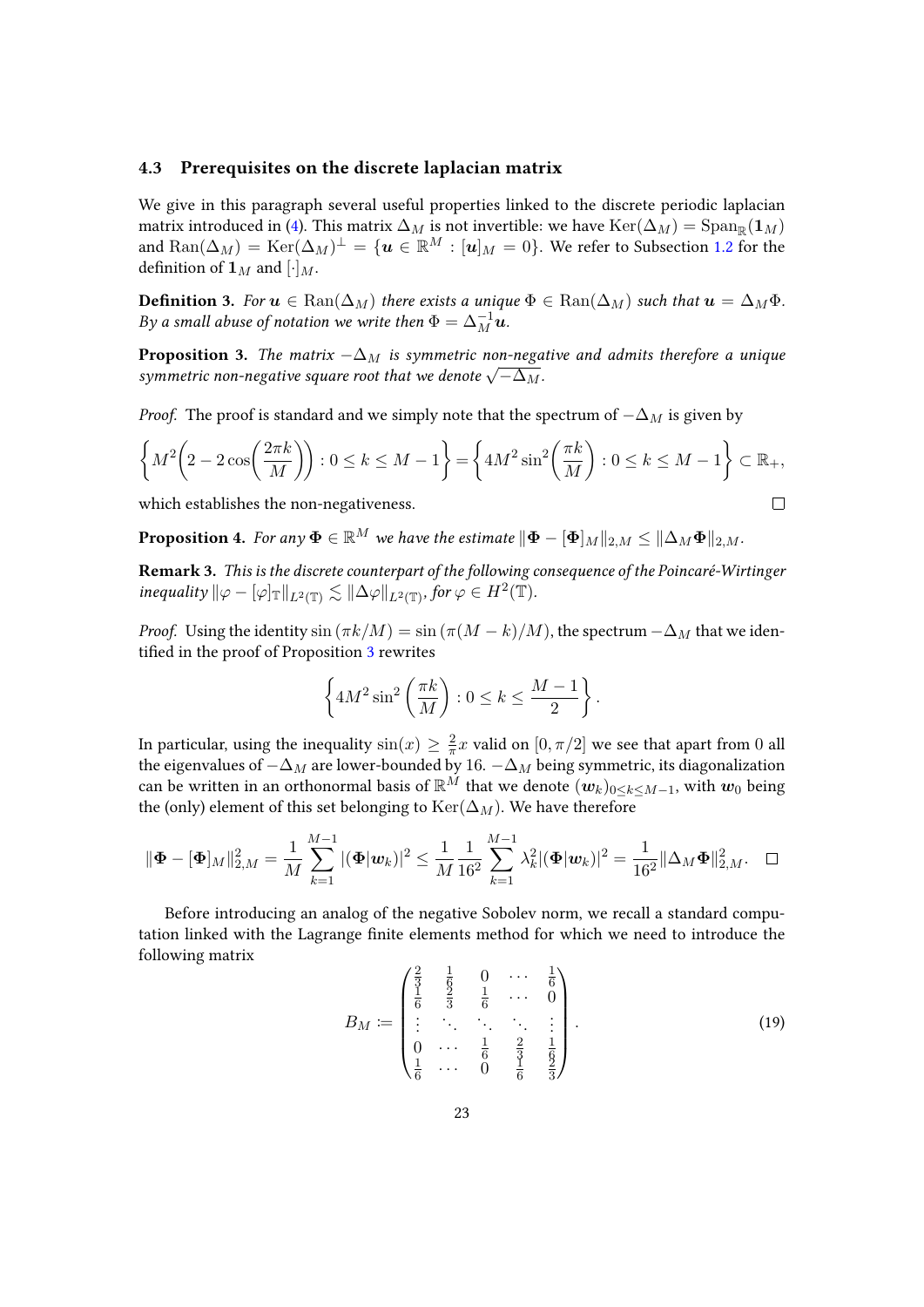### 4.3 Prerequisites on the discrete laplacian matrix

We give in this paragraph several useful properties linked to the discrete periodic laplacian matrix introduced in (4). This matrix $\Delta_M$ is not invertible: we have $\mathrm{Ker}(\Delta_M) = \mathrm{Span}_{\mathbb{R}}(\mathbf{1}_M)$ and $\mathrm{Ran}(\Delta_M) = \mathrm{Ker}(\Delta_M)^\perp = \{\boldsymbol{u} \in \mathbb{R}^M : [\boldsymbol{u}]_M = 0\}$. We refer to Subsection 1.2 for the definition of $\mathbf{1}_M$ and $[\cdot]_M$.

**Definition 3.** *For $\boldsymbol{u} \in \mathrm{Ran}(\Delta_M)$ there exists a unique $\Phi \in \mathrm{Ran}(\Delta_M)$ such that $\boldsymbol{u} = \Delta_M \Phi$. By a small abuse of notation we write then $\Phi = \Delta_M^{-1}\boldsymbol{u}$.*

**Proposition 3.** *The matrix $-\Delta_M$ is symmetric non-negative and admits therefore a unique symmetric non-negative square root that we denote $\sqrt{-\Delta_M}$.*

*Proof.* The proof is standard and we simply note that the spectrum of $-\Delta_M$ is given by

$$\left\{M^2\left(2 - 2\cos\left(\frac{2\pi k}{M}\right)\right) : 0 \leq k \leq M-1\right\} = \left\{4M^2 \sin^2\left(\frac{\pi k}{M}\right) : 0 \leq k \leq M-1\right\} \subset \mathbb{R}_+,$$

which establishes the non-negativeness. ◻

**Proposition 4.** *For any $\mathbf{\Phi} \in \mathbb{R}^M$ we have the estimate $\|\mathbf{\Phi} - [\mathbf{\Phi}]_M\|_{2,M} \leq \|\Delta_M \mathbf{\Phi}\|_{2,M}$.*

**Remark 3.** *This is the discrete counterpart of the following consequence of the Poincaré-Wirtinger inequality $\|\varphi - [\varphi]_{\mathbb{T}}\|_{L^2(\mathbb{T})} \lesssim \|\Delta\varphi\|_{L^2(\mathbb{T})}$, for $\varphi \in H^2(\mathbb{T})$.*

*Proof.* Using the identity $\sin(\pi k/M) = \sin(\pi(M-k)/M)$, the spectrum $-\Delta_M$ that we identified in the proof of Proposition 3 rewrites

$$\left\{4M^2 \sin^2\left(\frac{\pi k}{M}\right) : 0 \leq k \leq \frac{M-1}{2}\right\}.$$

In particular, using the inequality $\sin(x) \geq \frac{2}{\pi}x$ valid on $[0, \pi/2]$ we see that apart from 0 all the eigenvalues of $-\Delta_M$ are lower-bounded by 16. $-\Delta_M$ being symmetric, its diagonalization can be written in an orthonormal basis of $\mathbb{R}^M$ that we denote $(\boldsymbol{w}_k)_{0\leq k \leq M-1}$, with $\boldsymbol{w}_0$ being the (only) element of this set belonging to $\mathrm{Ker}(\Delta_M)$. We have therefore

$$\|\mathbf{\Phi} - [\mathbf{\Phi}]_M\|_{2,M}^2 = \frac{1}{M}\sum_{k=1}^{M-1} |(\mathbf{\Phi}|\boldsymbol{w}_k)|^2 \leq \frac{1}{M}\frac{1}{16^2}\sum_{k=1}^{M-1} \lambda_k^2 |(\mathbf{\Phi}|\boldsymbol{w}_k)|^2 = \frac{1}{16^2}\|\Delta_M \mathbf{\Phi}\|_{2,M}^2. \quad ◻$$

Before introducing an analog of the negative Sobolev norm, we recall a standard computation linked with the Lagrange finite elements method for which we need to introduce the following matrix

$$B_M := \begin{pmatrix} \frac{2}{3} & \frac{1}{6} & 0 & \cdots & \frac{1}{6} \\ \frac{1}{6} & \frac{2}{3} & \frac{1}{6} & \cdots & 0 \\ \vdots & \ddots & \ddots & \ddots & \vdots \\ 0 & \cdots & \frac{1}{6} & \frac{2}{3} & \frac{1}{6} \\ \frac{1}{6} & \cdots & 0 & \frac{1}{6} & \frac{2}{3} \end{pmatrix}. \tag{19}$$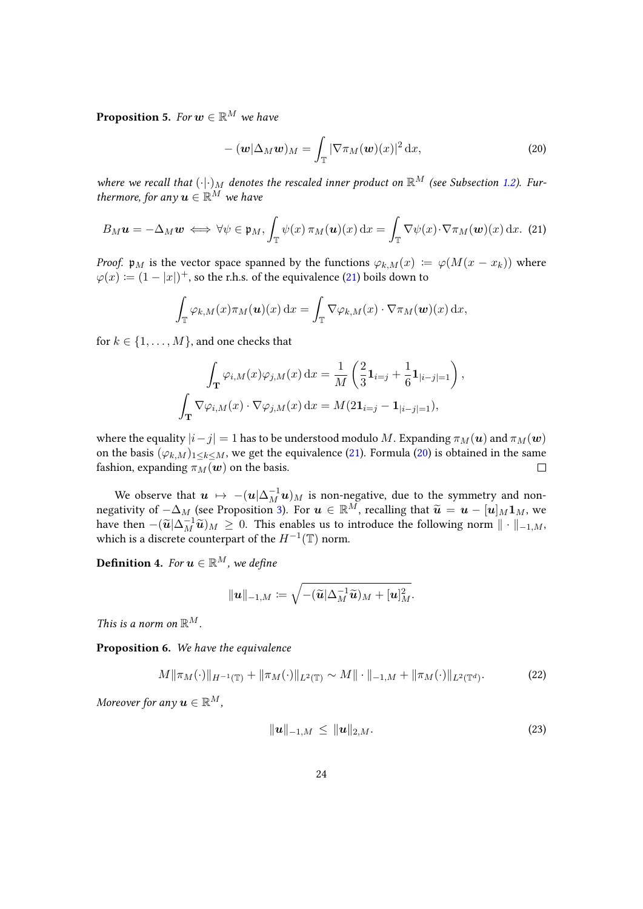**Proposition 5.** *For $\boldsymbol{w} \in \mathbb{R}^M$ we have*

$$- (\boldsymbol{w}|\Delta_M \boldsymbol{w})_M = \int_{\mathbb{T}} |\nabla \pi_M(\boldsymbol{w})(x)|^2 \, \mathrm{d}x, \tag{20}$$

*where we recall that $(\cdot|\cdot)_M$ denotes the rescaled inner product on $\mathbb{R}^M$ (see Subsection 1.2). Furthermore, for any $\boldsymbol{u} \in \mathbb{R}^M$ we have*

$$B_M \boldsymbol{u} = -\Delta_M \boldsymbol{w} \iff \forall \psi \in \mathfrak{p}_M, \int_{\mathbb{T}} \psi(x) \, \pi_M(\boldsymbol{u})(x) \, \mathrm{d}x = \int_{\mathbb{T}} \nabla \psi(x) \cdot \nabla \pi_M(\boldsymbol{w})(x) \, \mathrm{d}x. \tag{21}$$

*Proof.* $\mathfrak{p}_M$ is the vector space spanned by the functions $\varphi_{k,M}(x) \coloneqq \varphi(M(x - x_k))$ where $\varphi(x) \coloneqq (1 - |x|)^+$, so the r.h.s. of the equivalence (21) boils down to

$$\int_{\mathbb{T}} \varphi_{k,M}(x) \pi_M(\boldsymbol{u})(x) \, \mathrm{d}x = \int_{\mathbb{T}} \nabla \varphi_{k,M}(x) \cdot \nabla \pi_M(\boldsymbol{w})(x) \, \mathrm{d}x,$$

for $k \in \{1, \ldots, M\}$, and one checks that

$$\int_{\mathbf{T}} \varphi_{i,M}(x) \varphi_{j,M}(x) \, \mathrm{d}x = \frac{1}{M} \left( \frac{2}{3} \mathbf{1}_{i=j} + \frac{1}{6} \mathbf{1}_{|i-j|=1} \right),$$

$$\int_{\mathbf{T}} \nabla \varphi_{i,M}(x) \cdot \nabla \varphi_{j,M}(x) \, \mathrm{d}x = M(2\mathbf{1}_{i=j} - \mathbf{1}_{|i-j|=1}),$$

where the equality $|i - j| = 1$ has to be understood modulo $M$. Expanding $\pi_M(\boldsymbol{u})$ and $\pi_M(\boldsymbol{w})$ on the basis $(\varphi_{k,M})_{1 \le k \le M}$, we get the equivalence (21). Formula (20) is obtained in the same fashion, expanding $\pi_M(\boldsymbol{w})$ on the basis. □

We observe that $\boldsymbol{u} \mapsto -(\boldsymbol{u}|\Delta_M^{-1} \boldsymbol{u})_M$ is non-negative, due to the symmetry and non-negativity of $-\Delta_M$ (see Proposition 3). For $\boldsymbol{u} \in \mathbb{R}^M$, recalling that $\widetilde{\boldsymbol{u}} = \boldsymbol{u} - [\boldsymbol{u}]_M \mathbf{1}_M$, we have then $-(\widetilde{\boldsymbol{u}}|\Delta_M^{-1} \widetilde{\boldsymbol{u}})_M \ge 0$. This enables us to introduce the following norm $\| \cdot \|_{-1,M}$, which is a discrete counterpart of the $H^{-1}(\mathbb{T})$ norm.

**Definition 4.** *For $\boldsymbol{u} \in \mathbb{R}^M$, we define*

$$\|\boldsymbol{u}\|_{-1,M} \coloneqq \sqrt{-(\widetilde{\boldsymbol{u}}|\Delta_M^{-1} \widetilde{\boldsymbol{u}})_M + [\boldsymbol{u}]_M^2}.$$

*This is a norm on $\mathbb{R}^M$.*

**Proposition 6.** *We have the equivalence*

$$M \|\pi_M(\cdot)\|_{H^{-1}(\mathbb{T})} + \|\pi_M(\cdot)\|_{L^2(\mathbb{T})} \sim M \| \cdot \|_{-1,M} + \|\pi_M(\cdot)\|_{L^2(\mathbb{T}^d)}. \tag{22}$$

*Moreover for any $\boldsymbol{u} \in \mathbb{R}^M$,*

$$\|\boldsymbol{u}\|_{-1,M} \le \|\boldsymbol{u}\|_{2,M}. \tag{23}$$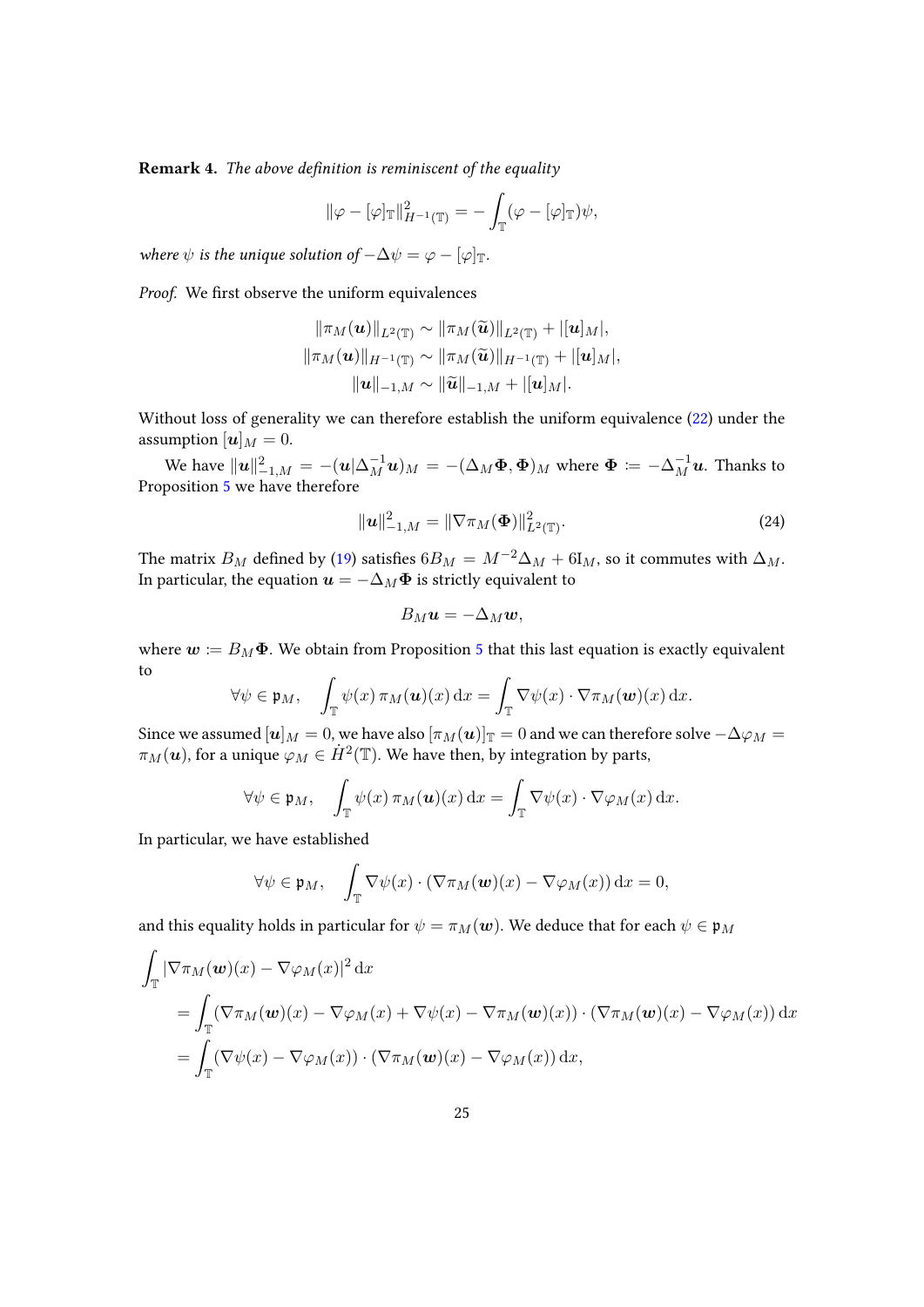**Remark 4.** *The above definition is reminiscent of the equality*

$$\|\varphi - [\varphi]_{\mathbb{T}}\|_{H^{-1}(\mathbb{T})}^2 = -\int_{\mathbb{T}} (\varphi - [\varphi]_{\mathbb{T}})\psi,$$

*where $\psi$ is the unique solution of $-\Delta\psi = \varphi - [\varphi]_{\mathbb{T}}$.*

*Proof.* We first observe the uniform equivalences

$$\|\pi_M(\boldsymbol{u})\|_{L^2(\mathbb{T})} \sim \|\pi_M(\widetilde{\boldsymbol{u}})\|_{L^2(\mathbb{T})} + |[\boldsymbol{u}]_M|,$$
$$\|\pi_M(\boldsymbol{u})\|_{H^{-1}(\mathbb{T})} \sim \|\pi_M(\widetilde{\boldsymbol{u}})\|_{H^{-1}(\mathbb{T})} + |[\boldsymbol{u}]_M|,$$
$$\|\boldsymbol{u}\|_{-1,M} \sim \|\widetilde{\boldsymbol{u}}\|_{-1,M} + |[\boldsymbol{u}]_M|.$$

Without loss of generality we can therefore establish the uniform equivalence (22) under the assumption $[\boldsymbol{u}]_M = 0$.

We have $\|\boldsymbol{u}\|_{-1,M}^2 = -(\boldsymbol{u}|\Delta_M^{-1}\boldsymbol{u})_M = -(\Delta_M\boldsymbol{\Phi}, \boldsymbol{\Phi})_M$ where $\boldsymbol{\Phi} := -\Delta_M^{-1}\boldsymbol{u}$. Thanks to Proposition 5 we have therefore

$$\|\boldsymbol{u}\|_{-1,M}^2 = \|\nabla\pi_M(\boldsymbol{\Phi})\|_{L^2(\mathbb{T})}^2. \tag{24}$$

The matrix $B_M$ defined by (19) satisfies $6B_M = M^{-2}\Delta_M + 6\mathrm{I}_M$, so it commutes with $\Delta_M$. In particular, the equation $\boldsymbol{u} = -\Delta_M\boldsymbol{\Phi}$ is strictly equivalent to

$$B_M\boldsymbol{u} = -\Delta_M\boldsymbol{w},$$

where $\boldsymbol{w} := B_M\boldsymbol{\Phi}$. We obtain from Proposition 5 that this last equation is exactly equivalent to

$$\forall\psi\in\mathfrak{p}_M, \quad \int_{\mathbb{T}} \psi(x)\,\pi_M(\boldsymbol{u})(x)\,\mathrm{d}x = \int_{\mathbb{T}} \nabla\psi(x)\cdot\nabla\pi_M(\boldsymbol{w})(x)\,\mathrm{d}x.$$

Since we assumed $[\boldsymbol{u}]_M = 0$, we have also $[\pi_M(\boldsymbol{u})]_{\mathbb{T}} = 0$ and we can therefore solve $-\Delta\varphi_M = \pi_M(\boldsymbol{u})$, for a unique $\varphi_M \in \dot{H}^2(\mathbb{T})$. We have then, by integration by parts,

$$\forall\psi\in\mathfrak{p}_M, \quad \int_{\mathbb{T}} \psi(x)\,\pi_M(\boldsymbol{u})(x)\,\mathrm{d}x = \int_{\mathbb{T}} \nabla\psi(x)\cdot\nabla\varphi_M(x)\,\mathrm{d}x.$$

In particular, we have established

$$\forall\psi\in\mathfrak{p}_M, \quad \int_{\mathbb{T}} \nabla\psi(x)\cdot(\nabla\pi_M(\boldsymbol{w})(x) - \nabla\varphi_M(x))\,\mathrm{d}x = 0,$$

and this equality holds in particular for $\psi = \pi_M(\boldsymbol{w})$. We deduce that for each $\psi\in\mathfrak{p}_M$

$$\begin{aligned}
\int_{\mathbb{T}} &|\nabla\pi_M(\boldsymbol{w})(x) - \nabla\varphi_M(x)|^2\,\mathrm{d}x \\
&= \int_{\mathbb{T}} (\nabla\pi_M(\boldsymbol{w})(x) - \nabla\varphi_M(x) + \nabla\psi(x) - \nabla\pi_M(\boldsymbol{w})(x))\cdot(\nabla\pi_M(\boldsymbol{w})(x) - \nabla\varphi_M(x))\,\mathrm{d}x \\
&= \int_{\mathbb{T}} (\nabla\psi(x) - \nabla\varphi_M(x))\cdot(\nabla\pi_M(\boldsymbol{w})(x) - \nabla\varphi_M(x))\,\mathrm{d}x,
\end{aligned}$$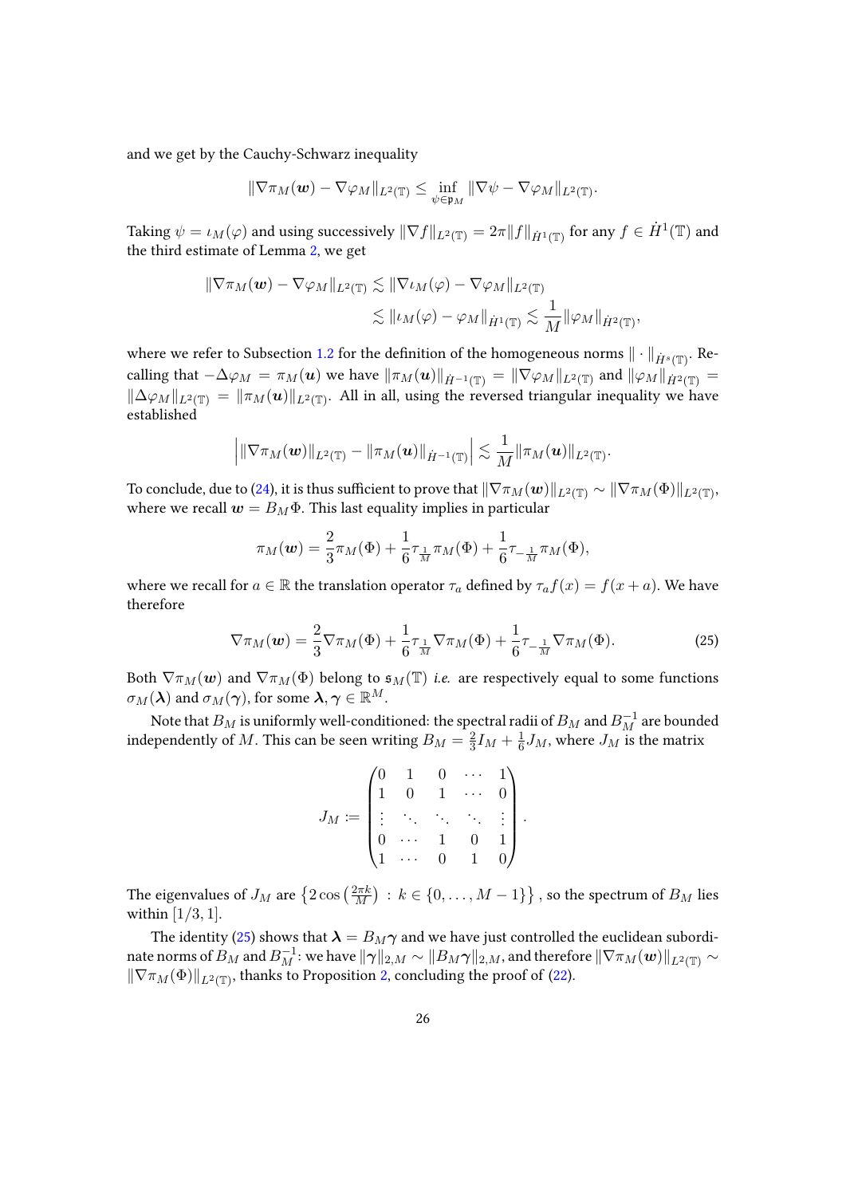and we get by the Cauchy-Schwarz inequality

$$\|\nabla \pi_M(\boldsymbol{w}) - \nabla \varphi_M\|_{L^2(\mathbb{T})} \leq \inf_{\psi \in \mathfrak{p}_M} \|\nabla \psi - \nabla \varphi_M\|_{L^2(\mathbb{T})}.$$

Taking $\psi = \iota_M(\varphi)$ and using successively $\|\nabla f\|_{L^2(\mathbb{T})} = 2\pi \|f\|_{\dot{H}^1(\mathbb{T})}$ for any $f \in \dot{H}^1(\mathbb{T})$ and the third estimate of Lemma 2, we get

$$\begin{aligned}
\|\nabla \pi_M(\boldsymbol{w}) - \nabla \varphi_M\|_{L^2(\mathbb{T})} &\lesssim \|\nabla \iota_M(\varphi) - \nabla \varphi_M\|_{L^2(\mathbb{T})} \\
&\lesssim \|\iota_M(\varphi) - \varphi_M\|_{\dot{H}^1(\mathbb{T})} \lesssim \frac{1}{M}\|\varphi_M\|_{\dot{H}^2(\mathbb{T})},
\end{aligned}$$

where we refer to Subsection 1.2 for the definition of the homogeneous norms $\|\cdot\|_{\dot{H}^s(\mathbb{T})}$. Recalling that $-\Delta\varphi_M = \pi_M(\boldsymbol{u})$ we have $\|\pi_M(\boldsymbol{u})\|_{\dot{H}^{-1}(\mathbb{T})} = \|\nabla \varphi_M\|_{L^2(\mathbb{T})}$ and $\|\varphi_M\|_{\dot{H}^2(\mathbb{T})} = \|\Delta \varphi_M\|_{L^2(\mathbb{T})} = \|\pi_M(\boldsymbol{u})\|_{L^2(\mathbb{T})}$. All in all, using the reversed triangular inequality we have established

$$\left| \|\nabla \pi_M(\boldsymbol{w})\|_{L^2(\mathbb{T})} - \|\pi_M(\boldsymbol{u})\|_{\dot{H}^{-1}(\mathbb{T})} \right| \lesssim \frac{1}{M}\|\pi_M(\boldsymbol{u})\|_{L^2(\mathbb{T})}.$$

To conclude, due to (24), it is thus sufficient to prove that $\|\nabla \pi_M(\boldsymbol{w})\|_{L^2(\mathbb{T})} \sim \|\nabla \pi_M(\Phi)\|_{L^2(\mathbb{T})}$, where we recall $\boldsymbol{w} = B_M \Phi$. This last equality implies in particular

$$\pi_M(\boldsymbol{w}) = \frac{2}{3}\pi_M(\Phi) + \frac{1}{6}\tau_{\frac{1}{M}}\pi_M(\Phi) + \frac{1}{6}\tau_{-\frac{1}{M}}\pi_M(\Phi),$$

where we recall for $a \in \mathbb{R}$ the translation operator $\tau_a$ defined by $\tau_a f(x) = f(x+a)$. We have therefore

$$\nabla \pi_M(\boldsymbol{w}) = \frac{2}{3}\nabla \pi_M(\Phi) + \frac{1}{6}\tau_{\frac{1}{M}}\nabla \pi_M(\Phi) + \frac{1}{6}\tau_{-\frac{1}{M}}\nabla \pi_M(\Phi). \tag{25}$$

Both $\nabla \pi_M(\boldsymbol{w})$ and $\nabla \pi_M(\Phi)$ belong to $\mathfrak{s}_M(\mathbb{T})$ *i.e.* are respectively equal to some functions $\sigma_M(\boldsymbol{\lambda})$ and $\sigma_M(\boldsymbol{\gamma})$, for some $\boldsymbol{\lambda}, \boldsymbol{\gamma} \in \mathbb{R}^M$.

Note that $B_M$ is uniformly well-conditioned: the spectral radii of $B_M$ and $B_M^{-1}$ are bounded independently of $M$. This can be seen writing $B_M = \frac{2}{3}I_M + \frac{1}{6}J_M$, where $J_M$ is the matrix

$$J_M := \begin{pmatrix} 0 & 1 & 0 & \cdots & 1 \\ 1 & 0 & 1 & \cdots & 0 \\ \vdots & \ddots & \ddots & \ddots & \vdots \\ 0 & \cdots & 1 & 0 & 1 \\ 1 & \cdots & 0 & 1 & 0 \end{pmatrix}.$$

The eigenvalues of $J_M$ are $\left\{2\cos\left(\frac{2\pi k}{M}\right) \,:\, k \in \{0, \ldots, M-1\}\right\}$, so the spectrum of $B_M$ lies within $[1/3, 1]$.

The identity (25) shows that $\boldsymbol{\lambda} = B_M \boldsymbol{\gamma}$ and we have just controlled the euclidean subordinate norms of $B_M$ and $B_M^{-1}$: we have $\|\boldsymbol{\gamma}\|_{2,M} \sim \|B_M \boldsymbol{\gamma}\|_{2,M}$, and therefore $\|\nabla \pi_M(\boldsymbol{w})\|_{L^2(\mathbb{T})} \sim \|\nabla \pi_M(\Phi)\|_{L^2(\mathbb{T})}$, thanks to Proposition 2, concluding the proof of (22).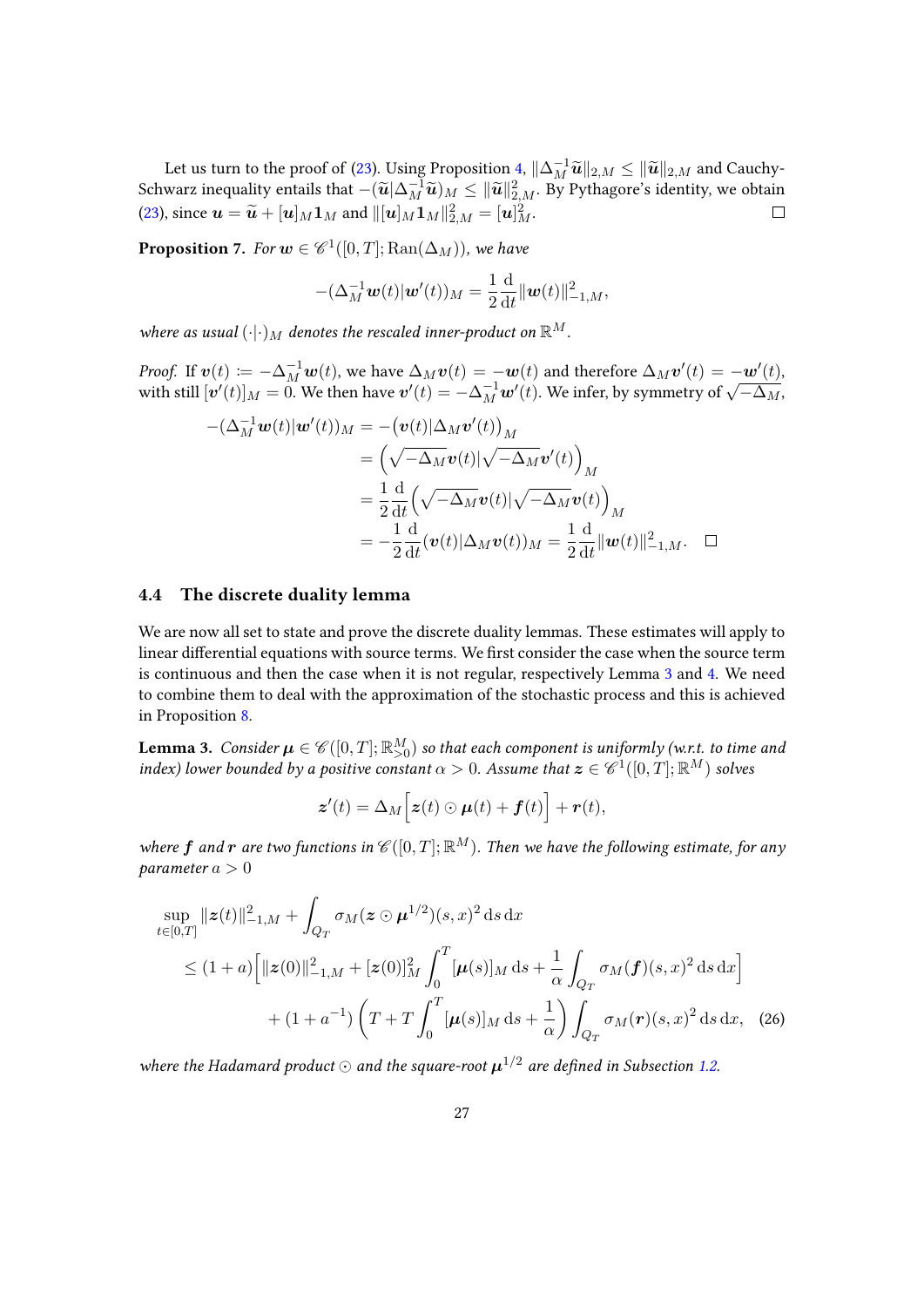Let us turn to the proof of (23). Using Proposition 4, $\|\Delta_M^{-1}\widetilde{\boldsymbol{u}}\|_{2,M} \le \|\widetilde{\boldsymbol{u}}\|_{2,M}$ and Cauchy-Schwarz inequality entails that $-(\widetilde{\boldsymbol{u}}|\Delta_M^{-1}\widetilde{\boldsymbol{u}})_M \le \|\widetilde{\boldsymbol{u}}\|_{2,M}^2$. By Pythagore's identity, we obtain (23), since $\boldsymbol{u} = \widetilde{\boldsymbol{u}} + [\boldsymbol{u}]_M \mathbf{1}_M$ and $\|[\boldsymbol{u}]_M\mathbf{1}_M\|_{2,M}^2 = [\boldsymbol{u}]_M^2$. □

**Proposition 7.** *For $\boldsymbol{w} \in \mathscr{C}^1([0,T];\mathrm{Ran}(\Delta_M))$, we have*

$$-(\Delta_M^{-1}\boldsymbol{w}(t)|\boldsymbol{w}'(t))_M = \frac{1}{2}\frac{\mathrm{d}}{\mathrm{d}t}\|\boldsymbol{w}(t)\|_{-1,M}^2,$$

*where as usual $(\cdot|\cdot)_M$ denotes the rescaled inner-product on $\mathbb{R}^M$.*

*Proof.* If $\boldsymbol{v}(t) \coloneqq -\Delta_M^{-1}\boldsymbol{w}(t)$, we have $\Delta_M \boldsymbol{v}(t) = -\boldsymbol{w}(t)$ and therefore $\Delta_M \boldsymbol{v}'(t) = -\boldsymbol{w}'(t)$, with still $[\boldsymbol{v}'(t)]_M = 0$. We then have $\boldsymbol{v}'(t) = -\Delta_M^{-1}\boldsymbol{w}'(t)$. We infer, by symmetry of $\sqrt{-\Delta_M}$,

$$\begin{aligned}
-(\Delta_M^{-1}\boldsymbol{w}(t)|\boldsymbol{w}'(t))_M &= -\big(\boldsymbol{v}(t)|\Delta_M\boldsymbol{v}'(t)\big)_M \\
&= \Big(\sqrt{-\Delta_M}\boldsymbol{v}(t)|\sqrt{-\Delta_M}\boldsymbol{v}'(t)\Big)_M \\
&= \frac{1}{2}\frac{\mathrm{d}}{\mathrm{d}t}\Big(\sqrt{-\Delta_M}\boldsymbol{v}(t)|\sqrt{-\Delta_M}\boldsymbol{v}(t)\Big)_M \\
&= -\frac{1}{2}\frac{\mathrm{d}}{\mathrm{d}t}(\boldsymbol{v}(t)|\Delta_M\boldsymbol{v}(t))_M = \frac{1}{2}\frac{\mathrm{d}}{\mathrm{d}t}\|\boldsymbol{w}(t)\|_{-1,M}^2. \quad \square
\end{aligned}$$

### 4.4 The discrete duality lemma

We are now all set to state and prove the discrete duality lemmas. These estimates will apply to linear differential equations with source terms. We first consider the case when the source term is continuous and then the case when it is not regular, respectively Lemma 3 and 4. We need to combine them to deal with the approximation of the stochastic process and this is achieved in Proposition 8.

**Lemma 3.** *Consider $\boldsymbol{\mu} \in \mathscr{C}([0,T];\mathbb{R}^M_{>0})$ so that each component is uniformly (w.r.t. to time and index) lower bounded by a positive constant $\alpha > 0$. Assume that $\boldsymbol{z} \in \mathscr{C}^1([0,T];\mathbb{R}^M)$ solves*

$$\boldsymbol{z}'(t) = \Delta_M\Big[\boldsymbol{z}(t)\odot\boldsymbol{\mu}(t) + \boldsymbol{f}(t)\Big] + \boldsymbol{r}(t),$$

*where $\boldsymbol{f}$ and $\boldsymbol{r}$ are two functions in $\mathscr{C}([0,T];\mathbb{R}^M)$. Then we have the following estimate, for any parameter $a > 0$*

$$\begin{aligned}
\sup_{t\in[0,T]}\|\boldsymbol{z}(t)\|_{-1,M}^2 &+ \int_{Q_T}\sigma_M(\boldsymbol{z}\odot\boldsymbol{\mu}^{1/2})(s,x)^2\,\mathrm{d}s\,\mathrm{d}x \\
&\le (1+a)\Big[\|\boldsymbol{z}(0)\|_{-1,M}^2 + [\boldsymbol{z}(0)]_M^2\int_0^T[\boldsymbol{\mu}(s)]_M\,\mathrm{d}s + \frac{1}{\alpha}\int_{Q_T}\sigma_M(\boldsymbol{f})(s,x)^2\,\mathrm{d}s\,\mathrm{d}x\Big] \\
&\quad + (1+a^{-1})\left(T + T\int_0^T[\boldsymbol{\mu}(s)]_M\,\mathrm{d}s + \frac{1}{\alpha}\right)\int_{Q_T}\sigma_M(\boldsymbol{r})(s,x)^2\,\mathrm{d}s\,\mathrm{d}x, \quad (26)
\end{aligned}$$

*where the Hadamard product $\odot$ and the square-root $\boldsymbol{\mu}^{1/2}$ are defined in Subsection 1.2.*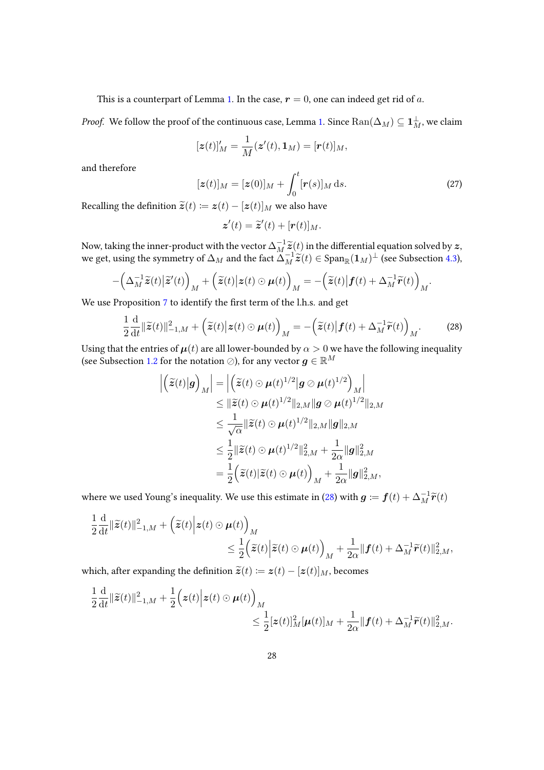This is a counterpart of Lemma 1. In the case, $\boldsymbol{r} = 0$, one can indeed get rid of $a$.

*Proof.* We follow the proof of the continuous case, Lemma 1. Since $\mathrm{Ran}(\Delta_M) \subseteq \mathbf{1}_M^\perp$, we claim

$$[\boldsymbol{z}(t)]_M' = \frac{1}{M}(\boldsymbol{z}'(t), \mathbf{1}_M) = [\boldsymbol{r}(t)]_M,$$

and therefore

$$[\boldsymbol{z}(t)]_M = [\boldsymbol{z}(0)]_M + \int_0^t [\boldsymbol{r}(s)]_M \,\mathrm{d}s. \tag{27}$$

Recalling the definition $\widetilde{\boldsymbol{z}}(t) \coloneqq \boldsymbol{z}(t) - [\boldsymbol{z}(t)]_M$ we also have

$$\boldsymbol{z}'(t) = \widetilde{\boldsymbol{z}}'(t) + [\boldsymbol{r}(t)]_M.$$

Now, taking the inner-product with the vector $\Delta_M^{-1}\widetilde{\boldsymbol{z}}(t)$ in the differential equation solved by $\boldsymbol{z}$, we get, using the symmetry of $\Delta_M$ and the fact $\Delta_M^{-1}\widetilde{\boldsymbol{z}}(t) \in \mathrm{Span}_{\mathbb{R}}(\mathbf{1}_M)^\perp$ (see Subsection 4.3),

$$-\Big(\Delta_M^{-1}\widetilde{\boldsymbol{z}}(t)\big|\widetilde{\boldsymbol{z}}'(t)\Big)_M + \Big(\widetilde{\boldsymbol{z}}(t)\big|\boldsymbol{z}(t)\odot\boldsymbol{\mu}(t)\Big)_M = -\Big(\widetilde{\boldsymbol{z}}(t)\big|\boldsymbol{f}(t) + \Delta_M^{-1}\widetilde{\boldsymbol{r}}(t)\Big)_M.$$

We use Proposition 7 to identify the first term of the l.h.s. and get

$$\frac{1}{2}\frac{\mathrm{d}}{\mathrm{d}t}\|\widetilde{\boldsymbol{z}}(t)\|_{-1,M}^2 + \Big(\widetilde{\boldsymbol{z}}(t)\big|\boldsymbol{z}(t)\odot\boldsymbol{\mu}(t)\Big)_M = -\Big(\widetilde{\boldsymbol{z}}(t)\big|\boldsymbol{f}(t) + \Delta_M^{-1}\widetilde{\boldsymbol{r}}(t)\Big)_M. \tag{28}$$

Using that the entries of $\boldsymbol{\mu}(t)$ are all lower-bounded by $\alpha > 0$ we have the following inequality (see Subsection 1.2 for the notation $\oslash$), for any vector $\boldsymbol{g} \in \mathbb{R}^M$

$$\begin{aligned}
\Big|\Big(\widetilde{\boldsymbol{z}}(t)\big|\boldsymbol{g}\Big)_M\Big| &= \Big|\Big(\widetilde{\boldsymbol{z}}(t)\odot\boldsymbol{\mu}(t)^{1/2}\big|\boldsymbol{g}\oslash\boldsymbol{\mu}(t)^{1/2}\Big)_M\Big| \\
&\leq \|\widetilde{\boldsymbol{z}}(t)\odot\boldsymbol{\mu}(t)^{1/2}\|_{2,M}\|\boldsymbol{g}\oslash\boldsymbol{\mu}(t)^{1/2}\|_{2,M} \\
&\leq \frac{1}{\sqrt{\alpha}}\|\widetilde{\boldsymbol{z}}(t)\odot\boldsymbol{\mu}(t)^{1/2}\|_{2,M}\|\boldsymbol{g}\|_{2,M} \\
&\leq \frac{1}{2}\|\widetilde{\boldsymbol{z}}(t)\odot\boldsymbol{\mu}(t)^{1/2}\|_{2,M}^2 + \frac{1}{2\alpha}\|\boldsymbol{g}\|_{2,M}^2 \\
&= \frac{1}{2}\Big(\widetilde{\boldsymbol{z}}(t)|\widetilde{\boldsymbol{z}}(t)\odot\boldsymbol{\mu}(t)\Big)_M + \frac{1}{2\alpha}\|\boldsymbol{g}\|_{2,M}^2,
\end{aligned}$$

where we used Young's inequality. We use this estimate in (28) with $\boldsymbol{g} \coloneqq \boldsymbol{f}(t) + \Delta_M^{-1}\widetilde{\boldsymbol{r}}(t)$

$$\begin{aligned}
\frac{1}{2}\frac{\mathrm{d}}{\mathrm{d}t}\|\widetilde{\boldsymbol{z}}(t)\|_{-1,M}^2 &+ \Big(\widetilde{\boldsymbol{z}}(t)\Big|\boldsymbol{z}(t)\odot\boldsymbol{\mu}(t)\Big)_M \\
&\leq \frac{1}{2}\Big(\widetilde{\boldsymbol{z}}(t)\Big|\widetilde{\boldsymbol{z}}(t)\odot\boldsymbol{\mu}(t)\Big)_M + \frac{1}{2\alpha}\|\boldsymbol{f}(t) + \Delta_M^{-1}\widetilde{\boldsymbol{r}}(t)\|_{2,M}^2,
\end{aligned}$$

which, after expanding the definition $\widetilde{\boldsymbol{z}}(t) \coloneqq \boldsymbol{z}(t) - [\boldsymbol{z}(t)]_M$, becomes

$$\begin{aligned}
\frac{1}{2}\frac{\mathrm{d}}{\mathrm{d}t}\|\widetilde{\boldsymbol{z}}(t)\|_{-1,M}^2 &+ \frac{1}{2}\Big(\boldsymbol{z}(t)\Big|\boldsymbol{z}(t)\odot\boldsymbol{\mu}(t)\Big)_M \\
&\leq \frac{1}{2}[\boldsymbol{z}(t)]_M^2[\boldsymbol{\mu}(t)]_M + \frac{1}{2\alpha}\|\boldsymbol{f}(t) + \Delta_M^{-1}\widetilde{\boldsymbol{r}}(t)\|_{2,M}^2.
\end{aligned}$$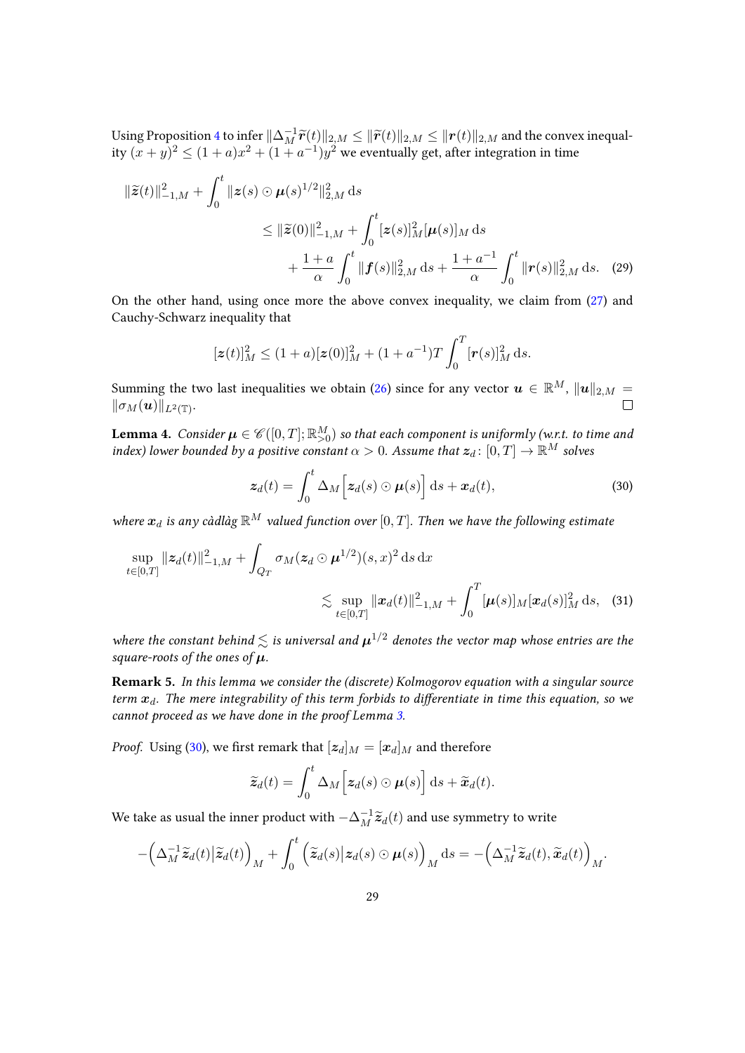Using Proposition 4 to infer $\|\Delta_M^{-1}\widetilde{\boldsymbol{r}}(t)\|_{2,M} \le \|\widetilde{\boldsymbol{r}}(t)\|_{2,M} \le \|\boldsymbol{r}(t)\|_{2,M}$ and the convex inequality $(x+y)^2 \le (1+a)x^2 + (1+a^{-1})y^2$ we eventually get, after integration in time

$$
\begin{aligned}
\|\widetilde{\boldsymbol{z}}(t)\|_{-1,M}^2 + \int_0^t \|\boldsymbol{z}(s) \odot \boldsymbol{\mu}(s)^{1/2}\|_{2,M}^2 \,\mathrm{d}s \\
&\le \|\widetilde{\boldsymbol{z}}(0)\|_{-1,M}^2 + \int_0^t [\boldsymbol{z}(s)]_M^2 [\boldsymbol{\mu}(s)]_M \,\mathrm{d}s \\
&\quad + \frac{1+a}{\alpha} \int_0^t \|\boldsymbol{f}(s)\|_{2,M}^2 \,\mathrm{d}s + \frac{1+a^{-1}}{\alpha} \int_0^t \|\boldsymbol{r}(s)\|_{2,M}^2 \,\mathrm{d}s. \quad (29)
\end{aligned}
$$

On the other hand, using once more the above convex inequality, we claim from (27) and Cauchy-Schwarz inequality that

$$
[\boldsymbol{z}(t)]_M^2 \le (1+a)[\boldsymbol{z}(0)]_M^2 + (1+a^{-1})T \int_0^T [\boldsymbol{r}(s)]_M^2 \,\mathrm{d}s.
$$

Summing the two last inequalities we obtain (26) since for any vector $\boldsymbol{u} \in \mathbb{R}^M$, $\|\boldsymbol{u}\|_{2,M} = \|\sigma_M(\boldsymbol{u})\|_{L^2(\mathbb{T})}$. $\square$

**Lemma 4.** *Consider $\boldsymbol{\mu} \in \mathscr{C}([0,T];\mathbb{R}^M_{>0})$ so that each component is uniformly (w.r.t. to time and index) lower bounded by a positive constant $\alpha > 0$. Assume that $\boldsymbol{z}_d : [0,T] \to \mathbb{R}^M$ solves*

$$
\boldsymbol{z}_d(t) = \int_0^t \Delta_M \Big[ \boldsymbol{z}_d(s) \odot \boldsymbol{\mu}(s) \Big] \,\mathrm{d}s + \boldsymbol{x}_d(t), \quad (30)
$$

*where $\boldsymbol{x}_d$ is any càdlàg $\mathbb{R}^M$ valued function over $[0,T]$. Then we have the following estimate*

$$
\begin{aligned}
\sup_{t\in[0,T]} \|\boldsymbol{z}_d(t)\|_{-1,M}^2 + \int_{Q_T} \sigma_M(\boldsymbol{z}_d \odot \boldsymbol{\mu}^{1/2})(s,x)^2 \,\mathrm{d}s \,\mathrm{d}x \\
&\lesssim \sup_{t\in[0,T]} \|\boldsymbol{x}_d(t)\|_{-1,M}^2 + \int_0^T [\boldsymbol{\mu}(s)]_M [\boldsymbol{x}_d(s)]_M^2 \,\mathrm{d}s, \quad (31)
\end{aligned}
$$

*where the constant behind $\lesssim$ is universal and $\boldsymbol{\mu}^{1/2}$ denotes the vector map whose entries are the square-roots of the ones of $\boldsymbol{\mu}$.*

**Remark 5.** *In this lemma we consider the (discrete) Kolmogorov equation with a singular source term $\boldsymbol{x}_d$. The mere integrability of this term forbids to differentiate in time this equation, so we cannot proceed as we have done in the proof Lemma 3.*

*Proof.* Using (30), we first remark that $[\boldsymbol{z}_d]_M = [\boldsymbol{x}_d]_M$ and therefore

$$
\widetilde{\boldsymbol{z}}_d(t) = \int_0^t \Delta_M \Big[ \boldsymbol{z}_d(s) \odot \boldsymbol{\mu}(s) \Big] \,\mathrm{d}s + \widetilde{\boldsymbol{x}}_d(t).
$$

We take as usual the inner product with $-\Delta_M^{-1}\widetilde{\boldsymbol{z}}_d(t)$ and use symmetry to write

$$
-\Big(\Delta_M^{-1}\widetilde{\boldsymbol{z}}_d(t) \big| \widetilde{\boldsymbol{z}}_d(t)\Big)_M + \int_0^t \Big(\widetilde{\boldsymbol{z}}_d(s) \big| \boldsymbol{z}_d(s) \odot \boldsymbol{\mu}(s)\Big)_M \,\mathrm{d}s = -\Big(\Delta_M^{-1}\widetilde{\boldsymbol{z}}_d(t), \widetilde{\boldsymbol{x}}_d(t)\Big)_M.
$$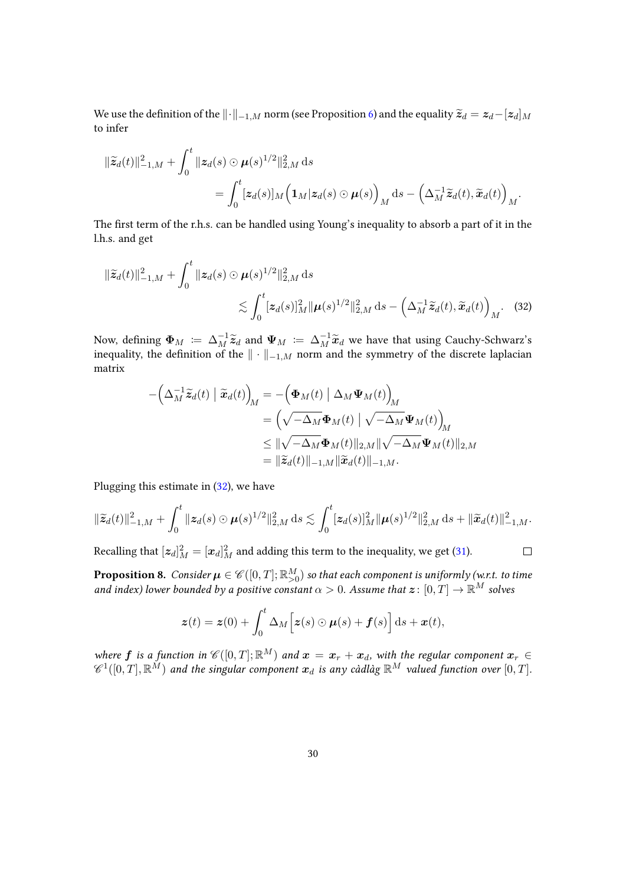We use the definition of the $\|\cdot\|_{-1,M}$ norm (see Proposition 6) and the equality $\widetilde{\boldsymbol{z}}_d = \boldsymbol{z}_d - [\boldsymbol{z}_d]_M$ to infer

$$\|\widetilde{\boldsymbol{z}}_d(t)\|_{-1,M}^2 + \int_0^t \|\boldsymbol{z}_d(s) \odot \boldsymbol{\mu}(s)^{1/2}\|_{2,M}^2 \, \mathrm{d}s = \int_0^t [\boldsymbol{z}_d(s)]_M \Big( \mathbf{1}_M | \boldsymbol{z}_d(s) \odot \boldsymbol{\mu}(s) \Big)_M \mathrm{d}s - \Big( \Delta_M^{-1} \widetilde{\boldsymbol{z}}_d(t), \widetilde{\boldsymbol{x}}_d(t) \Big)_M.$$

The first term of the r.h.s. can be handled using Young's inequality to absorb a part of it in the l.h.s. and get

$$\|\widetilde{\boldsymbol{z}}_d(t)\|_{-1,M}^2 + \int_0^t \|\boldsymbol{z}_d(s) \odot \boldsymbol{\mu}(s)^{1/2}\|_{2,M}^2 \, \mathrm{d}s \lesssim \int_0^t [\boldsymbol{z}_d(s)]_M^2 \|\boldsymbol{\mu}(s)^{1/2}\|_{2,M}^2 \, \mathrm{d}s - \Big( \Delta_M^{-1} \widetilde{\boldsymbol{z}}_d(t), \widetilde{\boldsymbol{x}}_d(t) \Big)_M. \quad (32)$$

Now, defining $\boldsymbol{\Phi}_M \coloneqq \Delta_M^{-1} \widetilde{\boldsymbol{z}}_d$ and $\boldsymbol{\Psi}_M \coloneqq \Delta_M^{-1} \widetilde{\boldsymbol{x}}_d$ we have that using Cauchy-Schwarz's inequality, the definition of the $\|\cdot\|_{-1,M}$ norm and the symmetry of the discrete laplacian matrix

$$\begin{aligned}
-\Big( \Delta_M^{-1} \widetilde{\boldsymbol{z}}_d(t) \;\Big|\; \widetilde{\boldsymbol{x}}_d(t) \Big)_M &= -\Big( \boldsymbol{\Phi}_M(t) \;\Big|\; \Delta_M \boldsymbol{\Psi}_M(t) \Big)_M \\
&= \Big( \sqrt{-\Delta_M} \boldsymbol{\Phi}_M(t) \;\Big|\; \sqrt{-\Delta_M} \boldsymbol{\Psi}_M(t) \Big)_M \\
&\leq \|\sqrt{-\Delta_M} \boldsymbol{\Phi}_M(t)\|_{2,M} \|\sqrt{-\Delta_M} \boldsymbol{\Psi}_M(t)\|_{2,M} \\
&= \|\widetilde{\boldsymbol{z}}_d(t)\|_{-1,M} \|\widetilde{\boldsymbol{x}}_d(t)\|_{-1,M}.
\end{aligned}$$

Plugging this estimate in (32), we have

$$\|\widetilde{\boldsymbol{z}}_d(t)\|_{-1,M}^2 + \int_0^t \|\boldsymbol{z}_d(s) \odot \boldsymbol{\mu}(s)^{1/2}\|_{2,M}^2 \, \mathrm{d}s \lesssim \int_0^t [\boldsymbol{z}_d(s)]_M^2 \|\boldsymbol{\mu}(s)^{1/2}\|_{2,M}^2 \, \mathrm{d}s + \|\widetilde{\boldsymbol{x}}_d(t)\|_{-1,M}^2.$$

Recalling that $[\boldsymbol{z}_d]_M^2 = [\boldsymbol{x}_d]_M^2$ and adding this term to the inequality, we get (31). $\square$

**Proposition 8.** *Consider $\boldsymbol{\mu} \in \mathscr{C}([0,T]; \mathbb{R}_{>0}^M)$ so that each component is uniformly (w.r.t. to time and index) lower bounded by a positive constant $\alpha > 0$. Assume that $\boldsymbol{z} \colon [0,T] \to \mathbb{R}^M$ solves*

$$\boldsymbol{z}(t) = \boldsymbol{z}(0) + \int_0^t \Delta_M \Big[ \boldsymbol{z}(s) \odot \boldsymbol{\mu}(s) + \boldsymbol{f}(s) \Big] \, \mathrm{d}s + \boldsymbol{x}(t),$$

*where $\boldsymbol{f}$ is a function in $\mathscr{C}([0,T]; \mathbb{R}^M)$ and $\boldsymbol{x} = \boldsymbol{x}_r + \boldsymbol{x}_d$, with the regular component $\boldsymbol{x}_r \in \mathscr{C}^1([0,T], \mathbb{R}^M)$ and the singular component $\boldsymbol{x}_d$ is any càdlàg $\mathbb{R}^M$ valued function over $[0,T]$.*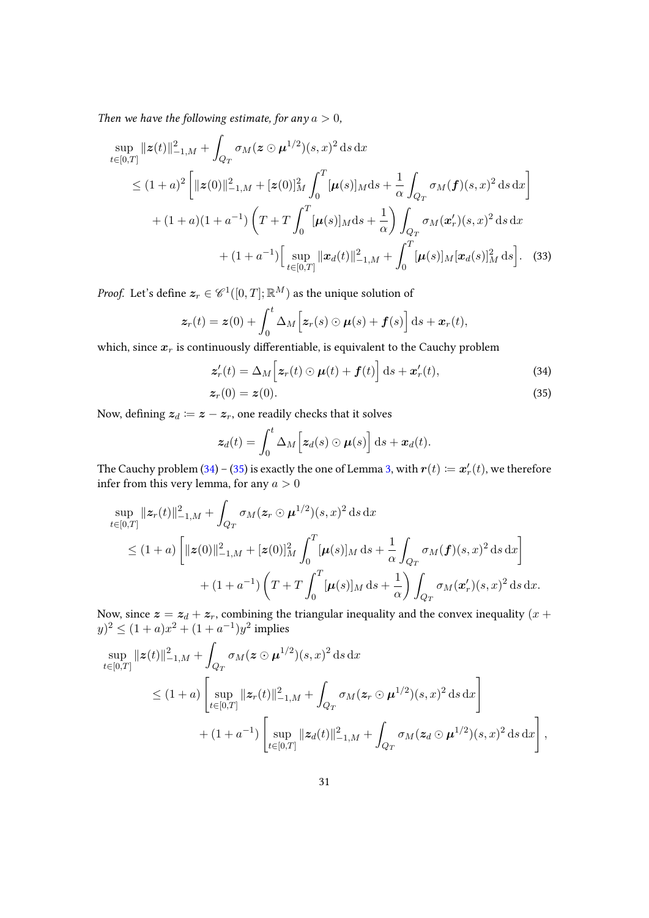*Then we have the following estimate, for any $a > 0$,*

$$
\begin{aligned}
\sup_{t\in[0,T]} \|\boldsymbol{z}(t)\|_{-1,M}^2 + \int_{Q_T} \sigma_M(\boldsymbol{z} \odot \boldsymbol{\mu}^{1/2})(s,x)^2 \,\mathrm{d}s\,\mathrm{d}x \\
\leq (1+a)^2 \left[ \|\boldsymbol{z}(0)\|_{-1,M}^2 + [\boldsymbol{z}(0)]_M^2 \int_0^T [\boldsymbol{\mu}(s)]_M \mathrm{d}s + \frac{1}{\alpha} \int_{Q_T} \sigma_M(\boldsymbol{f})(s,x)^2 \,\mathrm{d}s\,\mathrm{d}x \right] \\
+ (1+a)(1+a^{-1}) \left( T + T\int_0^T [\boldsymbol{\mu}(s)]_M \mathrm{d}s + \frac{1}{\alpha} \right) \int_{Q_T} \sigma_M(\boldsymbol{x}_r')(s,x)^2 \,\mathrm{d}s\,\mathrm{d}x \\
+ (1+a^{-1}) \Big[ \sup_{t\in[0,T]} \|\boldsymbol{x}_d(t)\|_{-1,M}^2 + \int_0^T [\boldsymbol{\mu}(s)]_M [\boldsymbol{x}_d(s)]_M^2 \,\mathrm{d}s \Big]. \quad (33)
\end{aligned}
$$

*Proof.* Let's define $\boldsymbol{z}_r \in \mathscr{C}^1([0,T];\mathbb{R}^M)$ as the unique solution of

$$
\boldsymbol{z}_r(t) = \boldsymbol{z}(0) + \int_0^t \Delta_M \Big[ \boldsymbol{z}_r(s) \odot \boldsymbol{\mu}(s) + \boldsymbol{f}(s) \Big] \,\mathrm{d}s + \boldsymbol{x}_r(t),
$$

which, since $\boldsymbol{x}_r$ is continuously differentiable, is equivalent to the Cauchy problem

$$
\boldsymbol{z}_r'(t) = \Delta_M \Big[ \boldsymbol{z}_r(t) \odot \boldsymbol{\mu}(t) + \boldsymbol{f}(t) \Big] \,\mathrm{d}s + \boldsymbol{x}_r'(t), \quad (34)
$$

$$
\boldsymbol{z}_r(0) = \boldsymbol{z}(0). \quad (35)
$$

Now, defining $\boldsymbol{z}_d \coloneqq \boldsymbol{z} - \boldsymbol{z}_r$, one readily checks that it solves

$$
\boldsymbol{z}_d(t) = \int_0^t \Delta_M \Big[ \boldsymbol{z}_d(s) \odot \boldsymbol{\mu}(s) \Big] \,\mathrm{d}s + \boldsymbol{x}_d(t).
$$

The Cauchy problem (34) – (35) is exactly the one of Lemma 3, with $\boldsymbol{r}(t) \coloneqq \boldsymbol{x}_r'(t)$, we therefore infer from this very lemma, for any $a > 0$

$$
\begin{aligned}
\sup_{t\in[0,T]} \|\boldsymbol{z}_r(t)\|_{-1,M}^2 + \int_{Q_T} \sigma_M(\boldsymbol{z}_r \odot \boldsymbol{\mu}^{1/2})(s,x)^2 \,\mathrm{d}s\,\mathrm{d}x \\
\leq (1+a) \left[ \|\boldsymbol{z}(0)\|_{-1,M}^2 + [\boldsymbol{z}(0)]_M^2 \int_0^T [\boldsymbol{\mu}(s)]_M \,\mathrm{d}s + \frac{1}{\alpha} \int_{Q_T} \sigma_M(\boldsymbol{f})(s,x)^2 \,\mathrm{d}s\,\mathrm{d}x \right] \\
+ (1+a^{-1}) \left( T + T\int_0^T [\boldsymbol{\mu}(s)]_M \,\mathrm{d}s + \frac{1}{\alpha} \right) \int_{Q_T} \sigma_M(\boldsymbol{x}_r')(s,x)^2 \,\mathrm{d}s\,\mathrm{d}x.
\end{aligned}
$$

Now, since $\boldsymbol{z} = \boldsymbol{z}_d + \boldsymbol{z}_r$, combining the triangular inequality and the convex inequality $(x+y)^2 \leq (1+a)x^2 + (1+a^{-1})y^2$ implies

$$
\begin{aligned}
\sup_{t\in[0,T]} \|\boldsymbol{z}(t)\|_{-1,M}^2 + \int_{Q_T} \sigma_M(\boldsymbol{z} \odot \boldsymbol{\mu}^{1/2})(s,x)^2 \,\mathrm{d}s\,\mathrm{d}x \\
\leq (1+a) \left[ \sup_{t\in[0,T]} \|\boldsymbol{z}_r(t)\|_{-1,M}^2 + \int_{Q_T} \sigma_M(\boldsymbol{z}_r \odot \boldsymbol{\mu}^{1/2})(s,x)^2 \,\mathrm{d}s\,\mathrm{d}x \right] \\
+ (1+a^{-1}) \left[ \sup_{t\in[0,T]} \|\boldsymbol{z}_d(t)\|_{-1,M}^2 + \int_{Q_T} \sigma_M(\boldsymbol{z}_d \odot \boldsymbol{\mu}^{1/2})(s,x)^2 \,\mathrm{d}s\,\mathrm{d}x \right],
\end{aligned}
$$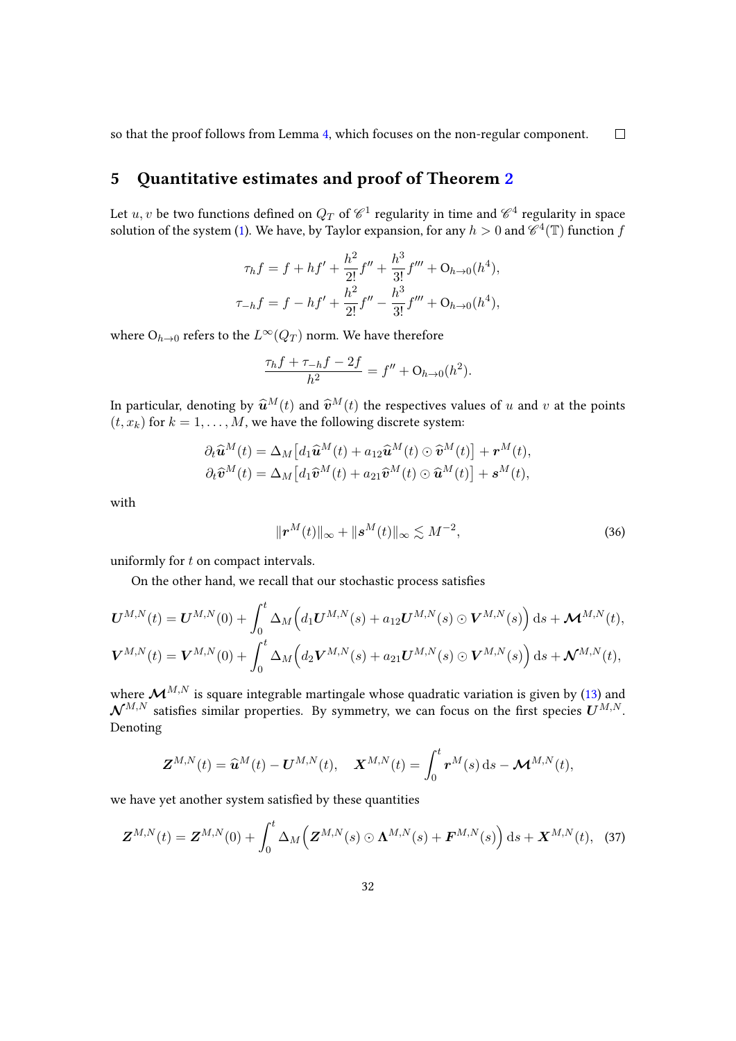so that the proof follows from Lemma 4, which focuses on the non-regular component. □

## 5 Quantitative estimates and proof of Theorem 2

Let $u, v$ be two functions defined on $Q_T$ of $\mathscr{C}^1$ regularity in time and $\mathscr{C}^4$ regularity in space solution of the system (1). We have, by Taylor expansion, for any $h > 0$ and $\mathscr{C}^4(\mathbb{T})$ function $f$

$$
\begin{aligned}
\tau_h f &= f + hf' + \frac{h^2}{2!} f'' + \frac{h^3}{3!} f''' + \mathrm{O}_{h\to 0}(h^4), \\
\tau_{-h} f &= f - hf' + \frac{h^2}{2!} f'' - \frac{h^3}{3!} f''' + \mathrm{O}_{h\to 0}(h^4),
\end{aligned}
$$

where $\mathrm{O}_{h\to 0}$ refers to the $L^\infty(Q_T)$ norm. We have therefore

$$
\frac{\tau_h f + \tau_{-h} f - 2f}{h^2} = f'' + \mathrm{O}_{h\to 0}(h^2).
$$

In particular, denoting by $\widehat{\boldsymbol{u}}^M(t)$ and $\widehat{\boldsymbol{v}}^M(t)$ the respectives values of $u$ and $v$ at the points $(t, x_k)$ for $k = 1, \ldots, M$, we have the following discrete system:

$$
\begin{aligned}
\partial_t \widehat{\boldsymbol{u}}^M(t) &= \Delta_M \big[ d_1 \widehat{\boldsymbol{u}}^M(t) + a_{12} \widehat{\boldsymbol{u}}^M(t) \odot \widehat{\boldsymbol{v}}^M(t) \big] + \boldsymbol{r}^M(t), \\
\partial_t \widehat{\boldsymbol{v}}^M(t) &= \Delta_M \big[ d_1 \widehat{\boldsymbol{v}}^M(t) + a_{21} \widehat{\boldsymbol{v}}^M(t) \odot \widehat{\boldsymbol{u}}^M(t) \big] + \boldsymbol{s}^M(t),
\end{aligned}
$$

with

$$
\|\boldsymbol{r}^M(t)\|_\infty + \|\boldsymbol{s}^M(t)\|_\infty \lesssim M^{-2}, \tag{36}
$$

uniformly for $t$ on compact intervals.

On the other hand, we recall that our stochastic process satisfies

$$
\begin{aligned}
\boldsymbol{U}^{M,N}(t) &= \boldsymbol{U}^{M,N}(0) + \int_0^t \Delta_M \Big( d_1 \boldsymbol{U}^{M,N}(s) + a_{12} \boldsymbol{U}^{M,N}(s) \odot \boldsymbol{V}^{M,N}(s) \Big) \,\mathrm{d}s + \boldsymbol{\mathcal{M}}^{M,N}(t), \\
\boldsymbol{V}^{M,N}(t) &= \boldsymbol{V}^{M,N}(0) + \int_0^t \Delta_M \Big( d_2 \boldsymbol{V}^{M,N}(s) + a_{21} \boldsymbol{U}^{M,N}(s) \odot \boldsymbol{V}^{M,N}(s) \Big) \,\mathrm{d}s + \boldsymbol{\mathcal{N}}^{M,N}(t),
\end{aligned}
$$

where $\boldsymbol{\mathcal{M}}^{M,N}$ is square integrable martingale whose quadratic variation is given by (13) and $\boldsymbol{\mathcal{N}}^{M,N}$ satisfies similar properties. By symmetry, we can focus on the first species $\boldsymbol{U}^{M,N}$. Denoting

$$
\boldsymbol{Z}^{M,N}(t) = \widehat{\boldsymbol{u}}^M(t) - \boldsymbol{U}^{M,N}(t), \quad \boldsymbol{X}^{M,N}(t) = \int_0^t \boldsymbol{r}^M(s) \,\mathrm{d}s - \boldsymbol{\mathcal{M}}^{M,N}(t),
$$

we have yet another system satisfied by these quantities

$$
\boldsymbol{Z}^{M,N}(t) = \boldsymbol{Z}^{M,N}(0) + \int_0^t \Delta_M \Big( \boldsymbol{Z}^{M,N}(s) \odot \boldsymbol{\Lambda}^{M,N}(s) + \boldsymbol{F}^{M,N}(s) \Big) \,\mathrm{d}s + \boldsymbol{X}^{M,N}(t), \tag{37}
$$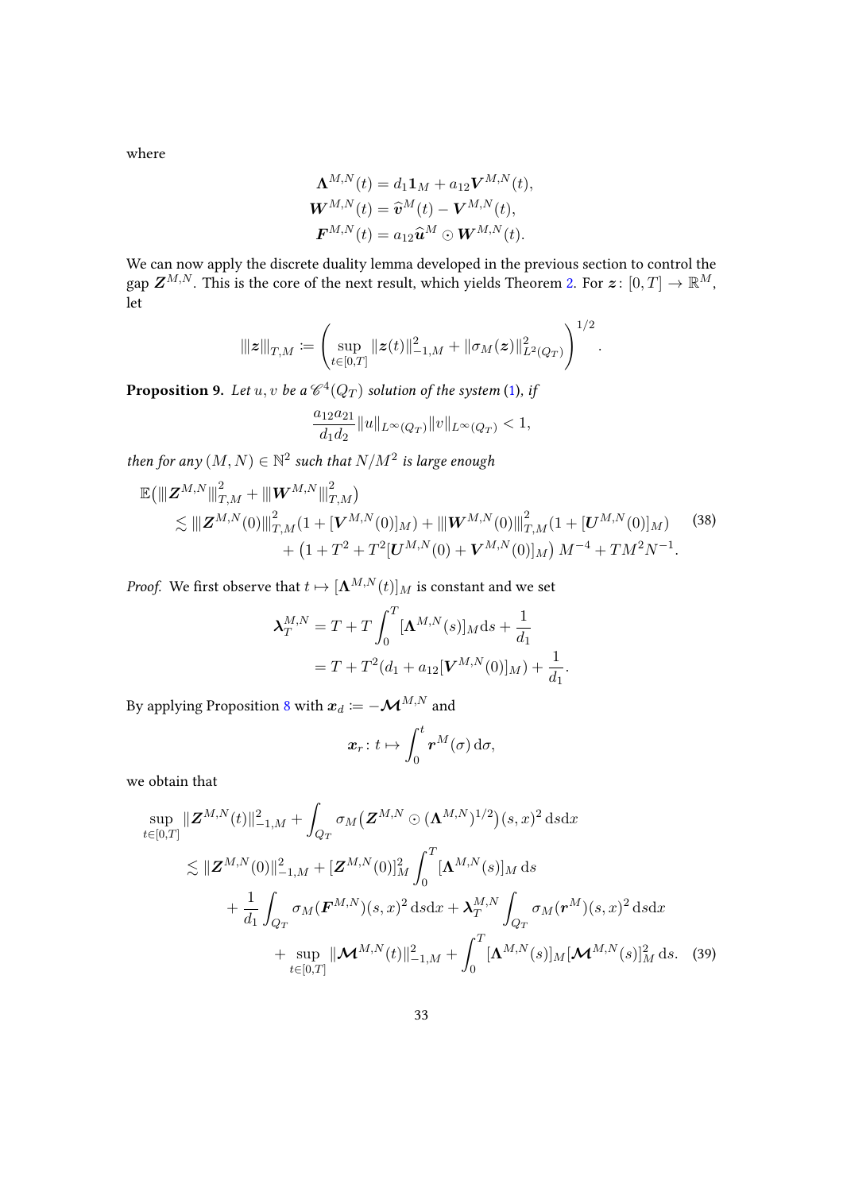where

$$
\begin{aligned}
\boldsymbol{\Lambda}^{M,N}(t) &= d_1 \mathbf{1}_M + a_{12}\boldsymbol{V}^{M,N}(t),\\
\boldsymbol{W}^{M,N}(t) &= \widehat{\boldsymbol{v}}^M(t) - \boldsymbol{V}^{M,N}(t),\\
\boldsymbol{F}^{M,N}(t) &= a_{12}\widehat{\boldsymbol{u}}^M \odot \boldsymbol{W}^{M,N}(t).
\end{aligned}
$$

We can now apply the discrete duality lemma developed in the previous section to control the gap $\boldsymbol{Z}^{M,N}$. This is the core of the next result, which yields Theorem 2. For $\boldsymbol{z}\colon [0,T]\to\mathbb{R}^M$, let

$$
|||\boldsymbol{z}|||_{T,M} \coloneqq \left(\sup_{t\in[0,T]} \|\boldsymbol{z}(t)\|_{-1,M}^2 + \|\sigma_M(\boldsymbol{z})\|_{L^2(Q_T)}^2\right)^{1/2}.
$$

**Proposition 9.** *Let $u, v$ be a $\mathscr{C}^4(Q_T)$ solution of the system (1), if*

$$
\frac{a_{12}a_{21}}{d_1 d_2}\|u\|_{L^\infty(Q_T)}\|v\|_{L^\infty(Q_T)} < 1,
$$

*then for any $(M,N)\in\mathbb{N}^2$ such that $N/M^2$ is large enough*

$$
\begin{aligned}
\mathbb{E}\big(|||\boldsymbol{Z}^{M,N}|||_{T,M}^2 + |||\boldsymbol{W}^{M,N}|||_{T,M}^2\big)
&\lesssim |||\boldsymbol{Z}^{M,N}(0)|||_{T,M}^2(1+[\boldsymbol{V}^{M,N}(0)]_M) + |||\boldsymbol{W}^{M,N}(0)|||_{T,M}^2(1+[\boldsymbol{U}^{M,N}(0)]_M)\\
&\quad + \big(1+T^2+T^2[\boldsymbol{U}^{M,N}(0)+\boldsymbol{V}^{M,N}(0)]_M\big)\, M^{-4} + TM^2N^{-1}.
\end{aligned} \tag{38}
$$

*Proof.* We first observe that $t\mapsto[\boldsymbol{\Lambda}^{M,N}(t)]_M$ is constant and we set

$$
\begin{aligned}
\boldsymbol{\lambda}_T^{M,N} &= T + T\int_0^T [\boldsymbol{\Lambda}^{M,N}(s)]_M \mathrm{d}s + \frac{1}{d_1}\\
&= T + T^2(d_1 + a_{12}[\boldsymbol{V}^{M,N}(0)]_M) + \frac{1}{d_1}.
\end{aligned}
$$

By applying Proposition 8 with $\boldsymbol{x}_d \coloneqq -\boldsymbol{\mathcal{M}}^{M,N}$ and

$$
\boldsymbol{x}_r\colon t\mapsto \int_0^t \boldsymbol{r}^M(\sigma)\,\mathrm{d}\sigma,
$$

we obtain that

$$
\begin{aligned}
&\sup_{t\in[0,T]}\|\boldsymbol{Z}^{M,N}(t)\|_{-1,M}^2 + \int_{Q_T}\sigma_M\big(\boldsymbol{Z}^{M,N}\odot(\boldsymbol{\Lambda}^{M,N})^{1/2}\big)(s,x)^2\,\mathrm{d}s\mathrm{d}x\\
&\quad\lesssim \|\boldsymbol{Z}^{M,N}(0)\|_{-1,M}^2 + [\boldsymbol{Z}^{M,N}(0)]_M^2\int_0^T[\boldsymbol{\Lambda}^{M,N}(s)]_M\,\mathrm{d}s\\
&\qquad + \frac{1}{d_1}\int_{Q_T}\sigma_M(\boldsymbol{F}^{M,N})(s,x)^2\,\mathrm{d}s\mathrm{d}x + \boldsymbol{\lambda}_T^{M,N}\int_{Q_T}\sigma_M(\boldsymbol{r}^M)(s,x)^2\,\mathrm{d}s\mathrm{d}x\\
&\qquad + \sup_{t\in[0,T]}\|\boldsymbol{\mathcal{M}}^{M,N}(t)\|_{-1,M}^2 + \int_0^T[\boldsymbol{\Lambda}^{M,N}(s)]_M[\boldsymbol{\mathcal{M}}^{M,N}(s)]_M^2\,\mathrm{d}s.
\end{aligned} \tag{39}
$$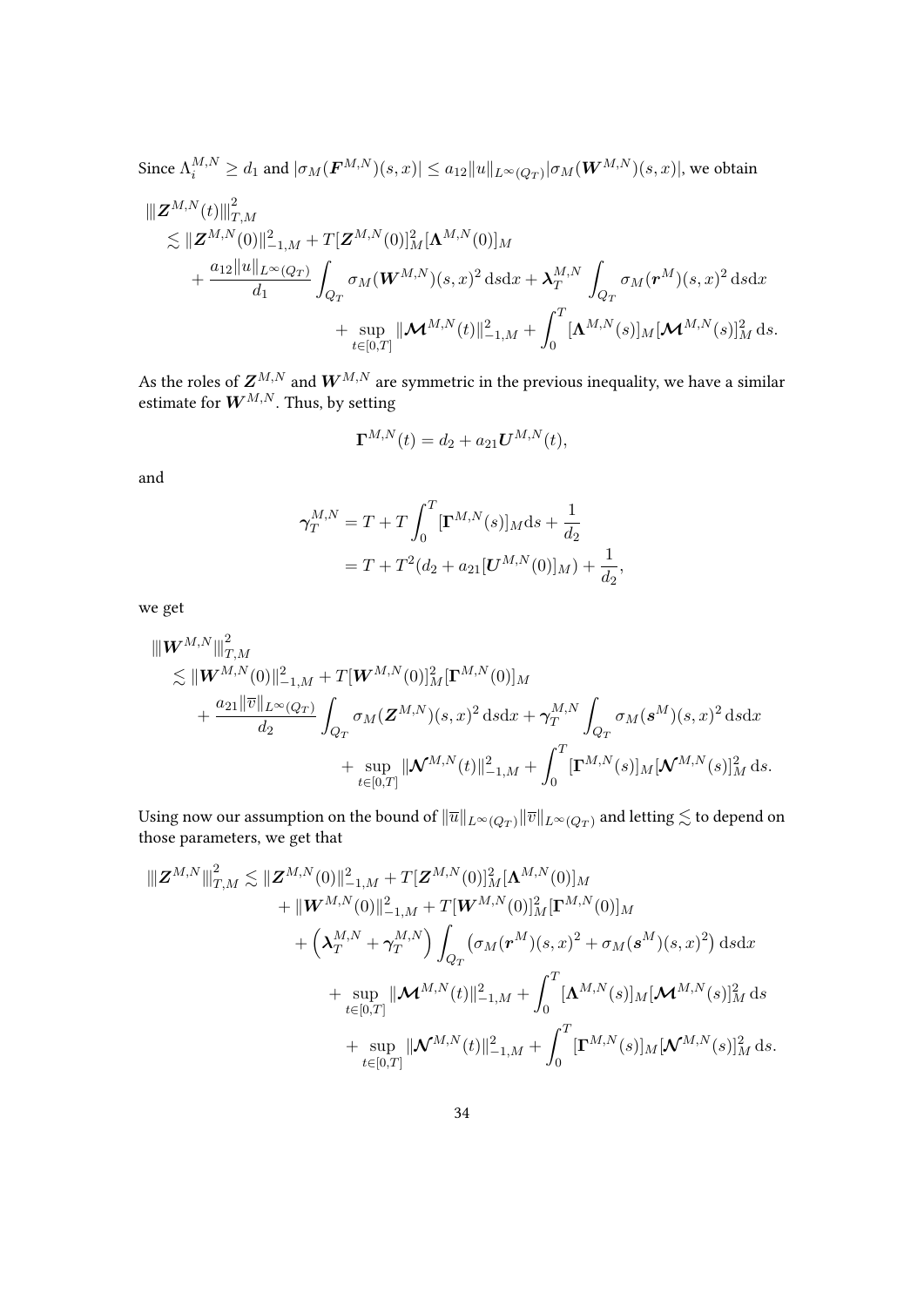Since $\Lambda_i^{M,N} \geq d_1$ and $|\sigma_M(\boldsymbol{F}^{M,N})(s,x)| \leq a_{12}\|u\|_{L^\infty(Q_T)}|\sigma_M(\boldsymbol{W}^{M,N})(s,x)|$, we obtain

$$
\begin{aligned}
&|||\boldsymbol{Z}^{M,N}(t)|||_{T,M}^2 \\
&\quad\lesssim \|\boldsymbol{Z}^{M,N}(0)\|_{-1,M}^2 + T[\boldsymbol{Z}^{M,N}(0)]_M^2[\boldsymbol{\Lambda}^{M,N}(0)]_M \\
&\qquad + \frac{a_{12}\|u\|_{L^\infty(Q_T)}}{d_1}\int_{Q_T}\sigma_M(\boldsymbol{W}^{M,N})(s,x)^2\,\mathrm{d}s\mathrm{d}x + \boldsymbol{\lambda}_T^{M,N}\int_{Q_T}\sigma_M(\boldsymbol{r}^M)(s,x)^2\,\mathrm{d}s\mathrm{d}x \\
&\qquad\qquad + \sup_{t\in[0,T]}\|\boldsymbol{\mathcal{M}}^{M,N}(t)\|_{-1,M}^2 + \int_0^T[\boldsymbol{\Lambda}^{M,N}(s)]_M[\boldsymbol{\mathcal{M}}^{M,N}(s)]_M^2\,\mathrm{d}s.
\end{aligned}
$$

As the roles of $\boldsymbol{Z}^{M,N}$ and $\boldsymbol{W}^{M,N}$ are symmetric in the previous inequality, we have a similar estimate for $\boldsymbol{W}^{M,N}$. Thus, by setting

$$
\boldsymbol{\Gamma}^{M,N}(t) = d_2 + a_{21}\boldsymbol{U}^{M,N}(t),
$$

and

$$
\begin{aligned}
\boldsymbol{\gamma}_T^{M,N} &= T + T\int_0^T[\boldsymbol{\Gamma}^{M,N}(s)]_M\mathrm{d}s + \frac{1}{d_2} \\
&= T + T^2(d_2 + a_{21}[\boldsymbol{U}^{M,N}(0)]_M) + \frac{1}{d_2},
\end{aligned}
$$

we get

$$
\begin{aligned}
&|||\boldsymbol{W}^{M,N}|||_{T,M}^2 \\
&\quad\lesssim \|\boldsymbol{W}^{M,N}(0)\|_{-1,M}^2 + T[\boldsymbol{W}^{M,N}(0)]_M^2[\boldsymbol{\Gamma}^{M,N}(0)]_M \\
&\qquad + \frac{a_{21}\|\overline{v}\|_{L^\infty(Q_T)}}{d_2}\int_{Q_T}\sigma_M(\boldsymbol{Z}^{M,N})(s,x)^2\,\mathrm{d}s\mathrm{d}x + \boldsymbol{\gamma}_T^{M,N}\int_{Q_T}\sigma_M(\boldsymbol{s}^M)(s,x)^2\,\mathrm{d}s\mathrm{d}x \\
&\qquad\qquad + \sup_{t\in[0,T]}\|\boldsymbol{\mathcal{N}}^{M,N}(t)\|_{-1,M}^2 + \int_0^T[\boldsymbol{\Gamma}^{M,N}(s)]_M[\boldsymbol{\mathcal{N}}^{M,N}(s)]_M^2\,\mathrm{d}s.
\end{aligned}
$$

Using now our assumption on the bound of $\|\overline{u}\|_{L^\infty(Q_T)}\|\overline{v}\|_{L^\infty(Q_T)}$ and letting $\lesssim$ to depend on those parameters, we get that

$$
\begin{aligned}
|||\boldsymbol{Z}^{M,N}|||_{T,M}^2 \lesssim\ & \|\boldsymbol{Z}^{M,N}(0)\|_{-1,M}^2 + T[\boldsymbol{Z}^{M,N}(0)]_M^2[\boldsymbol{\Lambda}^{M,N}(0)]_M \\
&+ \|\boldsymbol{W}^{M,N}(0)\|_{-1,M}^2 + T[\boldsymbol{W}^{M,N}(0)]_M^2[\boldsymbol{\Gamma}^{M,N}(0)]_M \\
&+ \left(\boldsymbol{\lambda}_T^{M,N} + \boldsymbol{\gamma}_T^{M,N}\right)\int_{Q_T}\left(\sigma_M(\boldsymbol{r}^M)(s,x)^2 + \sigma_M(\boldsymbol{s}^M)(s,x)^2\right)\mathrm{d}s\mathrm{d}x \\
&\quad + \sup_{t\in[0,T]}\|\boldsymbol{\mathcal{M}}^{M,N}(t)\|_{-1,M}^2 + \int_0^T[\boldsymbol{\Lambda}^{M,N}(s)]_M[\boldsymbol{\mathcal{M}}^{M,N}(s)]_M^2\,\mathrm{d}s \\
&\qquad + \sup_{t\in[0,T]}\|\boldsymbol{\mathcal{N}}^{M,N}(t)\|_{-1,M}^2 + \int_0^T[\boldsymbol{\Gamma}^{M,N}(s)]_M[\boldsymbol{\mathcal{N}}^{M,N}(s)]_M^2\,\mathrm{d}s.
\end{aligned}
$$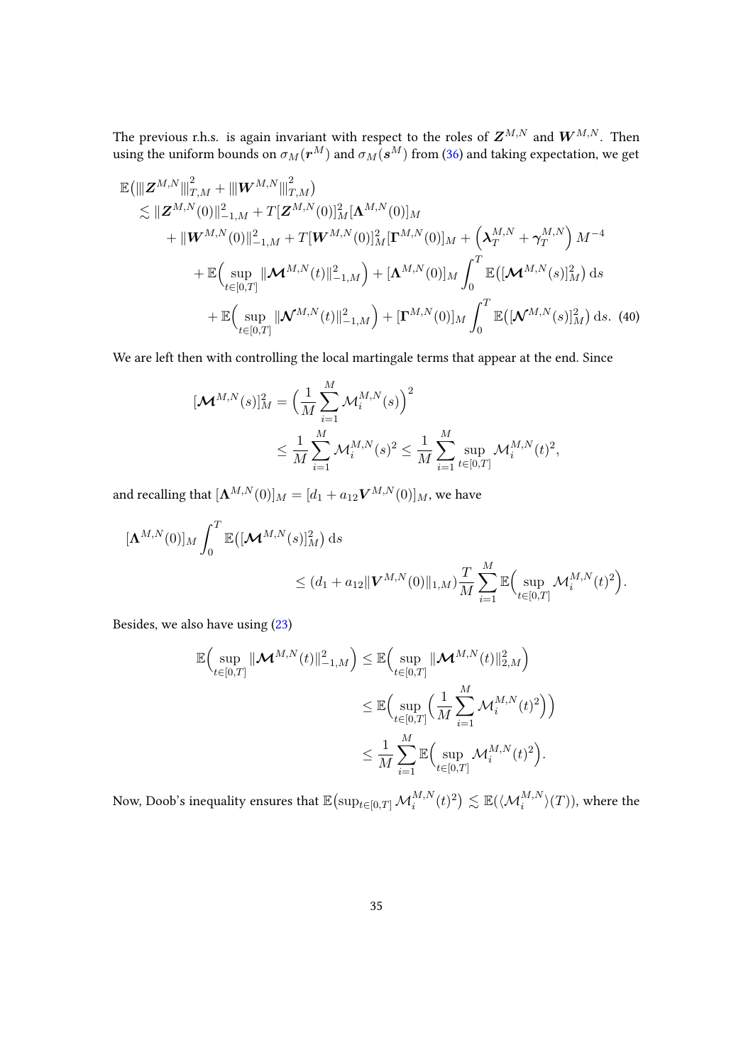The previous r.h.s. is again invariant with respect to the roles of $\boldsymbol{Z}^{M,N}$ and $\boldsymbol{W}^{M,N}$. Then using the uniform bounds on $\sigma_M(\boldsymbol{r}^M)$ and $\sigma_M(\boldsymbol{s}^M)$ from (36) and taking expectation, we get

$$
\begin{aligned}
\mathbb{E}\big(|||\boldsymbol{Z}^{M,N}|||_{T,M}^2 + |||\boldsymbol{W}^{M,N}|||_{T,M}^2\big) \\
\lesssim \|\boldsymbol{Z}^{M,N}(0)\|_{-1,M}^2 + T[\boldsymbol{Z}^{M,N}(0)]_M^2[\boldsymbol{\Lambda}^{M,N}(0)]_M \\
+ \|\boldsymbol{W}^{M,N}(0)\|_{-1,M}^2 + T[\boldsymbol{W}^{M,N}(0)]_M^2[\boldsymbol{\Gamma}^{M,N}(0)]_M + \Big(\boldsymbol{\lambda}_T^{M,N} + \boldsymbol{\gamma}_T^{M,N}\Big) M^{-4} \\
+ \mathbb{E}\Big(\sup_{t\in[0,T]} \|\boldsymbol{\mathcal{M}}^{M,N}(t)\|_{-1,M}^2\Big) + [\boldsymbol{\Lambda}^{M,N}(0)]_M \int_0^T \mathbb{E}\big([\boldsymbol{\mathcal{M}}^{M,N}(s)]_M^2\big)\,\mathrm{d}s \\
+ \mathbb{E}\Big(\sup_{t\in[0,T]} \|\boldsymbol{\mathcal{N}}^{M,N}(t)\|_{-1,M}^2\Big) + [\boldsymbol{\Gamma}^{M,N}(0)]_M \int_0^T \mathbb{E}\big([\boldsymbol{\mathcal{N}}^{M,N}(s)]_M^2\big)\,\mathrm{d}s. \quad (40)
\end{aligned}
$$

We are left then with controlling the local martingale terms that appear at the end. Since

$$
\begin{aligned}
[\boldsymbol{\mathcal{M}}^{M,N}(s)]_M^2 &= \Big(\frac{1}{M}\sum_{i=1}^M \mathcal{M}_i^{M,N}(s)\Big)^2 \\
&\le \frac{1}{M}\sum_{i=1}^M \mathcal{M}_i^{M,N}(s)^2 \le \frac{1}{M}\sum_{i=1}^M \sup_{t\in[0,T]} \mathcal{M}_i^{M,N}(t)^2,
\end{aligned}
$$

and recalling that $[\boldsymbol{\Lambda}^{M,N}(0)]_M = [d_1 + a_{12}\boldsymbol{V}^{M,N}(0)]_M$, we have

$$
\begin{aligned}
[\boldsymbol{\Lambda}^{M,N}(0)]_M \int_0^T \mathbb{E}\big([\boldsymbol{\mathcal{M}}^{M,N}(s)]_M^2\big)\,\mathrm{d}s \\
\le (d_1 + a_{12}\|\boldsymbol{V}^{M,N}(0)\|_{1,M})\frac{T}{M}\sum_{i=1}^M \mathbb{E}\Big(\sup_{t\in[0,T]} \mathcal{M}_i^{M,N}(t)^2\Big).
\end{aligned}
$$

Besides, we also have using (23)

$$
\begin{aligned}
\mathbb{E}\Big(\sup_{t\in[0,T]} \|\boldsymbol{\mathcal{M}}^{M,N}(t)\|_{-1,M}^2\Big) &\le \mathbb{E}\Big(\sup_{t\in[0,T]} \|\boldsymbol{\mathcal{M}}^{M,N}(t)\|_{2,M}^2\Big) \\
&\le \mathbb{E}\Big(\sup_{t\in[0,T]} \Big(\frac{1}{M}\sum_{i=1}^M \mathcal{M}_i^{M,N}(t)^2\Big)\Big) \\
&\le \frac{1}{M}\sum_{i=1}^M \mathbb{E}\Big(\sup_{t\in[0,T]} \mathcal{M}_i^{M,N}(t)^2\Big).
\end{aligned}
$$

Now, Doob's inequality ensures that $\mathbb{E}\big(\sup_{t\in[0,T]} \mathcal{M}_i^{M,N}(t)^2\big) \lesssim \mathbb{E}(\langle \mathcal{M}_i^{M,N}\rangle(T))$, where the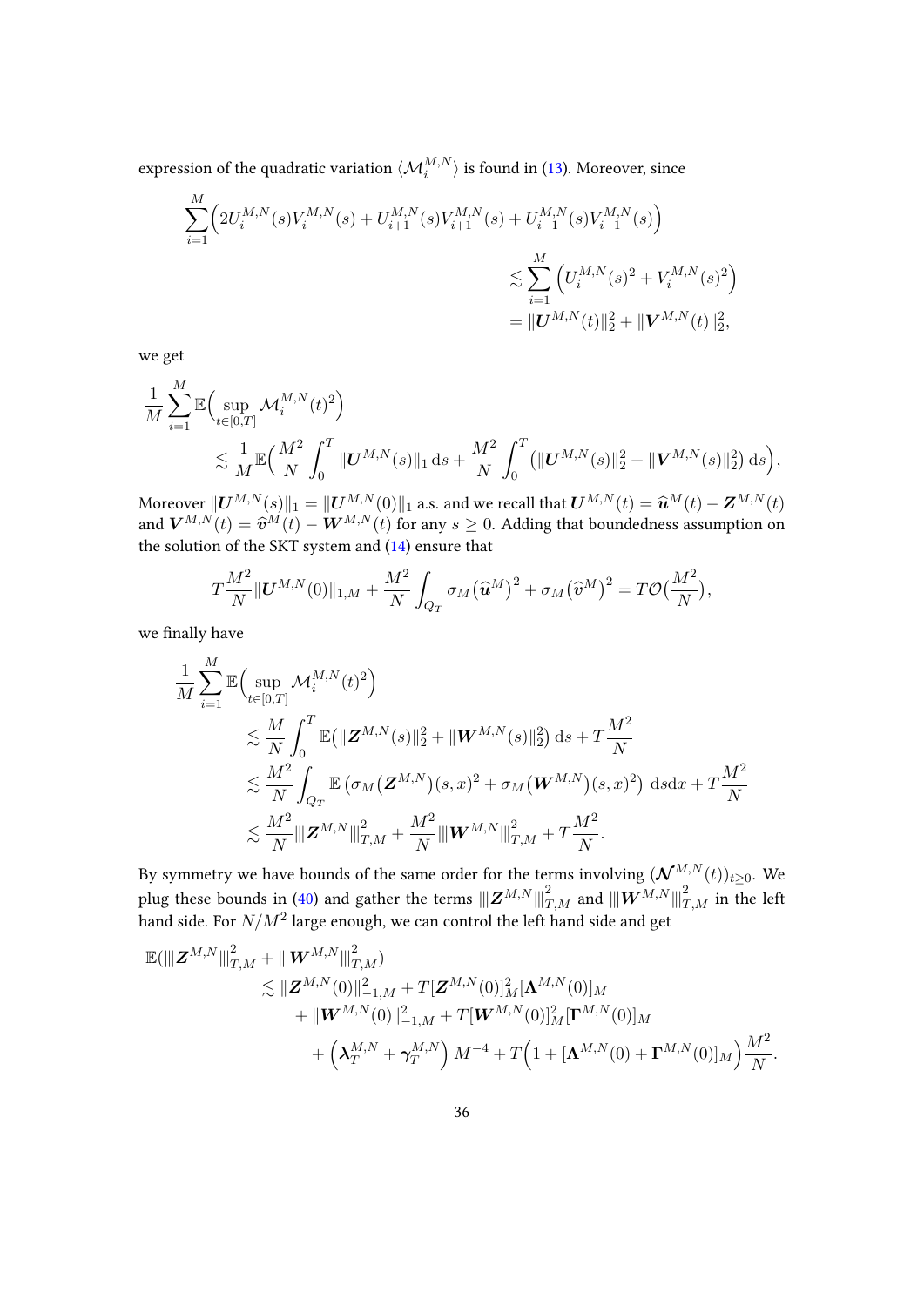expression of the quadratic variation $\langle \mathcal{M}_i^{M,N} \rangle$ is found in (13). Moreover, since

$$
\begin{aligned}
\sum_{i=1}^{M} \Big( 2U_i^{M,N}(s)V_i^{M,N}(s) + U_{i+1}^{M,N}(s)V_{i+1}^{M,N}(s) + U_{i-1}^{M,N}(s)V_{i-1}^{M,N}(s) \Big) \\
\lesssim \sum_{i=1}^{M} \Big( U_i^{M,N}(s)^2 + V_i^{M,N}(s)^2 \Big) \\
= \|\boldsymbol{U}^{M,N}(t)\|_2^2 + \|\boldsymbol{V}^{M,N}(t)\|_2^2,
\end{aligned}
$$

we get

$$
\frac{1}{M} \sum_{i=1}^{M} \mathbb{E}\Big( \sup_{t\in[0,T]} \mathcal{M}_i^{M,N}(t)^2 \Big) \lesssim \frac{1}{M} \mathbb{E}\Big( \frac{M^2}{N} \int_0^T \|\boldsymbol{U}^{M,N}(s)\|_1 \,\mathrm{d}s + \frac{M^2}{N} \int_0^T \big( \|\boldsymbol{U}^{M,N}(s)\|_2^2 + \|\boldsymbol{V}^{M,N}(s)\|_2^2 \big) \,\mathrm{d}s \Big),
$$

Moreover $\|\boldsymbol{U}^{M,N}(s)\|_1 = \|\boldsymbol{U}^{M,N}(0)\|_1$ a.s. and we recall that $\boldsymbol{U}^{M,N}(t) = \widehat{\boldsymbol{u}}^M(t) - \boldsymbol{Z}^{M,N}(t)$ and $\boldsymbol{V}^{M,N}(t) = \widehat{\boldsymbol{v}}^M(t) - \boldsymbol{W}^{M,N}(t)$ for any $s \geq 0$. Adding that boundedness assumption on the solution of the SKT system and (14) ensure that

$$
T\frac{M^2}{N} \|\boldsymbol{U}^{M,N}(0)\|_{1,M} + \frac{M^2}{N} \int_{Q_T} \sigma_M\big(\widehat{\boldsymbol{u}}^M\big)^2 + \sigma_M\big(\widehat{\boldsymbol{v}}^M\big)^2 = T\mathcal{O}\big(\frac{M^2}{N}\big),
$$

we finally have

$$
\begin{aligned}
\frac{1}{M} \sum_{i=1}^{M} \mathbb{E}\Big( \sup_{t\in[0,T]} \mathcal{M}_i^{M,N}(t)^2 \Big)
&\lesssim \frac{M}{N} \int_0^T \mathbb{E}\big( \|\boldsymbol{Z}^{M,N}(s)\|_2^2 + \|\boldsymbol{W}^{M,N}(s)\|_2^2 \big) \,\mathrm{d}s + T\frac{M^2}{N} \\
&\lesssim \frac{M^2}{N} \int_{Q_T} \mathbb{E}\left( \sigma_M\big(\boldsymbol{Z}^{M,N}\big)(s,x)^2 + \sigma_M\big(\boldsymbol{W}^{M,N}\big)(s,x)^2 \right) \,\mathrm{d}s\mathrm{d}x + T\frac{M^2}{N} \\
&\lesssim \frac{M^2}{N} |||\boldsymbol{Z}^{M,N}|||_{T,M}^2 + \frac{M^2}{N} |||\boldsymbol{W}^{M,N}|||_{T,M}^2 + T\frac{M^2}{N}.
\end{aligned}
$$

By symmetry we have bounds of the same order for the terms involving $(\boldsymbol{\mathcal{N}}^{M,N}(t))_{t\geq 0}$. We plug these bounds in (40) and gather the terms $|||\boldsymbol{Z}^{M,N}|||_{T,M}^2$ and $|||\boldsymbol{W}^{M,N}|||_{T,M}^2$ in the left hand side. For $N/M^2$ large enough, we can control the left hand side and get

$$
\begin{aligned}
\mathbb{E}(|||\boldsymbol{Z}^{M,N}|||_{T,M}^2 + |||\boldsymbol{W}^{M,N}|||_{T,M}^2)
&\lesssim \|\boldsymbol{Z}^{M,N}(0)\|_{-1,M}^2 + T[\boldsymbol{Z}^{M,N}(0)]_M^2 [\boldsymbol{\Lambda}^{M,N}(0)]_M \\
&\quad + \|\boldsymbol{W}^{M,N}(0)\|_{-1,M}^2 + T[\boldsymbol{W}^{M,N}(0)]_M^2 [\boldsymbol{\Gamma}^{M,N}(0)]_M \\
&\quad + \Big( \boldsymbol{\lambda}_T^{M,N} + \boldsymbol{\gamma}_T^{M,N} \Big) M^{-4} + T\Big( 1 + [\boldsymbol{\Lambda}^{M,N}(0) + \boldsymbol{\Gamma}^{M,N}(0)]_M \Big) \frac{M^2}{N}.
\end{aligned}
$$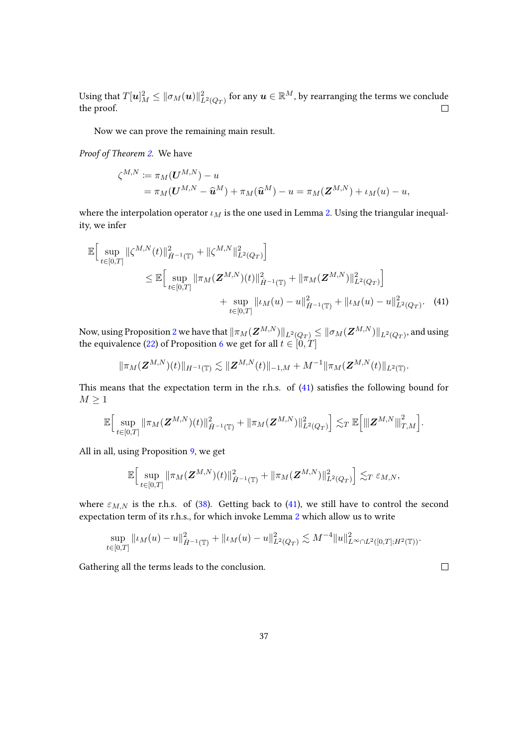Using that $T[\boldsymbol{u}]_M^2 \le \|\sigma_M(\boldsymbol{u})\|^2_{L^2(Q_T)}$ for any $\boldsymbol{u} \in \mathbb{R}^M$, by rearranging the terms we conclude the proof. $\square$

Now we can prove the remaining main result.

*Proof of Theorem 2.* We have

$$
\begin{aligned}
\zeta^{M,N} &:= \pi_M(\boldsymbol{U}^{M,N}) - u \\
&= \pi_M(\boldsymbol{U}^{M,N} - \widehat{\boldsymbol{u}}^M) + \pi_M(\widehat{\boldsymbol{u}}^M) - u = \pi_M(\boldsymbol{Z}^{M,N}) + \iota_M(u) - u,
\end{aligned}
$$

where the interpolation operator $\iota_M$ is the one used in Lemma 2. Using the triangular inequality, we infer

$$
\begin{aligned}
\mathbb{E}\Big[\sup_{t\in[0,T]} \|\zeta^{M,N}(t)\|^2_{\dot{H}^{-1}(\mathbb{T})} + \|\zeta^{M,N}\|^2_{L^2(Q_T)}\Big]
&\le \mathbb{E}\Big[\sup_{t\in[0,T]} \|\pi_M(\boldsymbol{Z}^{M,N})(t)\|^2_{\dot{H}^{-1}(\mathbb{T})} + \|\pi_M(\boldsymbol{Z}^{M,N})\|^2_{L^2(Q_T)}\Big] \\
&\quad + \sup_{t\in[0,T]} \|\iota_M(u) - u\|^2_{\dot{H}^{-1}(\mathbb{T})} + \|\iota_M(u) - u\|^2_{L^2(Q_T)}. \qquad (41)
\end{aligned}
$$

Now, using Proposition 2 we have that $\|\pi_M(\boldsymbol{Z}^{M,N})\|_{L^2(Q_T)} \le \|\sigma_M(\boldsymbol{Z}^{M,N})\|_{L^2(Q_T)}$, and using the equivalence (22) of Proposition 6 we get for all $t \in [0,T]$

$$
\|\pi_M(\boldsymbol{Z}^{M,N})(t)\|_{H^{-1}(\mathbb{T})} \lesssim \|\boldsymbol{Z}^{M,N}(t)\|_{-1,M} + M^{-1}\|\pi_M(\boldsymbol{Z}^{M,N}(t)\|_{L^2(\mathbb{T})}.
$$

This means that the expectation term in the r.h.s. of (41) satisfies the following bound for $M \ge 1$

$$
\mathbb{E}\Big[\sup_{t\in[0,T]} \|\pi_M(\boldsymbol{Z}^{M,N})(t)\|^2_{\dot{H}^{-1}(\mathbb{T})} + \|\pi_M(\boldsymbol{Z}^{M,N})\|^2_{L^2(Q_T)}\Big] \lesssim_T \mathbb{E}\Big[|||\boldsymbol{Z}^{M,N}|||^2_{T,M}\Big].
$$

All in all, using Proposition 9, we get

$$
\mathbb{E}\Big[\sup_{t\in[0,T]} \|\pi_M(\boldsymbol{Z}^{M,N})(t)\|^2_{\dot{H}^{-1}(\mathbb{T})} + \|\pi_M(\boldsymbol{Z}^{M,N})\|^2_{L^2(Q_T)}\Big] \lesssim_T \varepsilon_{M,N},
$$

where $\varepsilon_{M,N}$ is the r.h.s. of (38). Getting back to (41), we still have to control the second expectation term of its r.h.s., for which invoke Lemma 2 which allow us to write

$$
\sup_{t\in[0,T]} \|\iota_M(u) - u\|^2_{\dot{H}^{-1}(\mathbb{T})} + \|\iota_M(u) - u\|^2_{L^2(Q_T)} \lesssim M^{-4}\|u\|^2_{L^\infty\cap L^2([0,T];H^2(\mathbb{T}))}.
$$

Gathering all the terms leads to the conclusion. $\square$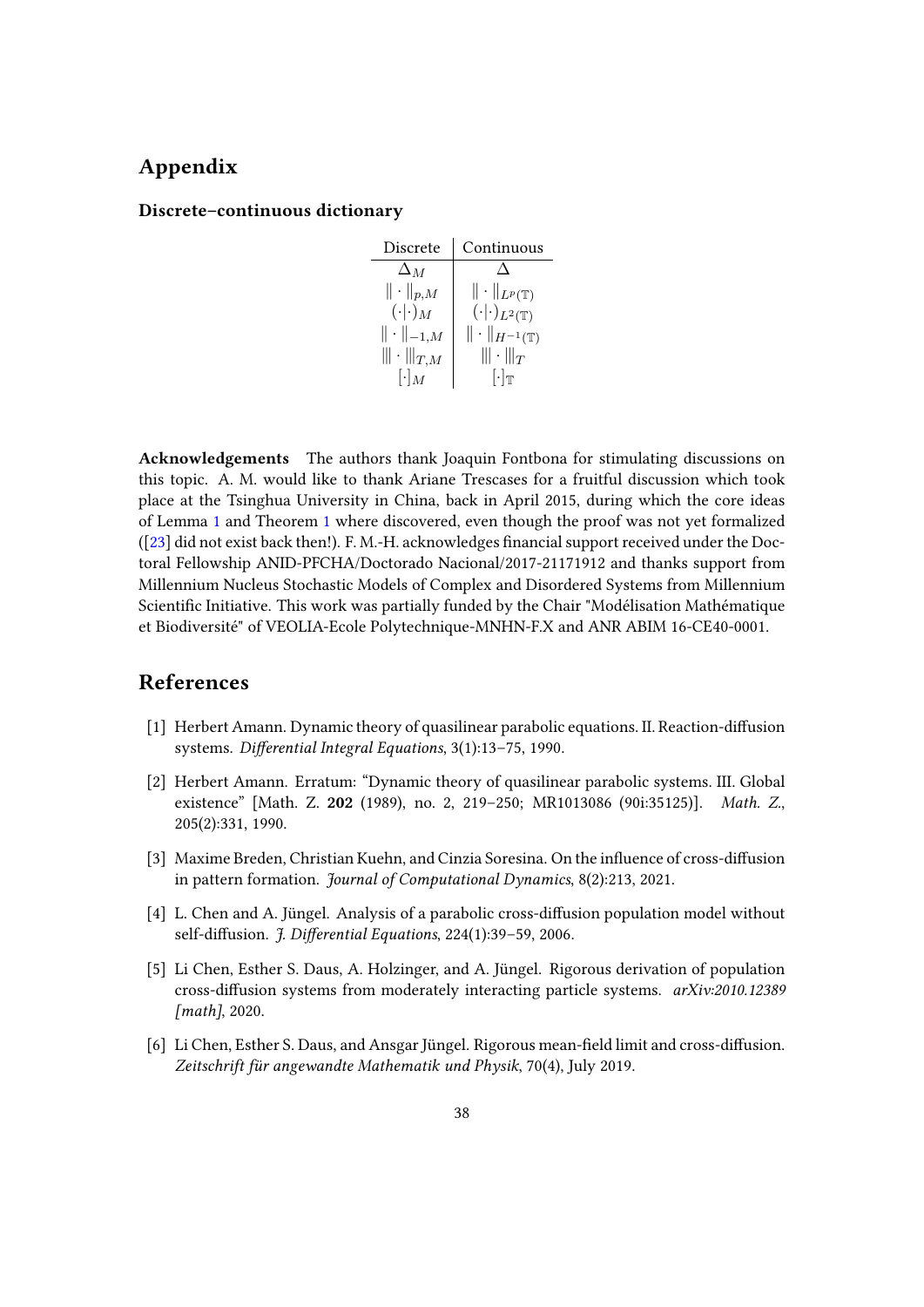# Appendix

### Discrete–continuous dictionary

| Discrete | Continuous |
|---|---|
| $\Delta_M$ | $\Delta$ |
| $\Vert\cdot\Vert_{p,M}$ | $\Vert\cdot\Vert_{L^p(\mathbb{T})}$ |
| $(\cdot\vert\cdot)_M$ | $(\cdot\vert\cdot)_{L^2(\mathbb{T})}$ |
| $\Vert\cdot\Vert_{-1,M}$ | $\Vert\cdot\Vert_{H^{-1}(\mathbb{T})}$ |
| $\vert\vert\vert\cdot\vert\vert\vert_{T,M}$ | $\vert\vert\vert\cdot\vert\vert\vert_{T}$ |
| $[\cdot]_M$ | $[\cdot]_{\mathbb{T}}$ |

**Acknowledgements** The authors thank Joaquin Fontbona for stimulating discussions on this topic. A. M. would like to thank Ariane Trescases for a fruitful discussion which took place at the Tsinghua University in China, back in April 2015, during which the core ideas of Lemma 1 and Theorem 1 where discovered, even though the proof was not yet formalized ([23] did not exist back then!). F. M.-H. acknowledges financial support received under the Doctoral Fellowship ANID-PFCHA/Doctorado Nacional/2017-21171912 and thanks support from Millennium Nucleus Stochastic Models of Complex and Disordered Systems from Millennium Scientific Initiative. This work was partially funded by the Chair "Modélisation Mathématique et Biodiversité" of VEOLIA-Ecole Polytechnique-MNHN-F.X and ANR ABIM 16-CE40-0001.

# References

[1] Herbert Amann. Dynamic theory of quasilinear parabolic equations. II. Reaction-diffusion systems. *Differential Integral Equations*, 3(1):13–75, 1990.

[2] Herbert Amann. Erratum: "Dynamic theory of quasilinear parabolic systems. III. Global existence" [Math. Z. **202** (1989), no. 2, 219–250; MR1013086 (90i:35125)]. *Math. Z.*, 205(2):331, 1990.

[3] Maxime Breden, Christian Kuehn, and Cinzia Soresina. On the influence of cross-diffusion in pattern formation. *Journal of Computational Dynamics*, 8(2):213, 2021.

[4] L. Chen and A. Jüngel. Analysis of a parabolic cross-diffusion population model without self-diffusion. *J. Differential Equations*, 224(1):39–59, 2006.

[5] Li Chen, Esther S. Daus, A. Holzinger, and A. Jüngel. Rigorous derivation of population cross-diffusion systems from moderately interacting particle systems. *arXiv:2010.12389 [math]*, 2020.

[6] Li Chen, Esther S. Daus, and Ansgar Jüngel. Rigorous mean-field limit and cross-diffusion. *Zeitschrift für angewandte Mathematik und Physik*, 70(4), July 2019.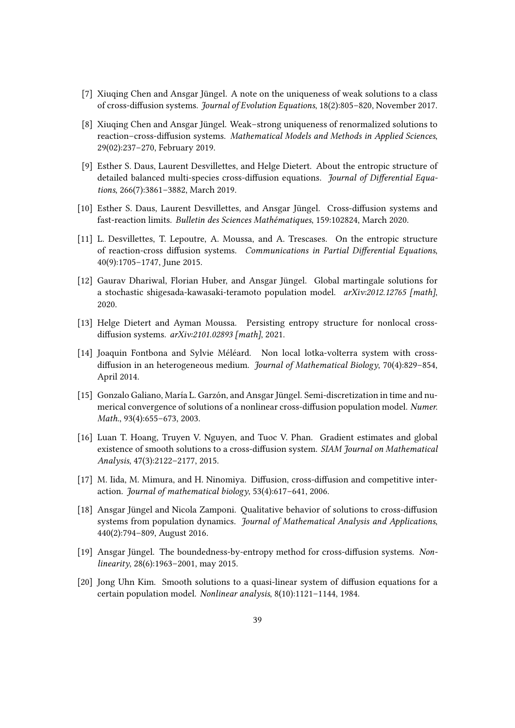[7] Xiuqing Chen and Ansgar Jüngel. A note on the uniqueness of weak solutions to a class of cross-diffusion systems. *Journal of Evolution Equations*, 18(2):805–820, November 2017.

[8] Xiuqing Chen and Ansgar Jüngel. Weak–strong uniqueness of renormalized solutions to reaction–cross-diffusion systems. *Mathematical Models and Methods in Applied Sciences*, 29(02):237–270, February 2019.

[9] Esther S. Daus, Laurent Desvillettes, and Helge Dietert. About the entropic structure of detailed balanced multi-species cross-diffusion equations. *Journal of Differential Equations*, 266(7):3861–3882, March 2019.

[10] Esther S. Daus, Laurent Desvillettes, and Ansgar Jüngel. Cross-diffusion systems and fast-reaction limits. *Bulletin des Sciences Mathématiques*, 159:102824, March 2020.

[11] L. Desvillettes, T. Lepoutre, A. Moussa, and A. Trescases. On the entropic structure of reaction-cross diffusion systems. *Communications in Partial Differential Equations*, 40(9):1705–1747, June 2015.

[12] Gaurav Dhariwal, Florian Huber, and Ansgar Jüngel. Global martingale solutions for a stochastic shigesada-kawasaki-teramoto population model. *arXiv:2012.12765 [math]*, 2020.

[13] Helge Dietert and Ayman Moussa. Persisting entropy structure for nonlocal cross-diffusion systems. *arXiv:2101.02893 [math]*, 2021.

[14] Joaquin Fontbona and Sylvie Méléard. Non local lotka-volterra system with cross-diffusion in an heterogeneous medium. *Journal of Mathematical Biology*, 70(4):829–854, April 2014.

[15] Gonzalo Galiano, María L. Garzón, and Ansgar Jüngel. Semi-discretization in time and numerical convergence of solutions of a nonlinear cross-diffusion population model. *Numer. Math.*, 93(4):655–673, 2003.

[16] Luan T. Hoang, Truyen V. Nguyen, and Tuoc V. Phan. Gradient estimates and global existence of smooth solutions to a cross-diffusion system. *SIAM Journal on Mathematical Analysis*, 47(3):2122–2177, 2015.

[17] M. Iida, M. Mimura, and H. Ninomiya. Diffusion, cross-diffusion and competitive interaction. *Journal of mathematical biology*, 53(4):617–641, 2006.

[18] Ansgar Jüngel and Nicola Zamponi. Qualitative behavior of solutions to cross-diffusion systems from population dynamics. *Journal of Mathematical Analysis and Applications*, 440(2):794–809, August 2016.

[19] Ansgar Jüngel. The boundedness-by-entropy method for cross-diffusion systems. *Nonlinearity*, 28(6):1963–2001, may 2015.

[20] Jong Uhn Kim. Smooth solutions to a quasi-linear system of diffusion equations for a certain population model. *Nonlinear analysis*, 8(10):1121–1144, 1984.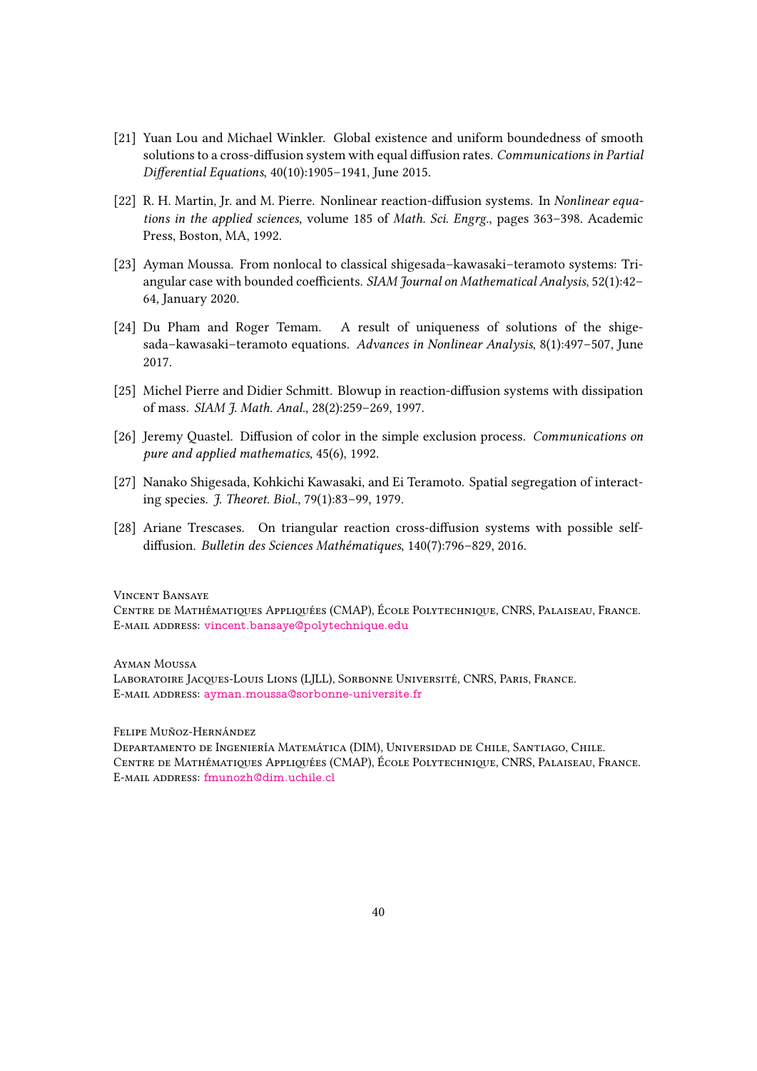[21] Yuan Lou and Michael Winkler. Global existence and uniform boundedness of smooth solutions to a cross-diffusion system with equal diffusion rates. *Communications in Partial Differential Equations*, 40(10):1905–1941, June 2015.

[22] R. H. Martin, Jr. and M. Pierre. Nonlinear reaction-diffusion systems. In *Nonlinear equations in the applied sciences*, volume 185 of *Math. Sci. Engrg.*, pages 363–398. Academic Press, Boston, MA, 1992.

[23] Ayman Moussa. From nonlocal to classical shigesada–kawasaki–teramoto systems: Triangular case with bounded coefficients. *SIAM Journal on Mathematical Analysis*, 52(1):42–64, January 2020.

[24] Du Pham and Roger Temam. A result of uniqueness of solutions of the shigesada–kawasaki–teramoto equations. *Advances in Nonlinear Analysis*, 8(1):497–507, June 2017.

[25] Michel Pierre and Didier Schmitt. Blowup in reaction-diffusion systems with dissipation of mass. *SIAM J. Math. Anal.*, 28(2):259–269, 1997.

[26] Jeremy Quastel. Diffusion of color in the simple exclusion process. *Communications on pure and applied mathematics*, 45(6), 1992.

[27] Nanako Shigesada, Kohkichi Kawasaki, and Ei Teramoto. Spatial segregation of interacting species. *J. Theoret. Biol.*, 79(1):83–99, 1979.

[28] Ariane Trescases. On triangular reaction cross-diffusion systems with possible self-diffusion. *Bulletin des Sciences Mathématiques*, 140(7):796–829, 2016.

Vincent Bansaye
Centre de Mathématiques Appliquées (CMAP), École Polytechnique, CNRS, Palaiseau, France.
E-mail address: vincent.bansaye@polytechnique.edu

Ayman Moussa
Laboratoire Jacques-Louis Lions (LJLL), Sorbonne Université, CNRS, Paris, France.
E-mail address: ayman.moussa@sorbonne-universite.fr

Felipe Muñoz-Hernández
Departamento de Ingeniería Matemática (DIM), Universidad de Chile, Santiago, Chile.
Centre de Mathématiques Appliquées (CMAP), École Polytechnique, CNRS, Palaiseau, France.
E-mail address: fmunozh@dim.uchile.cl